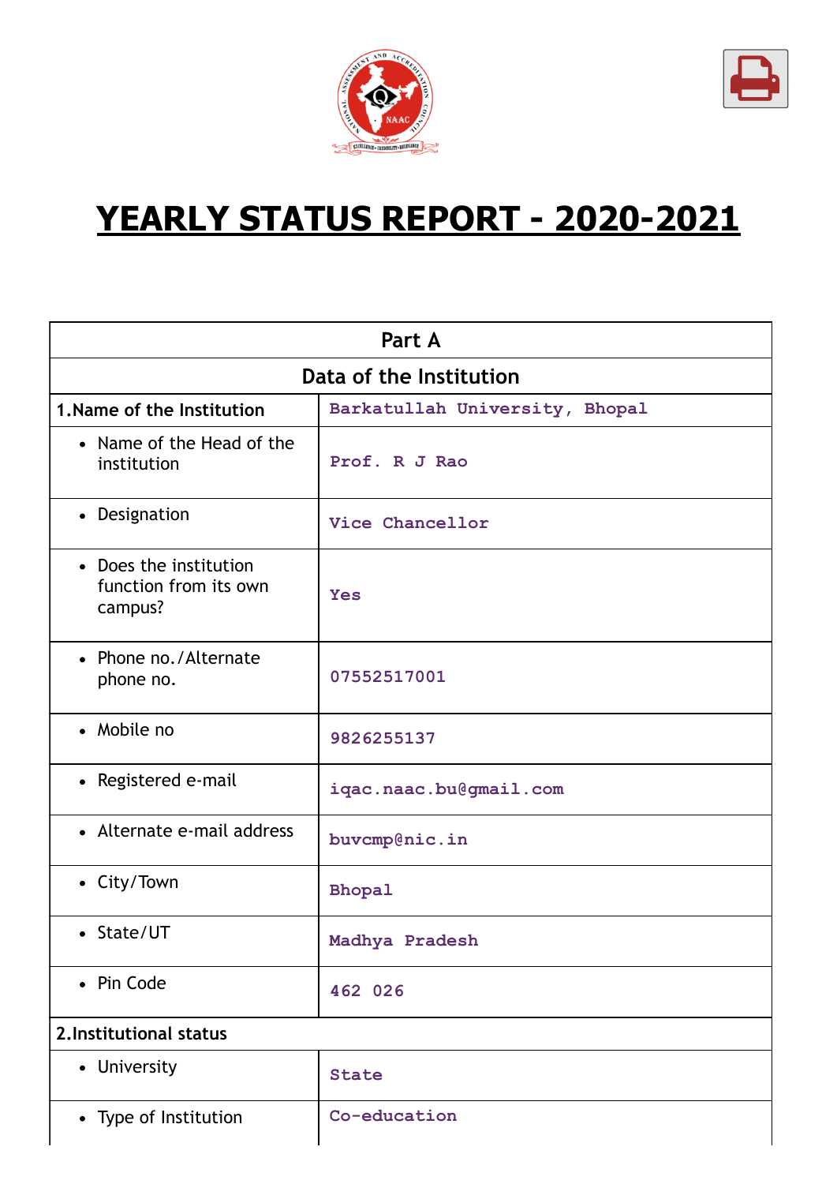# YEARLY STATUS REPORT - 2020-2021

| Part A | |
|---|---|
| **Data of the Institution** | |
| **1.Name of the Institution** | Barkatullah University, Bhopal |
| • Name of the Head of the institution | Prof. R J Rao |
| • Designation | Vice Chancellor |
| • Does the institution function from its own campus? | Yes |
| • Phone no./Alternate phone no. | 07552517001 |
| • Mobile no | 9826255137 |
| • Registered e-mail | iqac.naac.bu@gmail.com |
| • Alternate e-mail address | buvcmp@nic.in |
| • City/Town | Bhopal |
| • State/UT | Madhya Pradesh |
| • Pin Code | 462 026 |
| **2.Institutional status** | |
| • University | State |
| • Type of Institution | Co-education |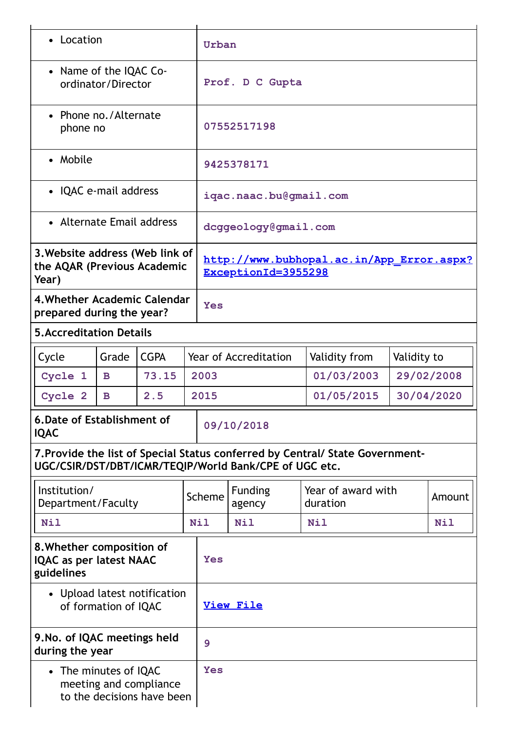| | |
|---|---|
| • Location | Urban |
| • Name of the IQAC Co-ordinator/Director | Prof. D C Gupta |
| • Phone no./Alternate phone no | 07552517198 |
| • Mobile | 9425378171 |
| • IQAC e-mail address | iqac.naac.bu@gmail.com |
| • Alternate Email address | dcggeology@gmail.com |
| **3.Website address (Web link of the AQAR (Previous Academic Year)** | http://www.bubhopal.ac.in/App_Error.aspx?ExceptionId=3955298 |
| **4.Whether Academic Calendar prepared during the year?** | Yes |

**5.Accreditation Details**

| Cycle | Grade | CGPA | Year of Accreditation | Validity from | Validity to |
|---|---|---|---|---|---|
| Cycle 1 | B | 73.15 | 2003 | 01/03/2003 | 29/02/2008 |
| Cycle 2 | B | 2.5 | 2015 | 01/05/2015 | 30/04/2020 |

| | |
|---|---|
| **6.Date of Establishment of IQAC** | 09/10/2018 |

**7.Provide the list of Special Status conferred by Central/ State Government-UGC/CSIR/DST/DBT/ICMR/TEQIP/World Bank/CPE of UGC etc.**

| Institution/ Department/Faculty | Scheme | Funding agency | Year of award with duration | Amount |
|---|---|---|---|---|
| Nil | Nil | Nil | Nil | Nil |

| | |
|---|---|
| **8.Whether composition of IQAC as per latest NAAC guidelines** | Yes |
| • Upload latest notification of formation of IQAC | View File |
| **9.No. of IQAC meetings held during the year** | 9 |
| • The minutes of IQAC meeting and compliance to the decisions have been | Yes |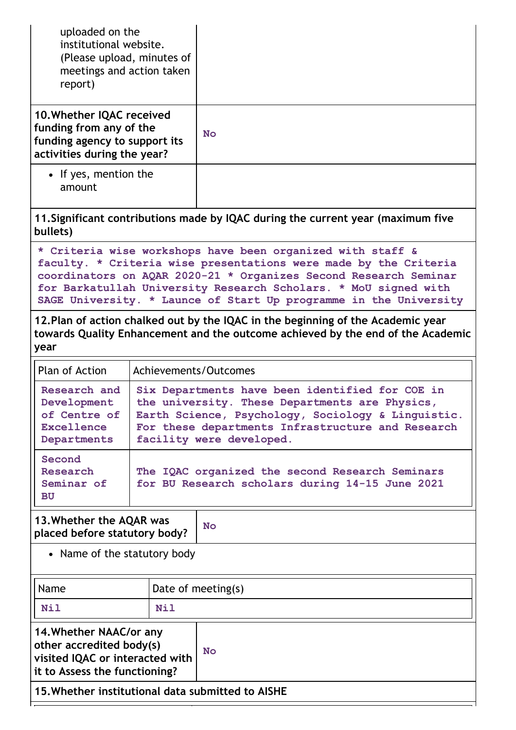| | |
|---|---|
| uploaded on the institutional website. (Please upload, minutes of meetings and action taken report) | |
| **10.Whether IQAC received funding from any of the funding agency to support its activities during the year?** | No |
| • If yes, mention the amount | |

**11.Significant contributions made by IQAC during the current year (maximum five bullets)**

* Criteria wise workshops have been organized with staff & faculty. * Criteria wise presentations were made by the Criteria coordinators on AQAR 2020-21 * Organizes Second Research Seminar for Barkatullah University Research Scholars. * MoU signed with SAGE University. * Launce of Start Up programme in the University

**12.Plan of action chalked out by the IQAC in the beginning of the Academic year towards Quality Enhancement and the outcome achieved by the end of the Academic year**

| Plan of Action | Achievements/Outcomes |
|---|---|
| Research and Development of Centre of Excellence Departments | Six Departments have been identified for COE in the university. These Departments are Physics, Earth Science, Psychology, Sociology & Linguistic. For these departments Infrastructure and Research facility were developed. |
| Second Research Seminar of BU | The IQAC organized the second Research Seminars for BU Research scholars during 14-15 June 2021 |

| | |
|---|---|
| **13.Whether the AQAR was placed before statutory body?** | No |

• Name of the statutory body

| Name | Date of meeting(s) |
|---|---|
| Nil | Nil |

| | |
|---|---|
| **14.Whether NAAC/or any other accredited body(s) visited IQAC or interacted with it to Assess the functioning?** | No |

**15.Whether institutional data submitted to AISHE**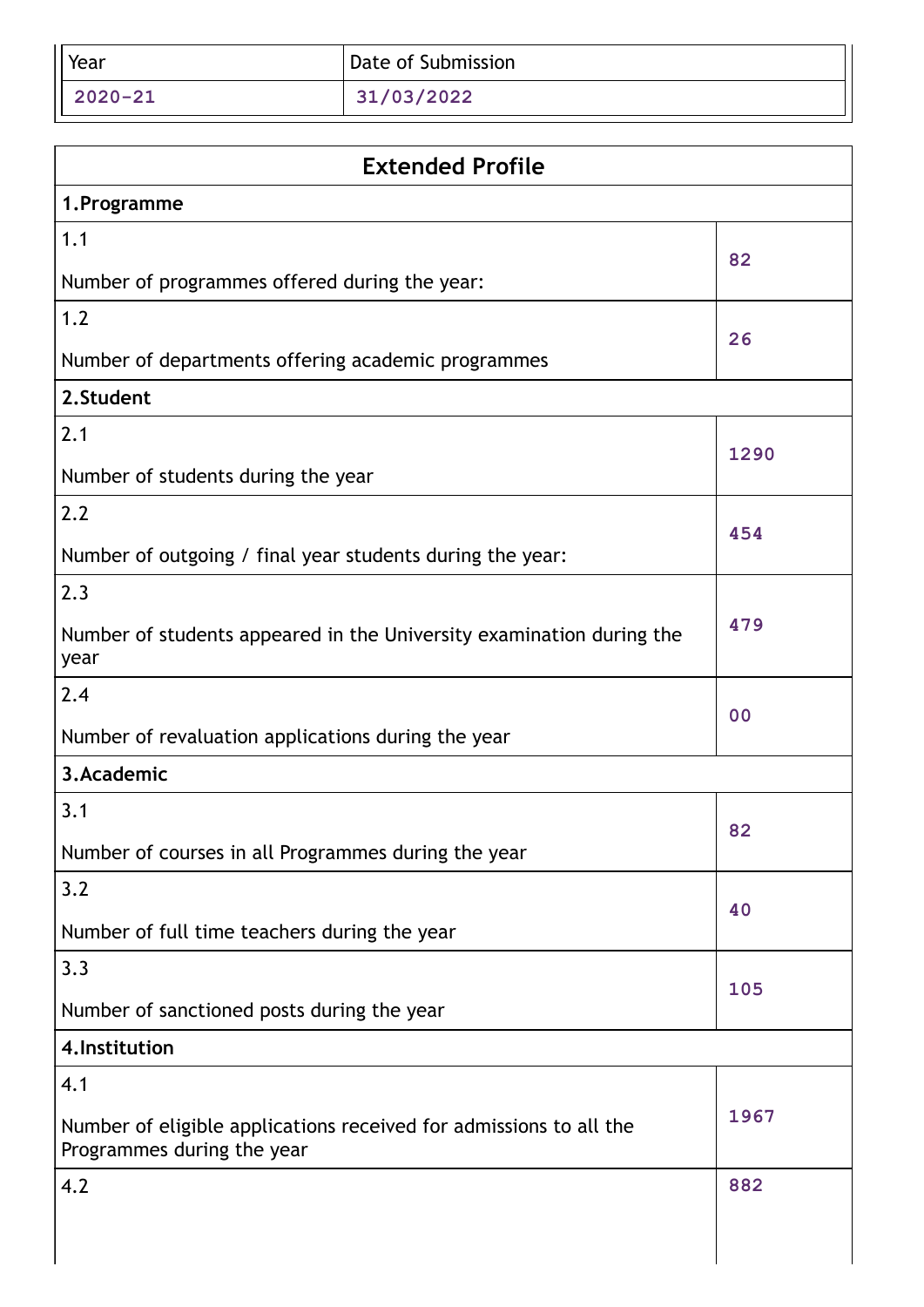| Year | Date of Submission |
|---|---|
| 2020-21 | 31/03/2022 |

## Extended Profile

| | |
|---|---|
| **1.Programme** | |
| 1.1<br>Number of programmes offered during the year: | 82 |
| 1.2<br>Number of departments offering academic programmes | 26 |
| **2.Student** | |
| 2.1<br>Number of students during the year | 1290 |
| 2.2<br>Number of outgoing / final year students during the year: | 454 |
| 2.3<br>Number of students appeared in the University examination during the year | 479 |
| 2.4<br>Number of revaluation applications during the year | 00 |
| **3.Academic** | |
| 3.1<br>Number of courses in all Programmes during the year | 82 |
| 3.2<br>Number of full time teachers during the year | 40 |
| 3.3<br>Number of sanctioned posts during the year | 105 |
| **4.Institution** | |
| 4.1<br>Number of eligible applications received for admissions to all the Programmes during the year | 1967 |
| 4.2 | 882 |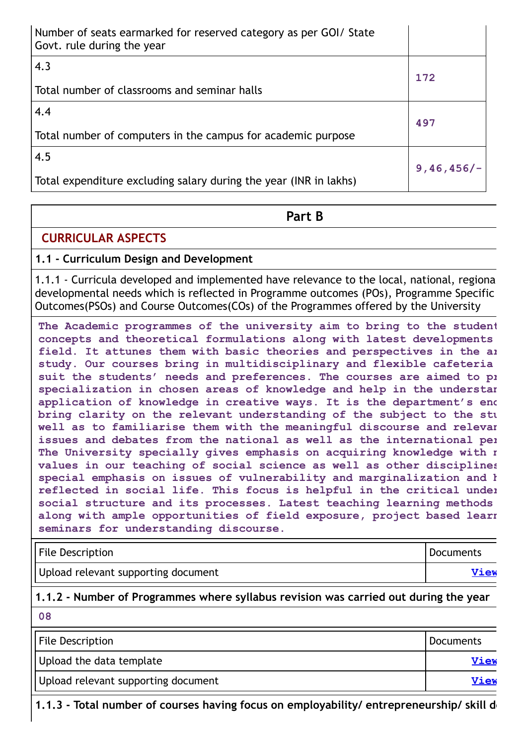| | |
|---|---|
| Number of seats earmarked for reserved category as per GOI/ State Govt. rule during the year | |
| 4.3<br>Total number of classrooms and seminar halls | 172 |
| 4.4<br>Total number of computers in the campus for academic purpose | 497 |
| 4.5<br>Total expenditure excluding salary during the year (INR in lakhs) | 9,46,456/- |

## Part B

### CURRICULAR ASPECTS

#### 1.1 - Curriculum Design and Development

1.1.1 - Curricula developed and implemented have relevance to the local, national, regiona developmental needs which is reflected in Programme outcomes (POs), Programme Specific Outcomes(PSOs) and Course Outcomes(COs) of the Programmes offered by the University

The Academic programmes of the university aim to bring to the student concepts and theoretical formulations along with latest developments field. It attunes them with basic theories and perspectives in the ar study. Our courses bring in multidisciplinary and flexible cafeteria suit the students' needs and preferences. The courses are aimed to pr specialization in chosen areas of knowledge and help in the understar application of knowledge in creative ways. It is the department's enc bring clarity on the relevant understanding of the subject to the stu well as to familiarise them with the meaningful discourse and relevar issues and debates from the national as well as the international per The University specially gives emphasis on acquiring knowledge with r values in our teaching of social science as well as other disciplines special emphasis on issues of vulnerability and marginalization and h reflected in social life. This focus is helpful in the critical under social structure and its processes. Latest teaching learning methods along with ample opportunities of field exposure, project based learr seminars for understanding discourse.

| File Description | Documents |
|---|---|
| Upload relevant supporting document | View |

#### 1.1.2 - Number of Programmes where syllabus revision was carried out during the year

08

| File Description | Documents |
|---|---|
| Upload the data template | View |
| Upload relevant supporting document | View |

#### 1.1.3 - Total number of courses having focus on employability/ entrepreneurship/ skill d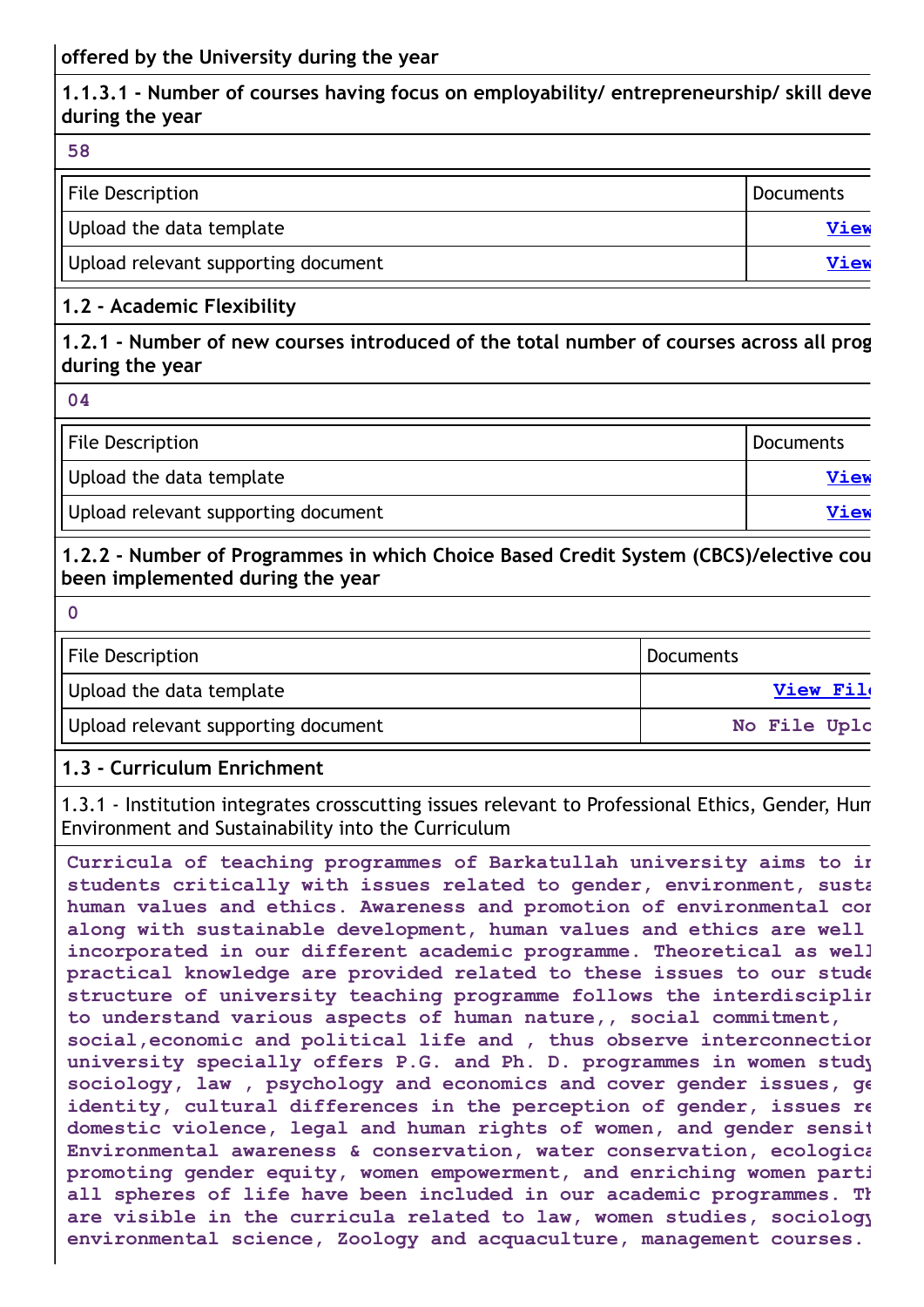offered by the University during the year

**1.1.3.1 - Number of courses having focus on employability/ entrepreneurship/ skill deve during the year**

58

| File Description | Documents |
|---|---|
| Upload the data template | View |
| Upload relevant supporting document | View |

**1.2 - Academic Flexibility**

**1.2.1 - Number of new courses introduced of the total number of courses across all prog during the year**

04

| File Description | Documents |
|---|---|
| Upload the data template | View |
| Upload relevant supporting document | View |

**1.2.2 - Number of Programmes in which Choice Based Credit System (CBCS)/elective cou been implemented during the year**

0

| File Description | Documents |
|---|---|
| Upload the data template | View Fil |
| Upload relevant supporting document | No File Uplo |

**1.3 - Curriculum Enrichment**

1.3.1 - Institution integrates crosscutting issues relevant to Professional Ethics, Gender, Hum Environment and Sustainability into the Curriculum

**Curricula of teaching programmes of Barkatullah university aims to ir students critically with issues related to gender, environment, susta human values and ethics. Awareness and promotion of environmental cor along with sustainable development, human values and ethics are well incorporated in our different academic programme. Theoretical as well practical knowledge are provided related to these issues to our stude structure of university teaching programme follows the interdisciplir to understand various aspects of human nature,, social commitment, social,economic and political life and , thus observe interconnectior university specially offers P.G. and Ph. D. programmes in women study sociology, law , psychology and economics and cover gender issues, ge identity, cultural differences in the perception of gender, issues re domestic violence, legal and human rights of women, and gender sensit Environmental awareness & conservation, water conservation, ecologica promoting gender equity, women empowerment, and enriching women parti all spheres of life have been included in our academic programmes. Th are visible in the curricula related to law, women studies, sociology environmental science, Zoology and acquaculture, management courses.**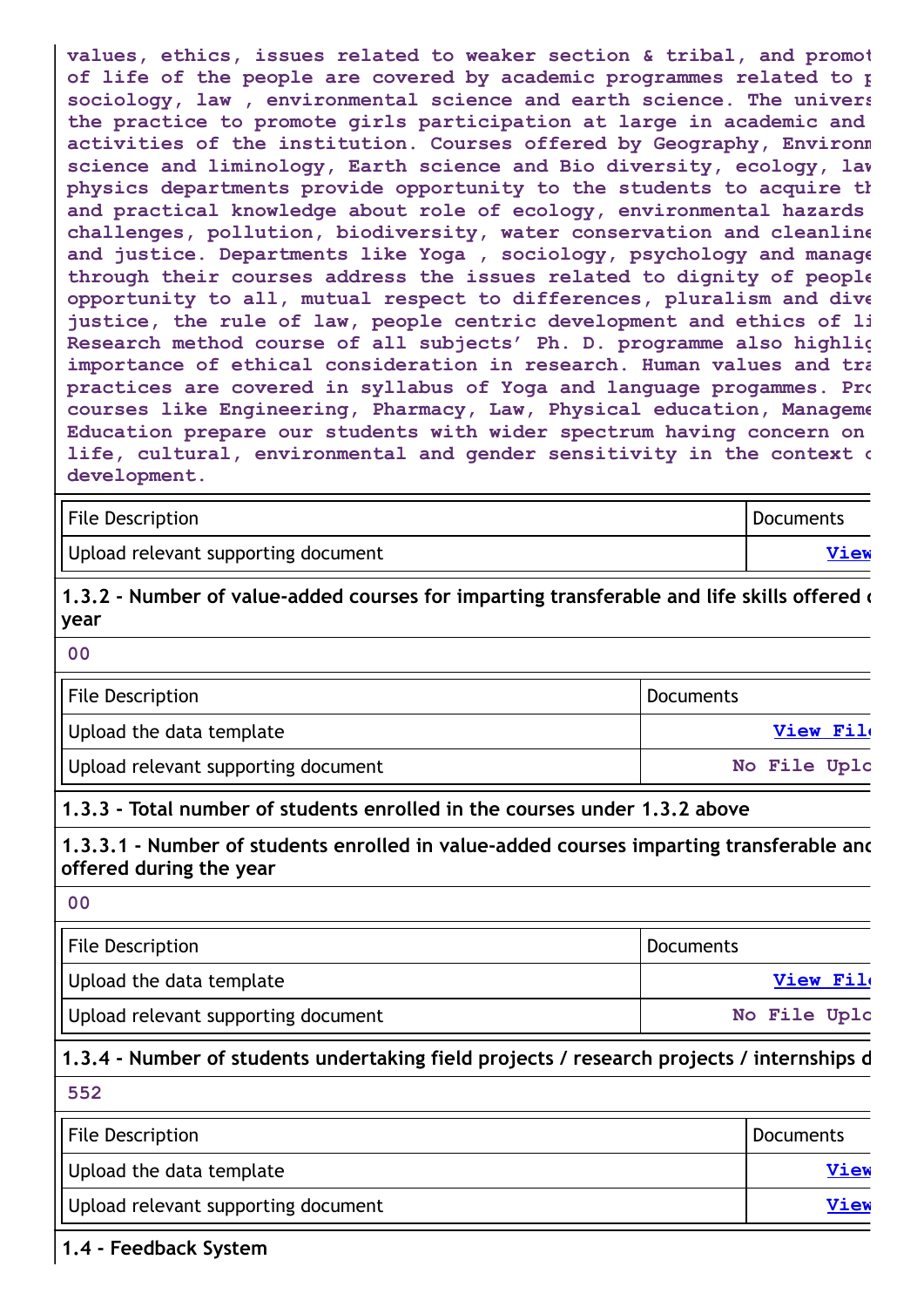values, ethics, issues related to weaker section & tribal, and promot of life of the people are covered by academic programmes related to p sociology, law , environmental science and earth science. The univers the practice to promote girls participation at large in academic and activities of the institution. Courses offered by Geography, Environm science and liminology, Earth science and Bio diversity, ecology, law physics departments provide opportunity to the students to acquire th and practical knowledge about role of ecology, environmental hazards challenges, pollution, biodiversity, water conservation and cleanline and justice. Departments like Yoga , sociology, psychology and manage through their courses address the issues related to dignity of people opportunity to all, mutual respect to differences, pluralism and dive justice, the rule of law, people centric development and ethics of li Research method course of all subjects' Ph. D. programme also highlig importance of ethical consideration in research. Human values and tra practices are covered in syllabus of Yoga and language progammes. Pro courses like Engineering, Pharmacy, Law, Physical education, Manageme Education prepare our students with wider spectrum having concern on life, cultural, environmental and gender sensitivity in the context c development.

| File Description | Documents |
|---|---|
| Upload relevant supporting document | View |

**1.3.2 - Number of value-added courses for imparting transferable and life skills offered c year**

00

| File Description | Documents |
|---|---|
| Upload the data template | View File |
| Upload relevant supporting document | No File Uplo |

**1.3.3 - Total number of students enrolled in the courses under 1.3.2 above**

**1.3.3.1 - Number of students enrolled in value-added courses imparting transferable anc offered during the year**

00

| File Description | Documents |
|---|---|
| Upload the data template | View File |
| Upload relevant supporting document | No File Uplo |

**1.3.4 - Number of students undertaking field projects / research projects / internships d**

552

| File Description | Documents |
|---|---|
| Upload the data template | View |
| Upload relevant supporting document | View |

**1.4 - Feedback System**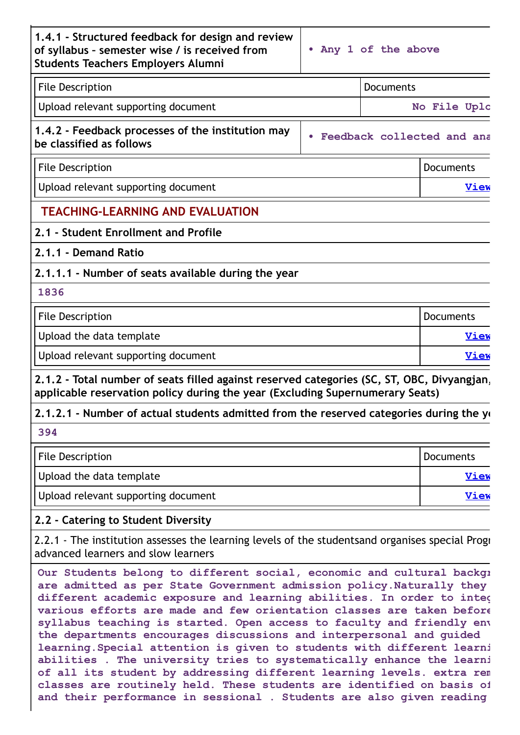| 1.4.1 - Structured feedback for design and review of syllabus – semester wise / is received from Students Teachers Employers Alumni | • Any 1 of the above |
|---|---|

| File Description | Documents |
|---|---|
| Upload relevant supporting document | No File Uplo |

| 1.4.2 - Feedback processes of the institution may be classified as follows | • Feedback collected and ana |
|---|---|

| File Description | Documents |
|---|---|
| Upload relevant supporting document | View |

## TEACHING-LEARNING AND EVALUATION

### 2.1 - Student Enrollment and Profile

#### 2.1.1 - Demand Ratio

**2.1.1.1 - Number of seats available during the year**

1836

| File Description | Documents |
|---|---|
| Upload the data template | View |
| Upload relevant supporting document | View |

**2.1.2 - Total number of seats filled against reserved categories (SC, ST, OBC, Divyangjan, applicable reservation policy during the year (Excluding Supernumerary Seats)**

**2.1.2.1 - Number of actual students admitted from the reserved categories during the ye**

394

| File Description | Documents |
|---|---|
| Upload the data template | View |
| Upload relevant supporting document | View |

### 2.2 - Catering to Student Diversity

2.2.1 - The institution assesses the learning levels of the studentsand organises special Progr advanced learners and slow learners

Our Students belong to different social, economic and cultural backgr are admitted as per State Government admission policy.Naturally they different academic exposure and learning abilities. In order to inte various efforts are made and few orientation classes are taken before syllabus teaching is started. Open access to faculty and friendly env the departments encourages discussions and interpersonal and guided learning.Special attention is given to students with different learni abilities . The university tries to systematically enhance the learni of all its student by addressing different learning levels. extra rem classes are routinely held. These students are identified on basis of and their performance in sessional . Students are also given reading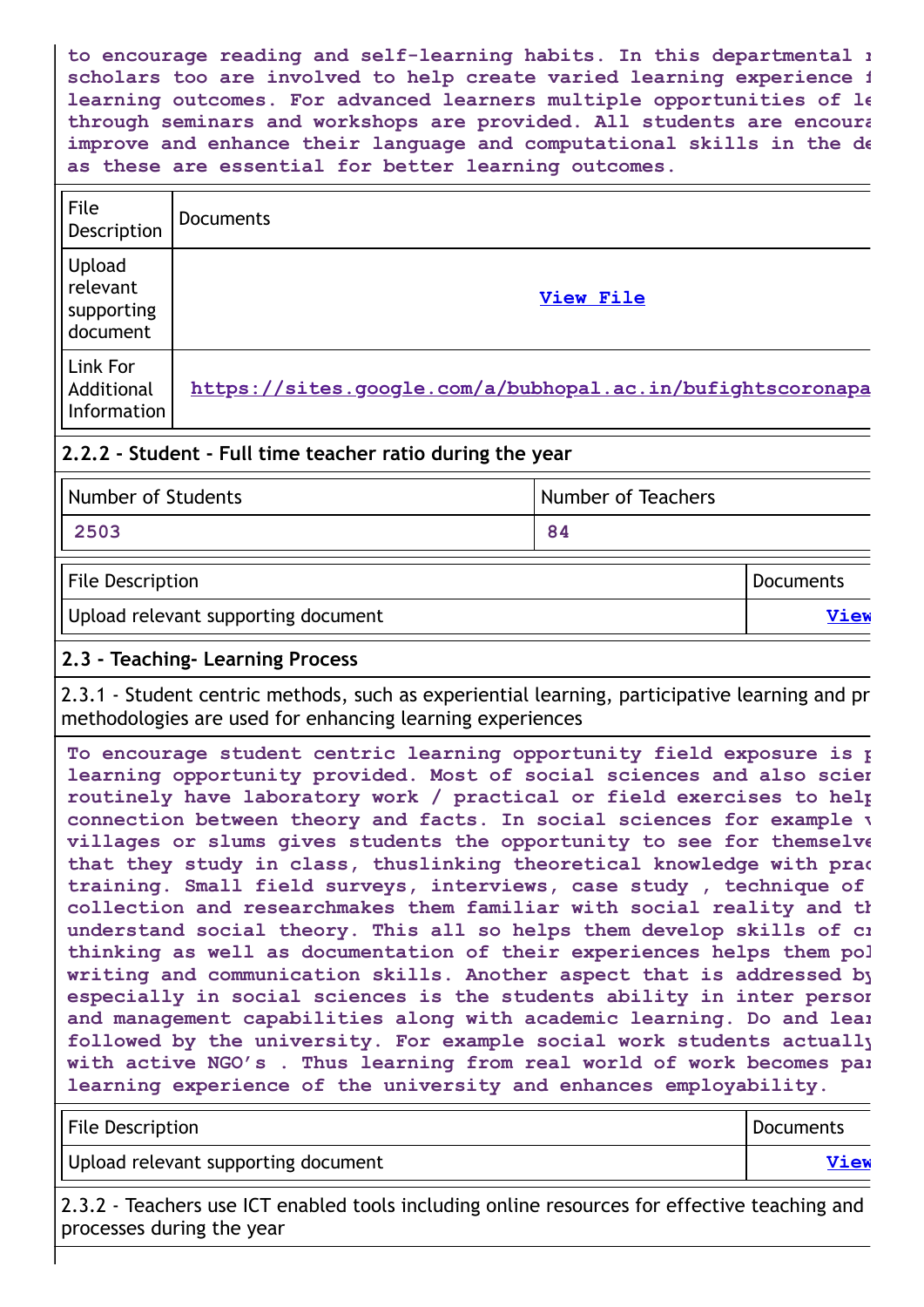to encourage reading and self-learning habits. In this departmental r scholars too are involved to help create varied learning experience f learning outcomes. For advanced learners multiple opportunities of le through seminars and workshops are provided. All students are encoura improve and enhance their language and computational skills in the de as these are essential for better learning outcomes.

| File Description | Documents |
|---|---|
| Upload relevant supporting document | View File |
| Link For Additional Information | https://sites.google.com/a/bubhopal.ac.in/bufightscoronapa |

### 2.2.2 - Student - Full time teacher ratio during the year

| Number of Students | Number of Teachers |
|---|---|
| 2503 | 84 |

| File Description | Documents |
|---|---|
| Upload relevant supporting document | View |

## 2.3 - Teaching- Learning Process

2.3.1 - Student centric methods, such as experiential learning, participative learning and pr methodologies are used for enhancing learning experiences

To encourage student centric learning opportunity field exposure is p learning opportunity provided. Most of social sciences and also scien routinely have laboratory work / practical or field exercises to help connection between theory and facts. In social sciences for example v villages or slums gives students the opportunity to see for themselve that they study in class, thuslinking theoretical knowledge with prac training. Small field surveys, interviews, case study , technique of collection and researchmakes them familiar with social reality and th understand social theory. This all so helps them develop skills of cr thinking as well as documentation of their experiences helps them pol writing and communication skills. Another aspect that is addressed by especially in social sciences is the students ability in inter person and management capabilities along with academic learning. Do and lear followed by the university. For example social work students actually with active NGO's . Thus learning from real world of work becomes par learning experience of the university and enhances employability.

| File Description | Documents |
|---|---|
| Upload relevant supporting document | View |

2.3.2 - Teachers use ICT enabled tools including online resources for effective teaching and processes during the year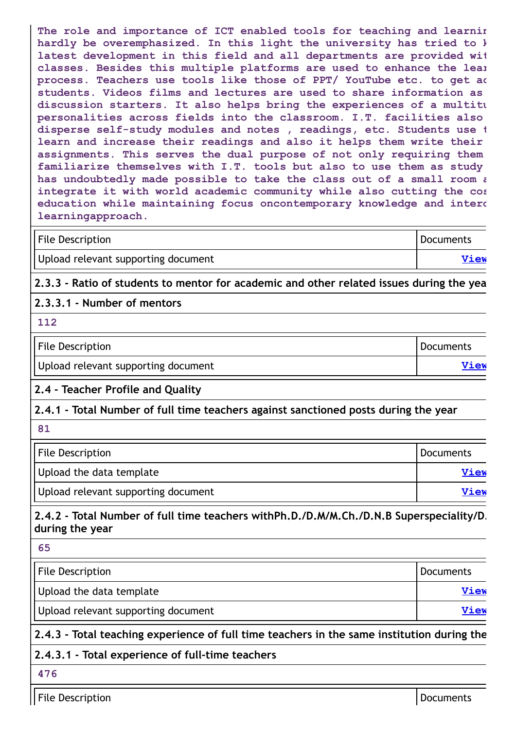**The role and importance of ICT enabled tools for teaching and learnir hardly be overemphasized. In this light the university has tried to k latest development in this field and all departments are provided wit classes. Besides this multiple platforms are used to enhance the lear process. Teachers use tools like those of PPT/ YouTube etc. to get ac students. Videos films and lectures are used to share information as discussion starters. It also helps bring the experiences of a multitu personalities across fields into the classroom. I.T. facilities also disperse self-study modules and notes , readings, etc. Students use t learn and increase their readings and also it helps them write their assignments. This serves the dual purpose of not only requiring them familiarize themselves with I.T. tools but also to use them as study has undoubtedly made possible to take the class out of a small room a integrate it with world academic community while also cutting the cos education while maintaining focus oncontemporary knowledge and interc learningapproach.**

| File Description | Documents |
| --- | --- |
| Upload relevant supporting document | View |

**2.3.3 - Ratio of students to mentor for academic and other related issues during the yea**

**2.3.3.1 - Number of mentors**

112

| File Description | Documents |
| --- | --- |
| Upload relevant supporting document | View |

**2.4 - Teacher Profile and Quality**

**2.4.1 - Total Number of full time teachers against sanctioned posts during the year**

81

| File Description | Documents |
| --- | --- |
| Upload the data template | View |
| Upload relevant supporting document | View |

**2.4.2 - Total Number of full time teachers withPh.D./D.M/M.Ch./D.N.B Superspeciality/D. during the year**

65

| File Description | Documents |
| --- | --- |
| Upload the data template | View |
| Upload relevant supporting document | View |

**2.4.3 - Total teaching experience of full time teachers in the same institution during the**

**2.4.3.1 - Total experience of full-time teachers**

476

| File Description | Documents |
| --- | --- |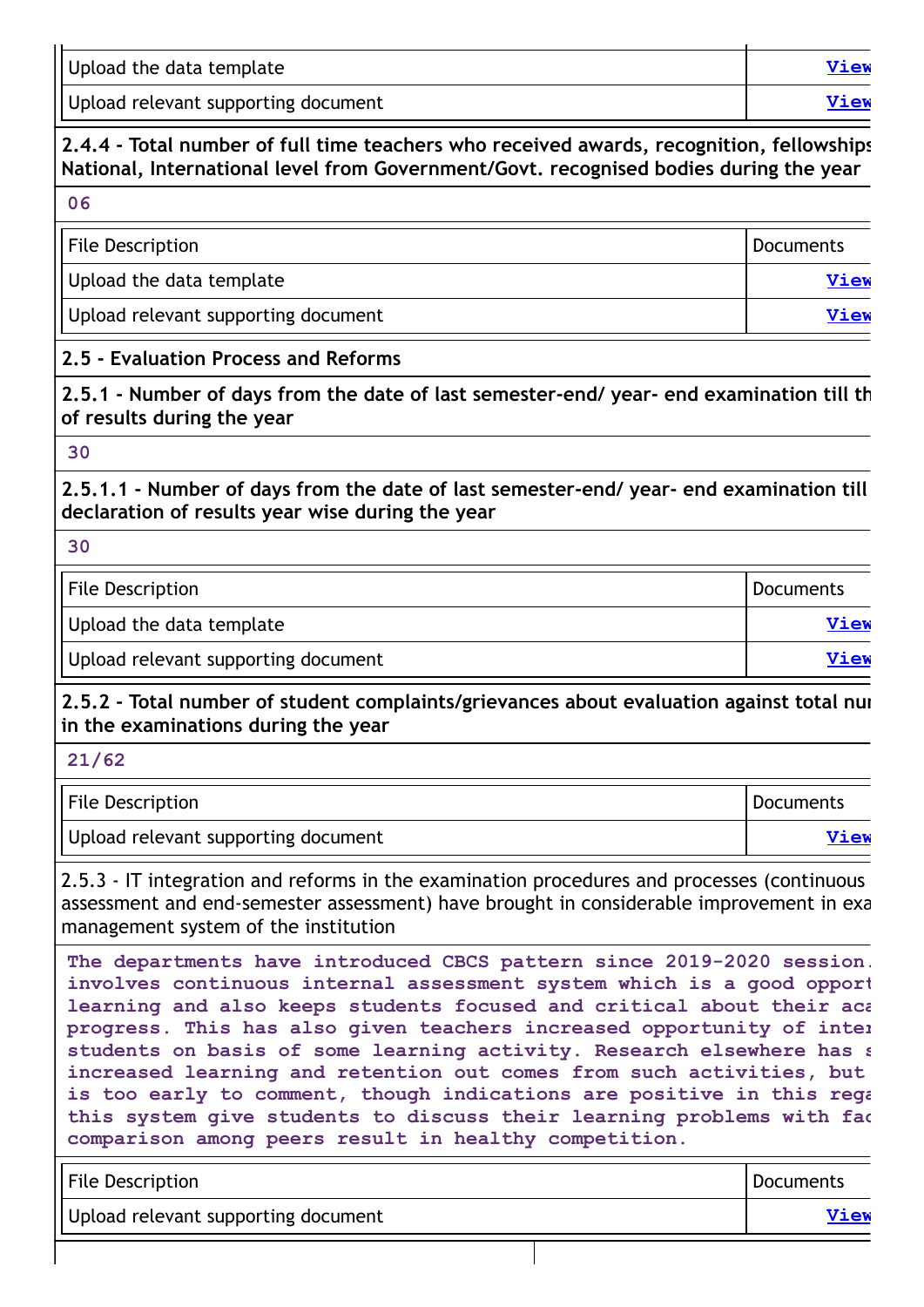| | |
|---|---|
| Upload the data template | View |
| Upload relevant supporting document | View |

**2.4.4 - Total number of full time teachers who received awards, recognition, fellowships National, International level from Government/Govt. recognised bodies during the year**

**06**

| File Description | Documents |
|---|---|
| Upload the data template | View |
| Upload relevant supporting document | View |

**2.5 - Evaluation Process and Reforms**

**2.5.1 - Number of days from the date of last semester-end/ year- end examination till th of results during the year**

**30**

**2.5.1.1 - Number of days from the date of last semester-end/ year- end examination till declaration of results year wise during the year**

**30**

| File Description | Documents |
|---|---|
| Upload the data template | View |
| Upload relevant supporting document | View |

**2.5.2 - Total number of student complaints/grievances about evaluation against total nu in the examinations during the year**

**21/62**

| File Description | Documents |
|---|---|
| Upload relevant supporting document | View |

2.5.3 - IT integration and reforms in the examination procedures and processes (continuous assessment and end-semester assessment) have brought in considerable improvement in exa management system of the institution

**The departments have introduced CBCS pattern since 2019-2020 session. involves continuous internal assessment system which is a good opport learning and also keeps students focused and critical about their aca progress. This has also given teachers increased opportunity of inter students on basis of some learning activity. Research elsewhere has s increased learning and retention out comes from such activities, but is too early to comment, though indications are positive in this rega this system give students to discuss their learning problems with fac comparison among peers result in healthy competition.**

| File Description | Documents |
|---|---|
| Upload relevant supporting document | View |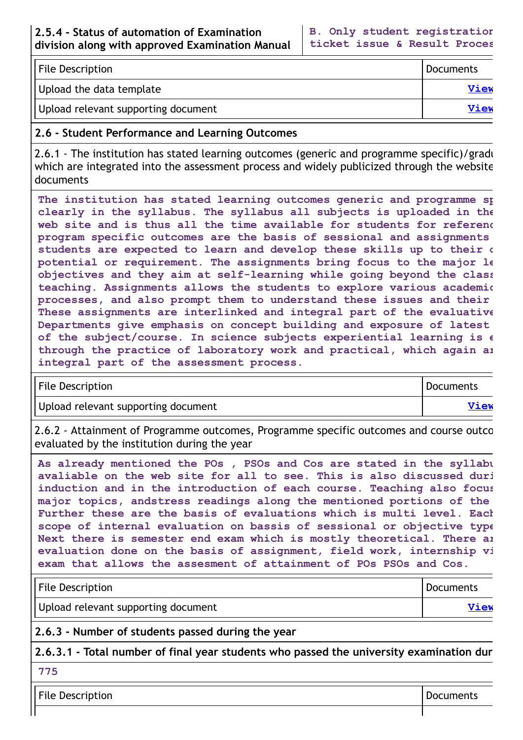| 2.5.4 - Status of automation of Examination division along with approved Examination Manual | B. Only student registration ticket issue & Result Proces |
|---|---|

| File Description | Documents |
|---|---|
| Upload the data template | View |
| Upload relevant supporting document | View |

**2.6 - Student Performance and Learning Outcomes**

2.6.1 - The institution has stated learning outcomes (generic and programme specific)/gradu which are integrated into the assessment process and widely publicized through the website documents

The institution has stated learning outcomes generic and programme sp clearly in the syllabus. The syllabus all subjects is uploaded in the web site and is thus all the time available for students for referenc program specific outcomes are the basis of sessional and assignments students are expected to learn and develop these skills up to their c potential or requirement. The assignments bring focus to the major le objectives and they aim at self-learning while going beyond the class teaching. Assignments allows the students to explore various academic processes, and also prompt them to understand these issues and their These assignments are interlinked and integral part of the evaluative Departments give emphasis on concept building and exposure of latest of the subject/course. In science subjects experiential learning is e through the practice of laboratory work and practical, which again ar integral part of the assessment process.

| File Description | Documents |
|---|---|
| Upload relevant supporting document | View |

2.6.2 - Attainment of Programme outcomes, Programme specific outcomes and course outco evaluated by the institution during the year

As already mentioned the POs , PSOs and Cos are stated in the syllabu avaliable on the web site for all to see. This is also discussed duri induction and in the introduction of each course. Teaching also focus major topics, andstress readings along the mentioned portions of the Further these are the basis of evaluations which is multi level. Each scope of internal evaluation on bassis of sessional or objective type Next there is semester end exam which is mostly theoretical. There ar evaluation done on the basis of assignment, field work, internship vi exam that allows the assesment of attainment of POs PSOs and Cos.

| File Description | Documents |
|---|---|
| Upload relevant supporting document | View |

**2.6.3 - Number of students passed during the year**

**2.6.3.1 - Total number of final year students who passed the university examination dur**

775

| File Description | Documents |
|---|---|
| | |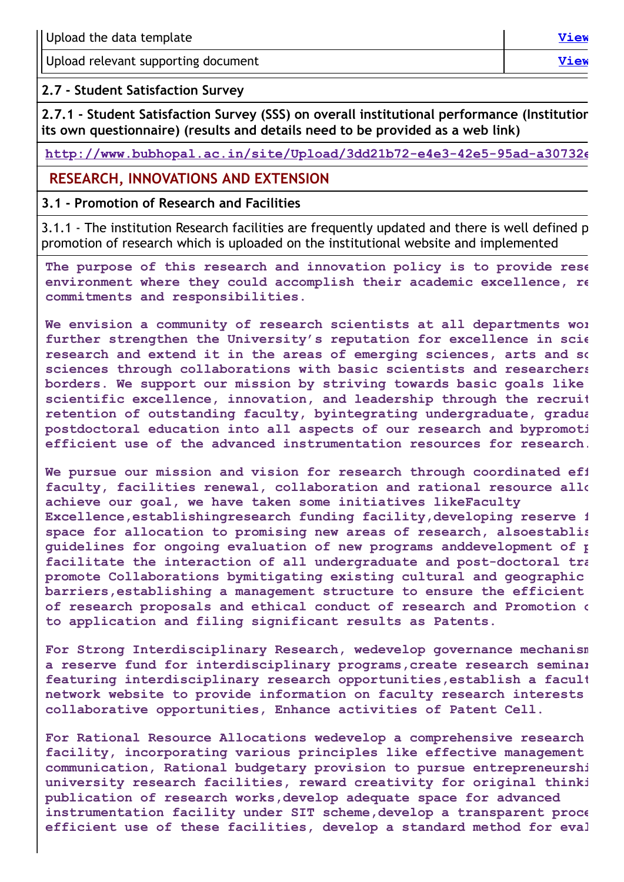| Upload the data template | View |
| --- | --- |
| Upload relevant supporting document | View |

**2.7 - Student Satisfaction Survey**

**2.7.1 - Student Satisfaction Survey (SSS) on overall institutional performance (Institution its own questionnaire) (results and details need to be provided as a web link)**

**http://www.bubhopal.ac.in/site/Upload/3dd21b72-e4e3-42e5-95ad-a30732e**

## RESEARCH, INNOVATIONS AND EXTENSION

**3.1 - Promotion of Research and Facilities**

3.1.1 - The institution Research facilities are frequently updated and there is well defined p promotion of research which is uploaded on the institutional website and implemented

**The purpose of this research and innovation policy is to provide rese environment where they could accomplish their academic excellence, re commitments and responsibilities.**

**We envision a community of research scientists at all departments wor further strengthen the University's reputation for excellence in scie research and extend it in the areas of emerging sciences, arts and so sciences through collaborations with basic scientists and researchers borders. We support our mission by striving towards basic goals like scientific excellence, innovation, and leadership through the recruit retention of outstanding faculty, byintegrating undergraduate, gradua postdoctoral education into all aspects of our research and bypromoti efficient use of the advanced instrumentation resources for research.**

**We pursue our mission and vision for research through coordinated eff faculty, facilities renewal, collaboration and rational resource allo achieve our goal, we have taken some initiatives likeFaculty Excellence,establishingresearch funding facility,developing reserve f space for allocation to promising new areas of research, alsoestablis guidelines for ongoing evaluation of new programs anddevelopment of p facilitate the interaction of all undergraduate and post-doctoral tra promote Collaborations bymitigating existing cultural and geographic barriers,establishing a management structure to ensure the efficient of research proposals and ethical conduct of research and Promotion o to application and filing significant results as Patents.**

**For Strong Interdisciplinary Research, wedevelop governance mechanism a reserve fund for interdisciplinary programs,create research seminar featuring interdisciplinary research opportunities,establish a facult network website to provide information on faculty research interests collaborative opportunities, Enhance activities of Patent Cell.**

**For Rational Resource Allocations wedevelop a comprehensive research facility, incorporating various principles like effective management communication, Rational budgetary provision to pursue entrepreneurshi university research facilities, reward creativity for original thinki publication of research works,develop adequate space for advanced instrumentation facility under SIT scheme,develop a transparent proce efficient use of these facilities, develop a standard method for eval**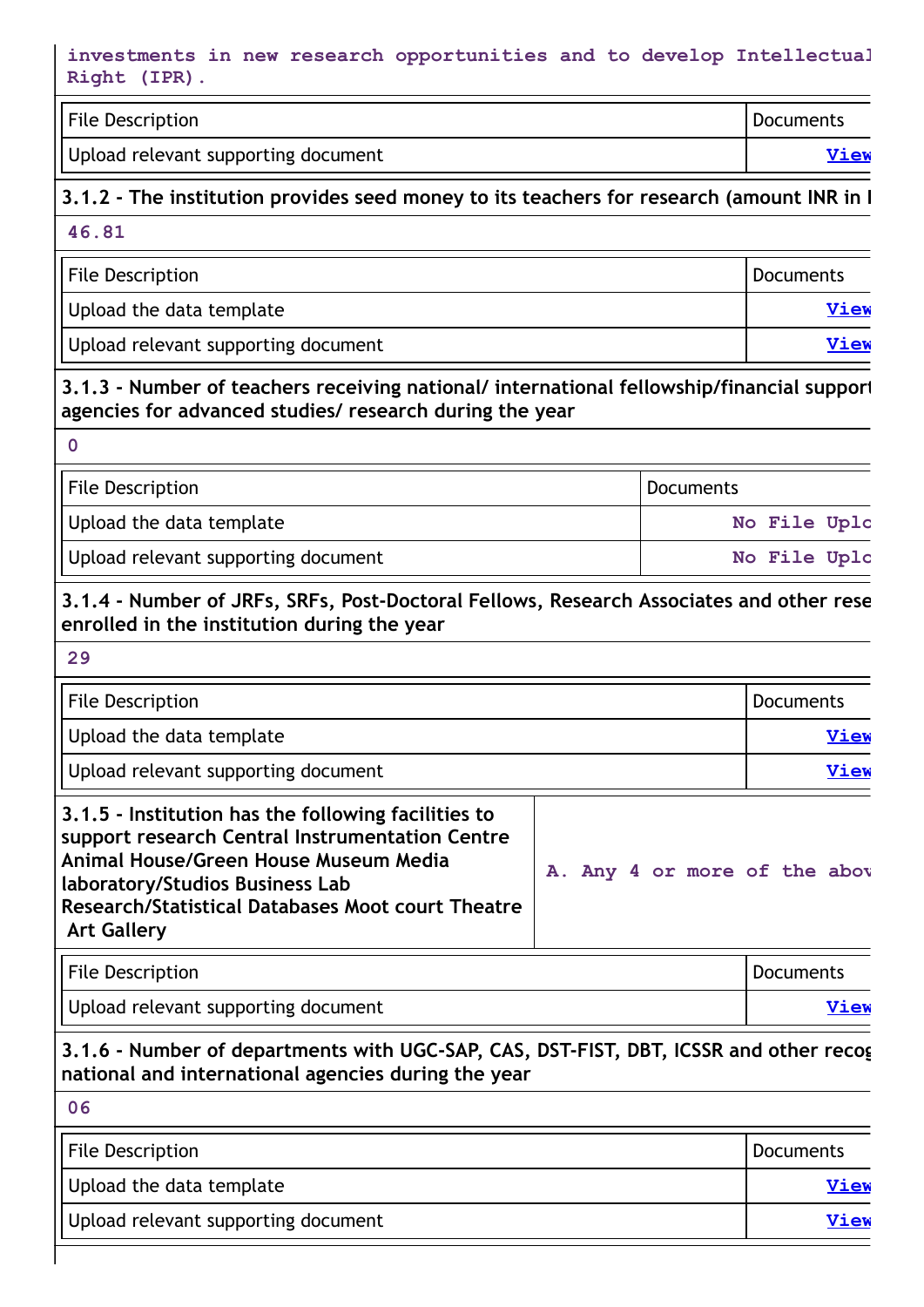**investments in new research opportunities and to develop Intellectual Right (IPR).**

| File Description | Documents |
|---|---|
| Upload relevant supporting document | View |

**3.1.2 - The institution provides seed money to its teachers for research (amount INR in l**

**46.81**

| File Description | Documents |
|---|---|
| Upload the data template | View |
| Upload relevant supporting document | View |

**3.1.3 - Number of teachers receiving national/ international fellowship/financial support agencies for advanced studies/ research during the year**

**0**

| File Description | Documents |
|---|---|
| Upload the data template | No File Uplo |
| Upload relevant supporting document | No File Uplo |

**3.1.4 - Number of JRFs, SRFs, Post-Doctoral Fellows, Research Associates and other rese enrolled in the institution during the year**

**29**

| File Description | Documents |
|---|---|
| Upload the data template | View |
| Upload relevant supporting document | View |

| **3.1.5 - Institution has the following facilities to support research Central Instrumentation Centre Animal House/Green House Museum Media laboratory/Studios Business Lab Research/Statistical Databases Moot court Theatre Art Gallery** | **A. Any 4 or more of the abov** |
|---|---|

| File Description | Documents |
|---|---|
| Upload relevant supporting document | View |

**3.1.6 - Number of departments with UGC-SAP, CAS, DST-FIST, DBT, ICSSR and other recog national and international agencies during the year**

**06**

| File Description | Documents |
|---|---|
| Upload the data template | View |
| Upload relevant supporting document | View |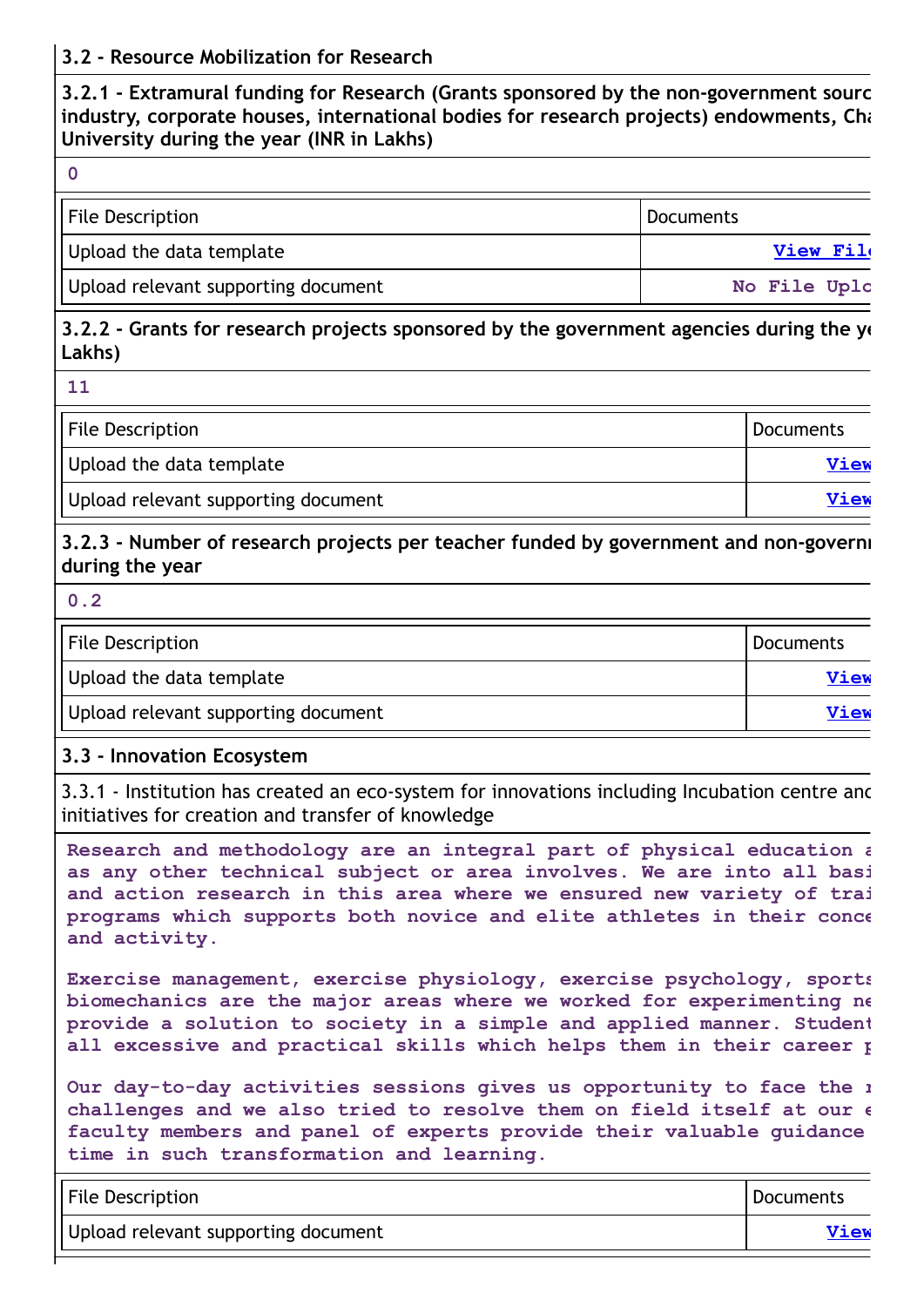### 3.2 - Resource Mobilization for Research

**3.2.1 - Extramural funding for Research (Grants sponsored by the non-government sourc industry, corporate houses, international bodies for research projects) endowments, Cha University during the year (INR in Lakhs)**

0

| File Description | Documents |
|---|---|
| Upload the data template | View Fil |
| Upload relevant supporting document | No File Uplo |

**3.2.2 - Grants for research projects sponsored by the government agencies during the ye Lakhs)**

11

| File Description | Documents |
|---|---|
| Upload the data template | View |
| Upload relevant supporting document | View |

**3.2.3 - Number of research projects per teacher funded by government and non-governm during the year**

0.2

| File Description | Documents |
|---|---|
| Upload the data template | View |
| Upload relevant supporting document | View |

### 3.3 - Innovation Ecosystem

3.3.1 - Institution has created an eco-system for innovations including Incubation centre and initiatives for creation and transfer of knowledge

Research and methodology are an integral part of physical education a as any other technical subject or area involves. We are into all basi and action research in this area where we ensured new variety of trai programs which supports both novice and elite athletes in their conce and activity.

Exercise management, exercise physiology, exercise psychology, sports biomechanics are the major areas where we worked for experimenting ne provide a solution to society in a simple and applied manner. Student all excessive and practical skills which helps them in their career p

Our day-to-day activities sessions gives us opportunity to face the r challenges and we also tried to resolve them on field itself at our e faculty members and panel of experts provide their valuable guidance time in such transformation and learning.

| File Description | Documents |
|---|---|
| Upload relevant supporting document | View |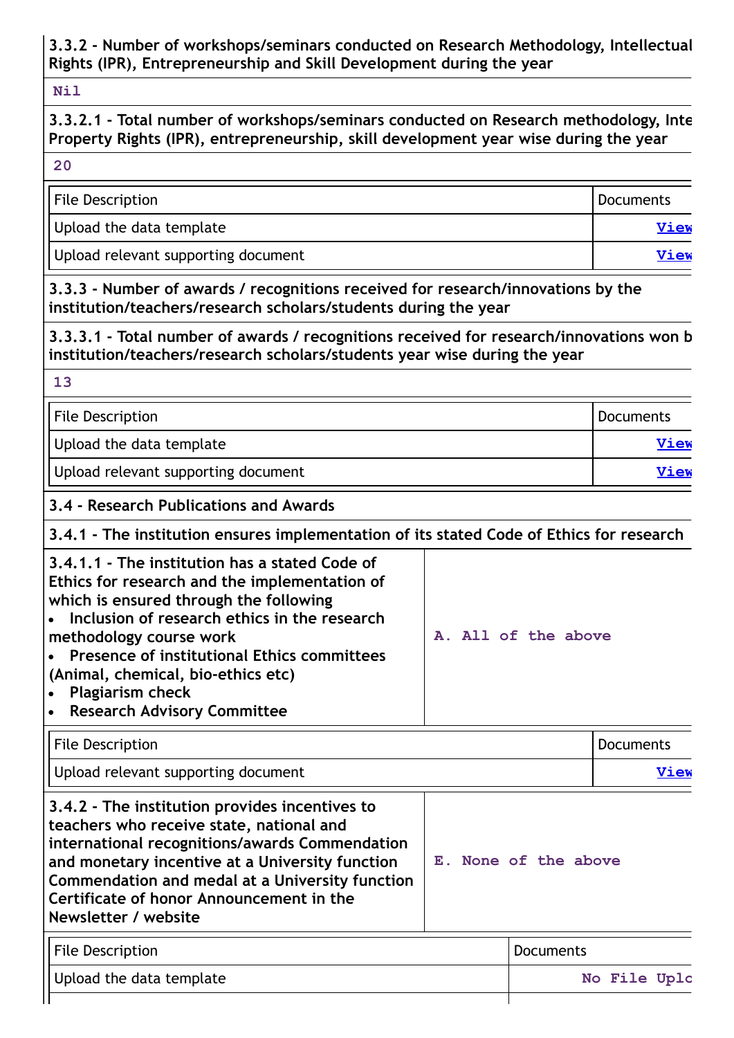**3.3.2 - Number of workshops/seminars conducted on Research Methodology, Intellectual Rights (IPR), Entrepreneurship and Skill Development during the year**

Nil

**3.3.2.1 - Total number of workshops/seminars conducted on Research methodology, Inte Property Rights (IPR), entrepreneurship, skill development year wise during the year**

20

| File Description | Documents |
|---|---|
| Upload the data template | View |
| Upload relevant supporting document | View |

**3.3.3 - Number of awards / recognitions received for research/innovations by the institution/teachers/research scholars/students during the year**

**3.3.3.1 - Total number of awards / recognitions received for research/innovations won b institution/teachers/research scholars/students year wise during the year**

13

| File Description | Documents |
|---|---|
| Upload the data template | View |
| Upload relevant supporting document | View |

**3.4 - Research Publications and Awards**

**3.4.1 - The institution ensures implementation of its stated Code of Ethics for research**

| **3.4.1.1 - The institution has a stated Code of Ethics for research and the implementation of which is ensured through the following**<br>• **Inclusion of research ethics in the research methodology course work**<br>• **Presence of institutional Ethics committees (Animal, chemical, bio-ethics etc)**<br>• **Plagiarism check**<br>• **Research Advisory Committee** | A. All of the above |
|---|---|

| File Description | Documents |
|---|---|
| Upload relevant supporting document | View |

| **3.4.2 - The institution provides incentives to teachers who receive state, national and international recognitions/awards Commendation and monetary incentive at a University function Commendation and medal at a University function Certificate of honor Announcement in the Newsletter / website** | E. None of the above |
|---|---|

| File Description | Documents |
|---|---|
| Upload the data template | No File Uplo |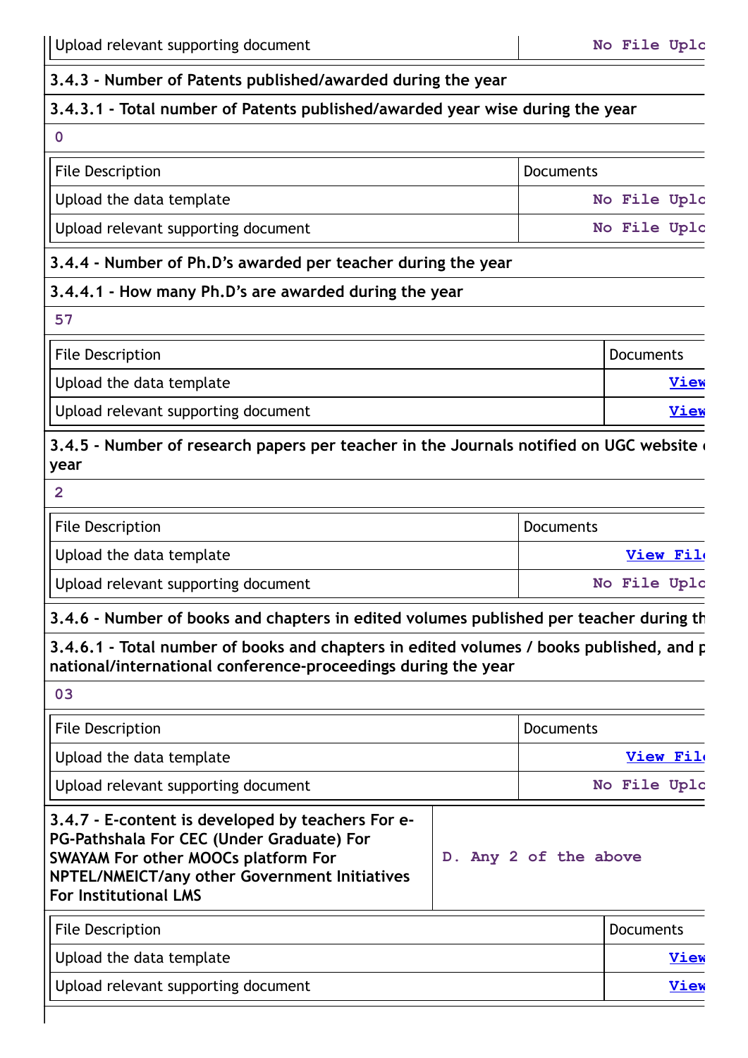| Upload relevant supporting document | No File Uplo |
|---|---|

**3.4.3 - Number of Patents published/awarded during the year**

**3.4.3.1 - Total number of Patents published/awarded year wise during the year**

0

| File Description | Documents |
|---|---|
| Upload the data template | No File Uplo |
| Upload relevant supporting document | No File Uplo |

**3.4.4 - Number of Ph.D's awarded per teacher during the year**

**3.4.4.1 - How many Ph.D's are awarded during the year**

57

| File Description | Documents |
|---|---|
| Upload the data template | View |
| Upload relevant supporting document | View |

**3.4.5 - Number of research papers per teacher in the Journals notified on UGC website year**

2

| File Description | Documents |
|---|---|
| Upload the data template | View Fil |
| Upload relevant supporting document | No File Uplo |

**3.4.6 - Number of books and chapters in edited volumes published per teacher during th**

**3.4.6.1 - Total number of books and chapters in edited volumes / books published, and p national/international conference-proceedings during the year**

03

| File Description | Documents |
|---|---|
| Upload the data template | View Fil |
| Upload relevant supporting document | No File Uplo |

| **3.4.7 - E-content is developed by teachers For e-PG-Pathshala For CEC (Under Graduate) For SWAYAM For other MOOCs platform For NPTEL/NMEICT/any other Government Initiatives For Institutional LMS** | D. Any 2 of the above |
|---|---|

| File Description | Documents |
|---|---|
| Upload the data template | View |
| Upload relevant supporting document | View |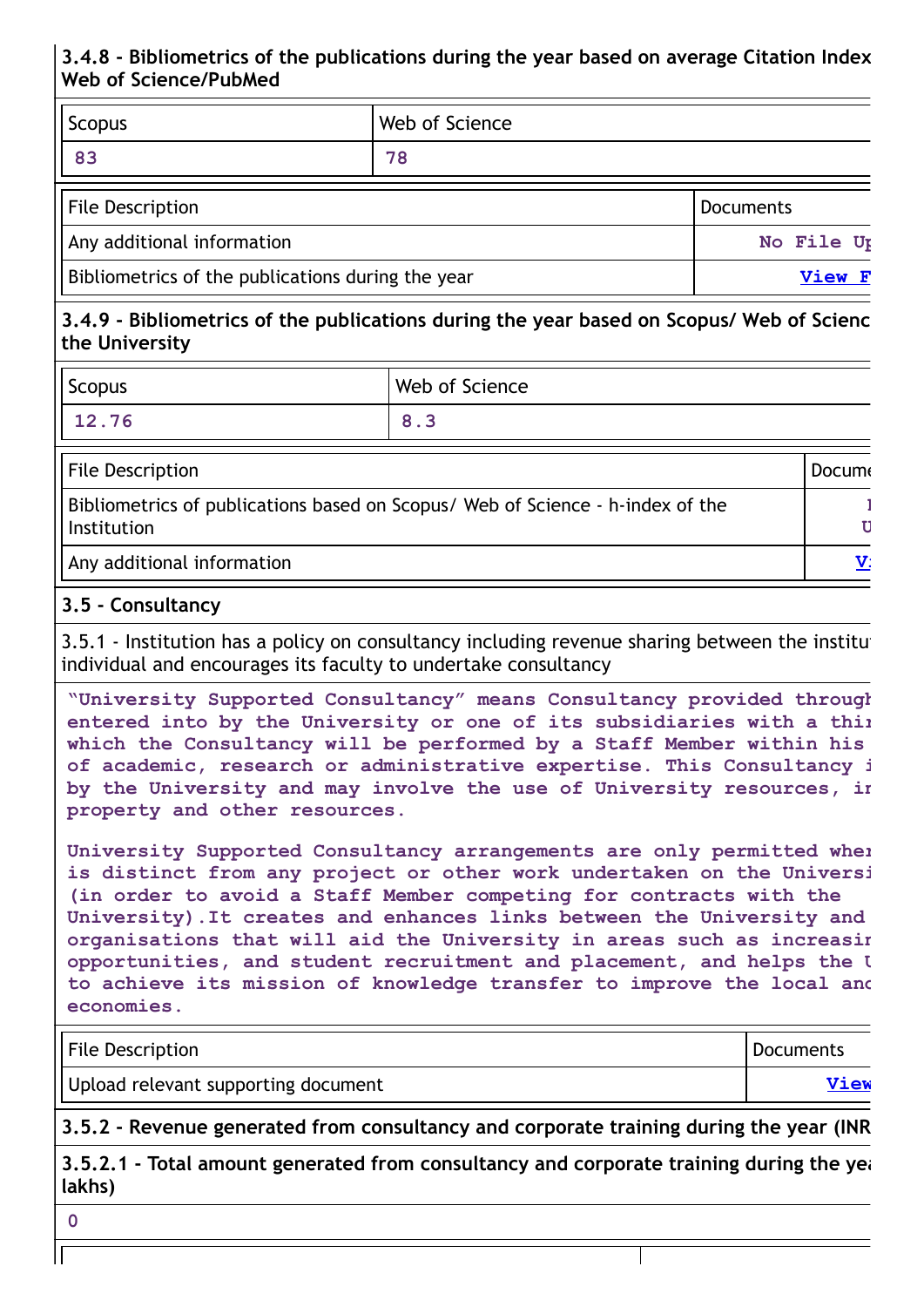**3.4.8 - Bibliometrics of the publications during the year based on average Citation Index Web of Science/PubMed**

| Scopus | Web of Science |
|---|---|
| 83 | 78 |

| File Description | Documents |
|---|---|
| Any additional information | No File Up |
| Bibliometrics of the publications during the year | View F |

**3.4.9 - Bibliometrics of the publications during the year based on Scopus/ Web of Scienc the University**

| Scopus | Web of Science |
|---|---|
| 12.76 | 8.3 |

| File Description | Docume |
|---|---|
| Bibliometrics of publications based on Scopus/ Web of Science - h-index of the Institution | I U |
| Any additional information | V |

**3.5 - Consultancy**

3.5.1 - Institution has a policy on consultancy including revenue sharing between the institu individual and encourages its faculty to undertake consultancy

"University Supported Consultancy" means Consultancy provided through entered into by the University or one of its subsidiaries with a thi which the Consultancy will be performed by a Staff Member within his of academic, research or administrative expertise. This Consultancy i by the University and may involve the use of University resources, i property and other resources.

University Supported Consultancy arrangements are only permitted whe is distinct from any project or other work undertaken on the Universi (in order to avoid a Staff Member competing for contracts with the University).It creates and enhances links between the University and organisations that will aid the University in areas such as increasi opportunities, and student recruitment and placement, and helps the U to achieve its mission of knowledge transfer to improve the local and economies.

| File Description | Documents |
|---|---|
| Upload relevant supporting document | View |

**3.5.2 - Revenue generated from consultancy and corporate training during the year (INR**

**3.5.2.1 - Total amount generated from consultancy and corporate training during the yea lakhs)**

0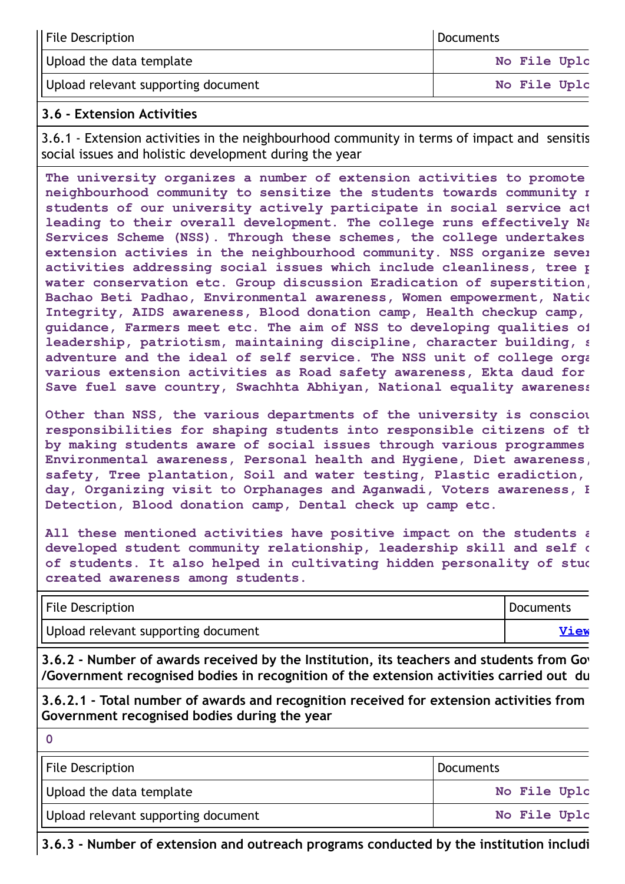| File Description | Documents |
|---|---|
| Upload the data template | No File Uplo |
| Upload relevant supporting document | No File Uplo |

**3.6 - Extension Activities**

3.6.1 - Extension activities in the neighbourhood community in terms of impact and sensitis social issues and holistic development during the year

**The university organizes a number of extension activities to promote neighbourhood community to sensitize the students towards community r students of our university actively participate in social service act leading to their overall development. The college runs effectively Na Services Scheme (NSS). Through these schemes, the college undertakes extension activies in the neighbourhood community. NSS organize sever activities addressing social issues which include cleanliness, tree p water conservation etc. Group discussion Eradication of superstition, Bachao Beti Padhao, Environmental awareness, Women empowerment, Natio Integrity, AIDS awareness, Blood donation camp, Health checkup camp, guidance, Farmers meet etc. The aim of NSS to developing qualities of leadership, patriotism, maintaining discipline, character building, s adventure and the ideal of self service. The NSS unit of college orga various extension activities as Road safety awareness, Ekta daud for Save fuel save country, Swachhta Abhiyan, National equality awareness**

**Other than NSS, the various departments of the university is consciou responsibilities for shaping students into responsible citizens of th by making students aware of social issues through various programmes Environmental awareness, Personal health and Hygiene, Diet awareness, safety, Tree plantation, Soil and water testing, Plastic eradiction, day, Organizing visit to Orphanages and Aganwadi, Voters awareness, E Detection, Blood donation camp, Dental check up camp etc.**

**All these mentioned activities have positive impact on the students a developed student community relationship, leadership skill and self c of students. It also helped in cultivating hidden personality of stud created awareness among students.**

| File Description | Documents |
|---|---|
| Upload relevant supporting document | View |

**3.6.2 - Number of awards received by the Institution, its teachers and students from Gov /Government recognised bodies in recognition of the extension activities carried out du**

**3.6.2.1 - Total number of awards and recognition received for extension activities from Government recognised bodies during the year**

0

| File Description | Documents |
|---|---|
| Upload the data template | No File Uplo |
| Upload relevant supporting document | No File Uplo |

**3.6.3 - Number of extension and outreach programs conducted by the institution includi**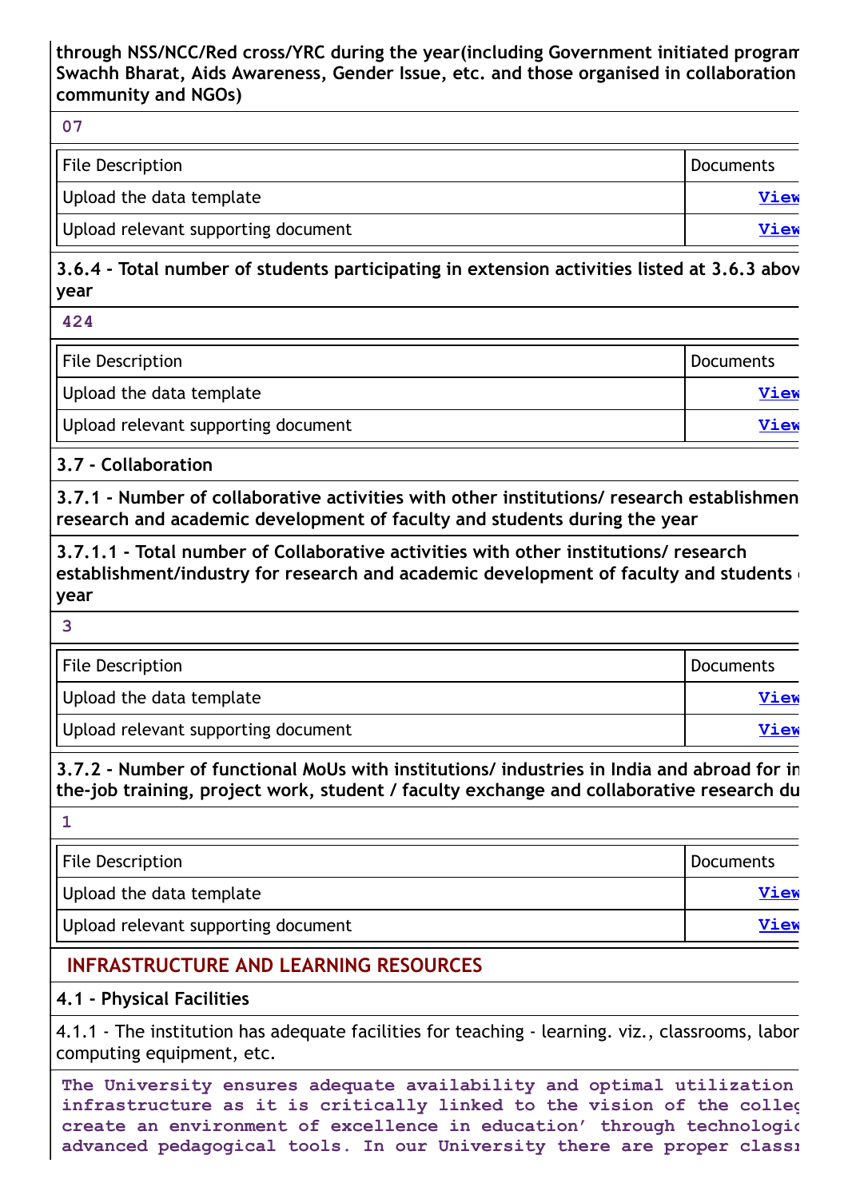**through NSS/NCC/Red cross/YRC during the year(including Government initiated program Swachh Bharat, Aids Awareness, Gender Issue, etc. and those organised in collaboration community and NGOs)**

07

| File Description | Documents |
|---|---|
| Upload the data template | View |
| Upload relevant supporting document | View |

**3.6.4 - Total number of students participating in extension activities listed at 3.6.3 abov year**

424

| File Description | Documents |
|---|---|
| Upload the data template | View |
| Upload relevant supporting document | View |

**3.7 - Collaboration**

**3.7.1 - Number of collaborative activities with other institutions/ research establishmen research and academic development of faculty and students during the year**

**3.7.1.1 - Total number of Collaborative activities with other institutions/ research establishment/industry for research and academic development of faculty and students year**

3

| File Description | Documents |
|---|---|
| Upload the data template | View |
| Upload relevant supporting document | View |

**3.7.2 - Number of functional MoUs with institutions/ industries in India and abroad for in the-job training, project work, student / faculty exchange and collaborative research du**

1

| File Description | Documents |
|---|---|
| Upload the data template | View |
| Upload relevant supporting document | View |

## INFRASTRUCTURE AND LEARNING RESOURCES

**4.1 - Physical Facilities**

4.1.1 - The institution has adequate facilities for teaching - learning. viz., classrooms, labor computing equipment, etc.

The University ensures adequate availability and optimal utilization infrastructure as it is critically linked to the vision of the colleg create an environment of excellence in education' through technologic advanced pedagogical tools. In our University there are proper classr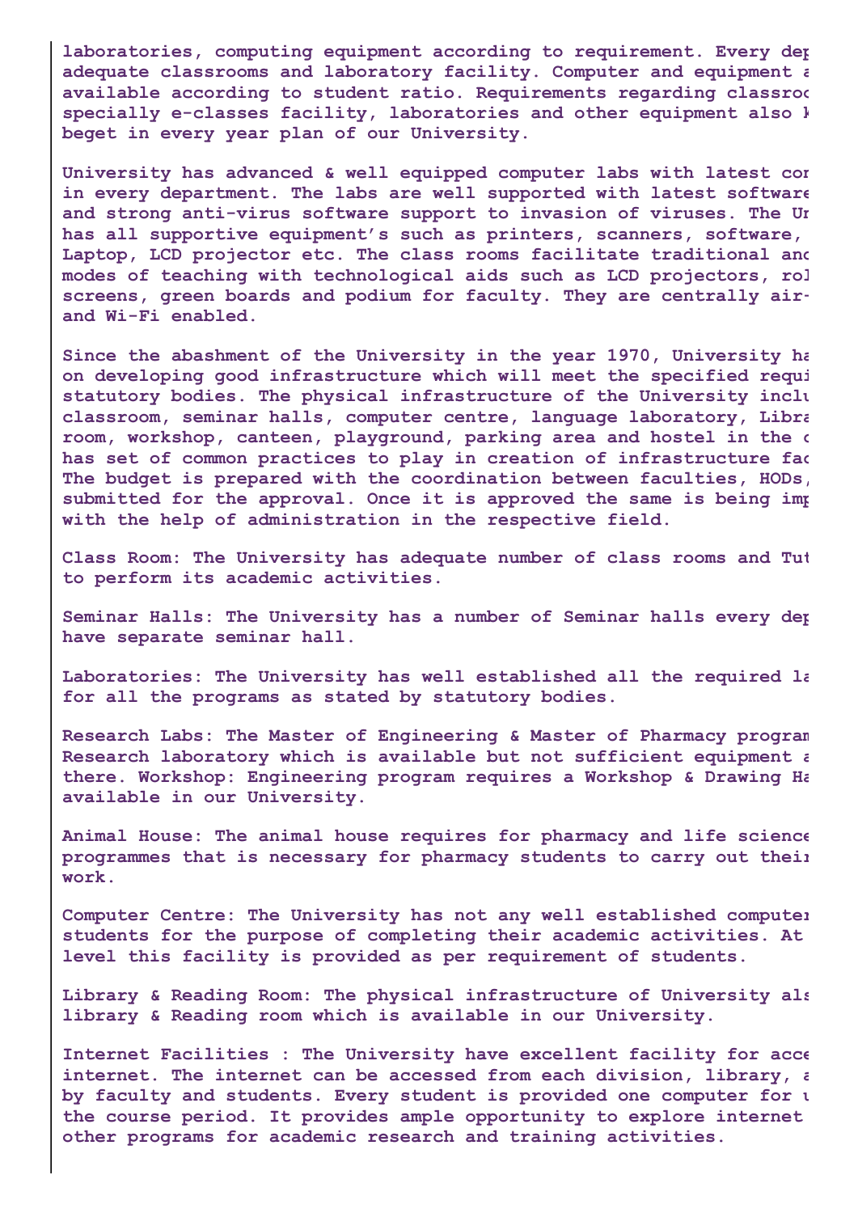laboratories, computing equipment according to requirement. Every dep adequate classrooms and laboratory facility. Computer and equipment a available according to student ratio. Requirements regarding classroo specially e-classes facility, laboratories and other equipment also k beget in every year plan of our University.

University has advanced & well equipped computer labs with latest con in every department. The labs are well supported with latest software and strong anti-virus software support to invasion of viruses. The Un has all supportive equipment's such as printers, scanners, software, Laptop, LCD projector etc. The class rooms facilitate traditional and modes of teaching with technological aids such as LCD projectors, rol screens, green boards and podium for faculty. They are centrally air- and Wi-Fi enabled.

Since the abashment of the University in the year 1970, University ha on developing good infrastructure which will meet the specified requi statutory bodies. The physical infrastructure of the University inclu classroom, seminar halls, computer centre, language laboratory, Libra room, workshop, canteen, playground, parking area and hostel in the c has set of common practices to play in creation of infrastructure fac The budget is prepared with the coordination between faculties, HODs, submitted for the approval. Once it is approved the same is being imp with the help of administration in the respective field.

Class Room: The University has adequate number of class rooms and Tut to perform its academic activities.

Seminar Halls: The University has a number of Seminar halls every dep have separate seminar hall.

Laboratories: The University has well established all the required la for all the programs as stated by statutory bodies.

Research Labs: The Master of Engineering & Master of Pharmacy program Research laboratory which is available but not sufficient equipment a there. Workshop: Engineering program requires a Workshop & Drawing Ha available in our University.

Animal House: The animal house requires for pharmacy and life science programmes that is necessary for pharmacy students to carry out their work.

Computer Centre: The University has not any well established computer students for the purpose of completing their academic activities. At level this facility is provided as per requirement of students.

Library & Reading Room: The physical infrastructure of University als library & Reading room which is available in our University.

Internet Facilities : The University have excellent facility for acce internet. The internet can be accessed from each division, library, a by faculty and students. Every student is provided one computer for u the course period. It provides ample opportunity to explore internet other programs for academic research and training activities.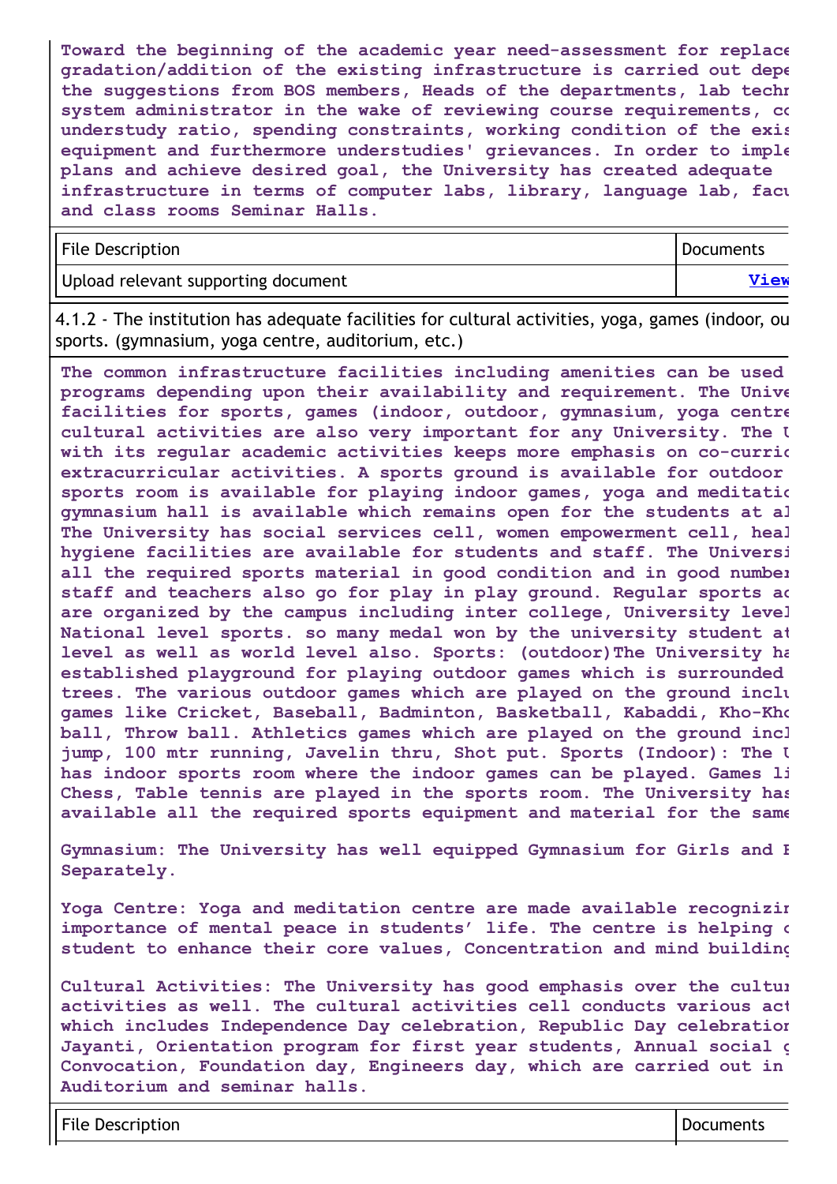Toward the beginning of the academic year need-assessment for replace gradation/addition of the existing infrastructure is carried out depe the suggestions from BOS members, Heads of the departments, lab techn system administrator in the wake of reviewing course requirements, co understudy ratio, spending constraints, working condition of the exis equipment and furthermore understudies' grievances. In order to imple plans and achieve desired goal, the University has created adequate infrastructure in terms of computer labs, library, language lab, facu and class rooms Seminar Halls.

| File Description | Documents |
|---|---|
| Upload relevant supporting document | View |

4.1.2 - The institution has adequate facilities for cultural activities, yoga, games (indoor, ou sports. (gymnasium, yoga centre, auditorium, etc.)

The common infrastructure facilities including amenities can be used programs depending upon their availability and requirement. The Unive facilities for sports, games (indoor, outdoor, gymnasium, yoga centre cultural activities are also very important for any University. The U with its regular academic activities keeps more emphasis on co-curric extracurricular activities. A sports ground is available for outdoor sports room is available for playing indoor games, yoga and meditatic gymnasium hall is available which remains open for the students at al The University has social services cell, women empowerment cell, heal hygiene facilities are available for students and staff. The Universi all the required sports material in good condition and in good number staff and teachers also go for play in play ground. Regular sports ac are organized by the campus including inter college, University level National level sports. so many medal won by the university student at level as well as world level also. Sports: (outdoor)The University ha established playground for playing outdoor games which is surrounded trees. The various outdoor games which are played on the ground inclu games like Cricket, Baseball, Badminton, Basketball, Kabaddi, Kho-Kho ball, Throw ball. Athletics games which are played on the ground incl jump, 100 mtr running, Javelin thru, Shot put. Sports (Indoor): The U has indoor sports room where the indoor games can be played. Games li Chess, Table tennis are played in the sports room. The University has available all the required sports equipment and material for the same

Gymnasium: The University has well equipped Gymnasium for Girls and B Separately.

Yoga Centre: Yoga and meditation centre are made available recognizin importance of mental peace in students' life. The centre is helping c student to enhance their core values, Concentration and mind building

Cultural Activities: The University has good emphasis over the cultur activities as well. The cultural activities cell conducts various act which includes Independence Day celebration, Republic Day celebration Jayanti, Orientation program for first year students, Annual social g Convocation, Foundation day, Engineers day, which are carried out in Auditorium and seminar halls.

| File Description | Documents |
|---|---|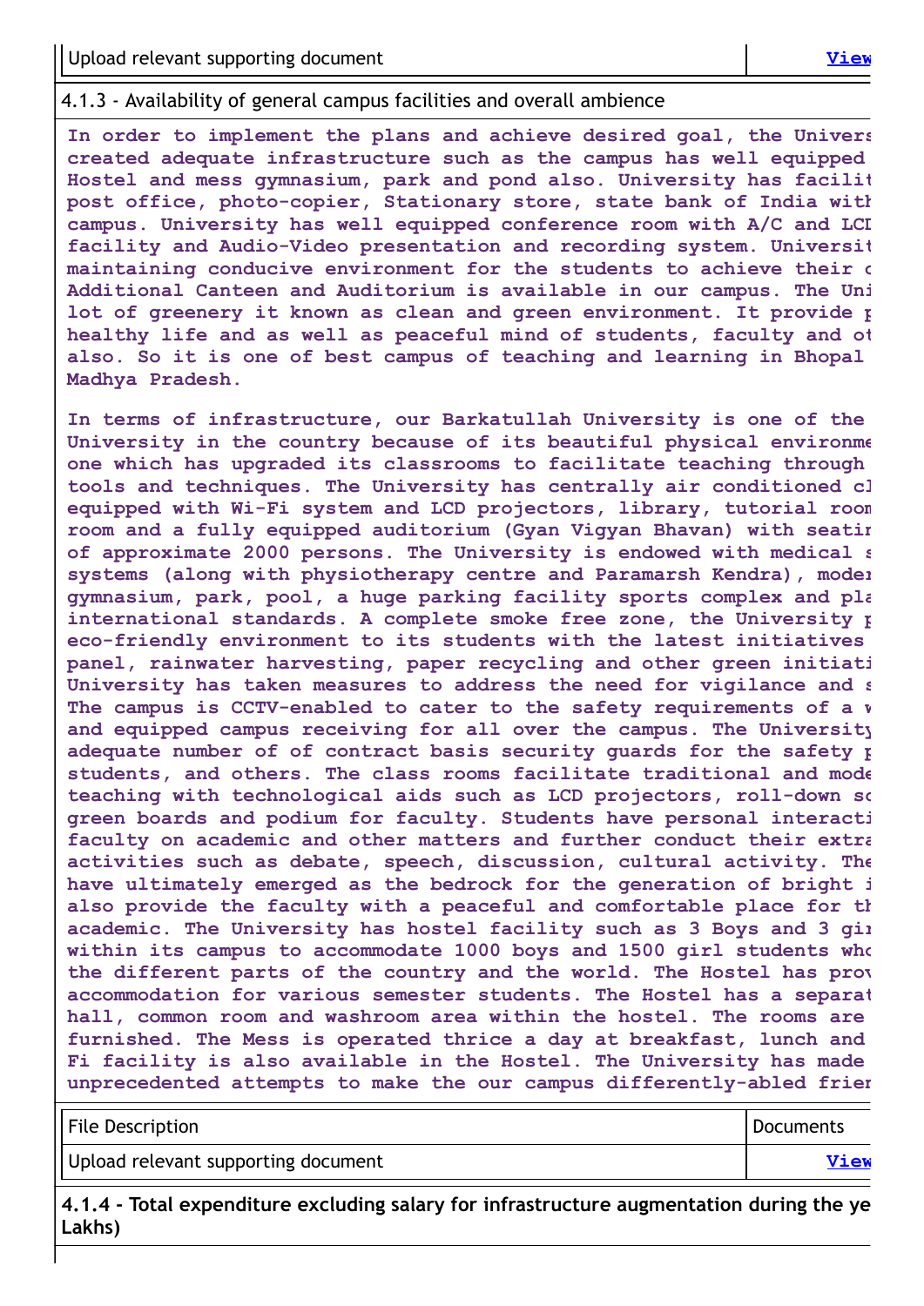| Upload relevant supporting document | View |
|---|---|

4.1.3 - Availability of general campus facilities and overall ambience

In order to implement the plans and achieve desired goal, the Univers created adequate infrastructure such as the campus has well equipped Hostel and mess gymnasium, park and pond also. University has facilit post office, photo-copier, Stationary store, state bank of India with campus. University has well equipped conference room with A/C and LCI facility and Audio-Video presentation and recording system. Universit maintaining conducive environment for the students to achieve their c Additional Canteen and Auditorium is available in our campus. The Uni lot of greenery it known as clean and green environment. It provide p healthy life and as well as peaceful mind of students, faculty and ot also. So it is one of best campus of teaching and learning in Bhopal Madhya Pradesh.

In terms of infrastructure, our Barkatullah University is one of the University in the country because of its beautiful physical environme one which has upgraded its classrooms to facilitate teaching through tools and techniques. The University has centrally air conditioned cl equipped with Wi-Fi system and LCD projectors, library, tutorial roon room and a fully equipped auditorium (Gyan Vigyan Bhavan) with seatir of approximate 2000 persons. The University is endowed with medical s systems (along with physiotherapy centre and Paramarsh Kendra), moder gymnasium, park, pool, a huge parking facility sports complex and pla international standards. A complete smoke free zone, the University p eco-friendly environment to its students with the latest initiatives panel, rainwater harvesting, paper recycling and other green initiati University has taken measures to address the need for vigilance and s The campus is CCTV-enabled to cater to the safety requirements of a w and equipped campus receiving for all over the campus. The University adequate number of of contract basis security guards for the safety p students, and others. The class rooms facilitate traditional and mode teaching with technological aids such as LCD projectors, roll-down sc green boards and podium for faculty. Students have personal interacti faculty on academic and other matters and further conduct their extra activities such as debate, speech, discussion, cultural activity. The have ultimately emerged as the bedrock for the generation of bright i also provide the faculty with a peaceful and comfortable place for th academic. The University has hostel facility such as 3 Boys and 3 gir within its campus to accommodate 1000 boys and 1500 girl students who the different parts of the country and the world. The Hostel has prov accommodation for various semester students. The Hostel has a separat hall, common room and washroom area within the hostel. The rooms are furnished. The Mess is operated thrice a day at breakfast, lunch and Fi facility is also available in the Hostel. The University has made unprecedented attempts to make the our campus differently-abled frier

| File Description | Documents |
|---|---|
| Upload relevant supporting document | View |

**4.1.4 - Total expenditure excluding salary for infrastructure augmentation during the ye Lakhs)**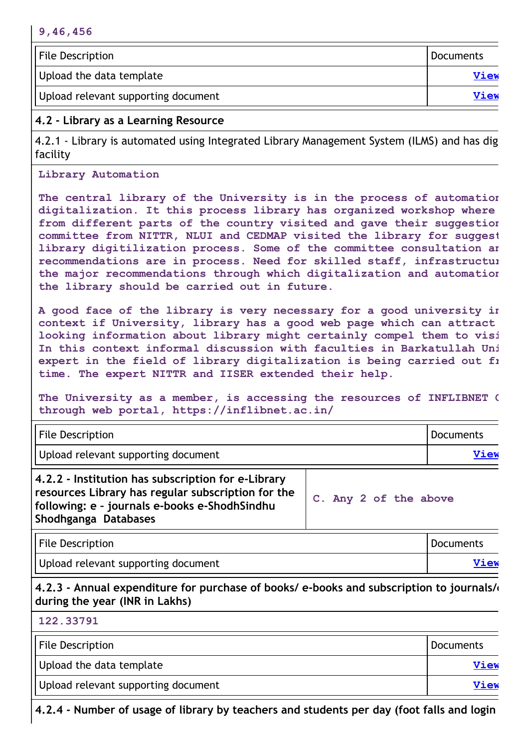9,46,456

| File Description | Documents |
| --- | --- |
| Upload the data template | View |
| Upload relevant supporting document | View |

**4.2 - Library as a Learning Resource**

4.2.1 - Library is automated using Integrated Library Management System (ILMS) and has dig facility

**Library Automation**

**The central library of the University is in the process of automatior digitalization. It this process library has organized workshop where from different parts of the country visited and gave their suggestior committee from NITTR, NLUI and CEDMAP visited the library for suggest library digitilization process. Some of the committee consultation ar recommendations are in process. Need for skilled staff, infrastructur the major recommendations through which digitalization and automatior the library should be carried out in future.**

**A good face of the library is very necessary for a good university ir context if University, library has a good web page which can attract looking information about library might certainly compel them to visi In this context informal discussion with faculties in Barkatullah Uni expert in the field of library digitalization is being carried out fr time. The expert NITTR and IISER extended their help.**

**The University as a member, is accessing the resources of INFLIBNET ( through web portal, https://inflibnet.ac.in/**

| File Description | Documents |
| --- | --- |
| Upload relevant supporting document | View |

| **4.2.2 - Institution has subscription for e-Library resources Library has regular subscription for the following: e – journals e-books e-ShodhSindhu Shodhganga Databases** | C. Any 2 of the above |
| --- | --- |

| File Description | Documents |
| --- | --- |
| Upload relevant supporting document | View |

**4.2.3 - Annual expenditure for purchase of books/ e-books and subscription to journals/ during the year (INR in Lakhs)**

122.33791

| File Description | Documents |
| --- | --- |
| Upload the data template | View |
| Upload relevant supporting document | View |

**4.2.4 - Number of usage of library by teachers and students per day (foot falls and login**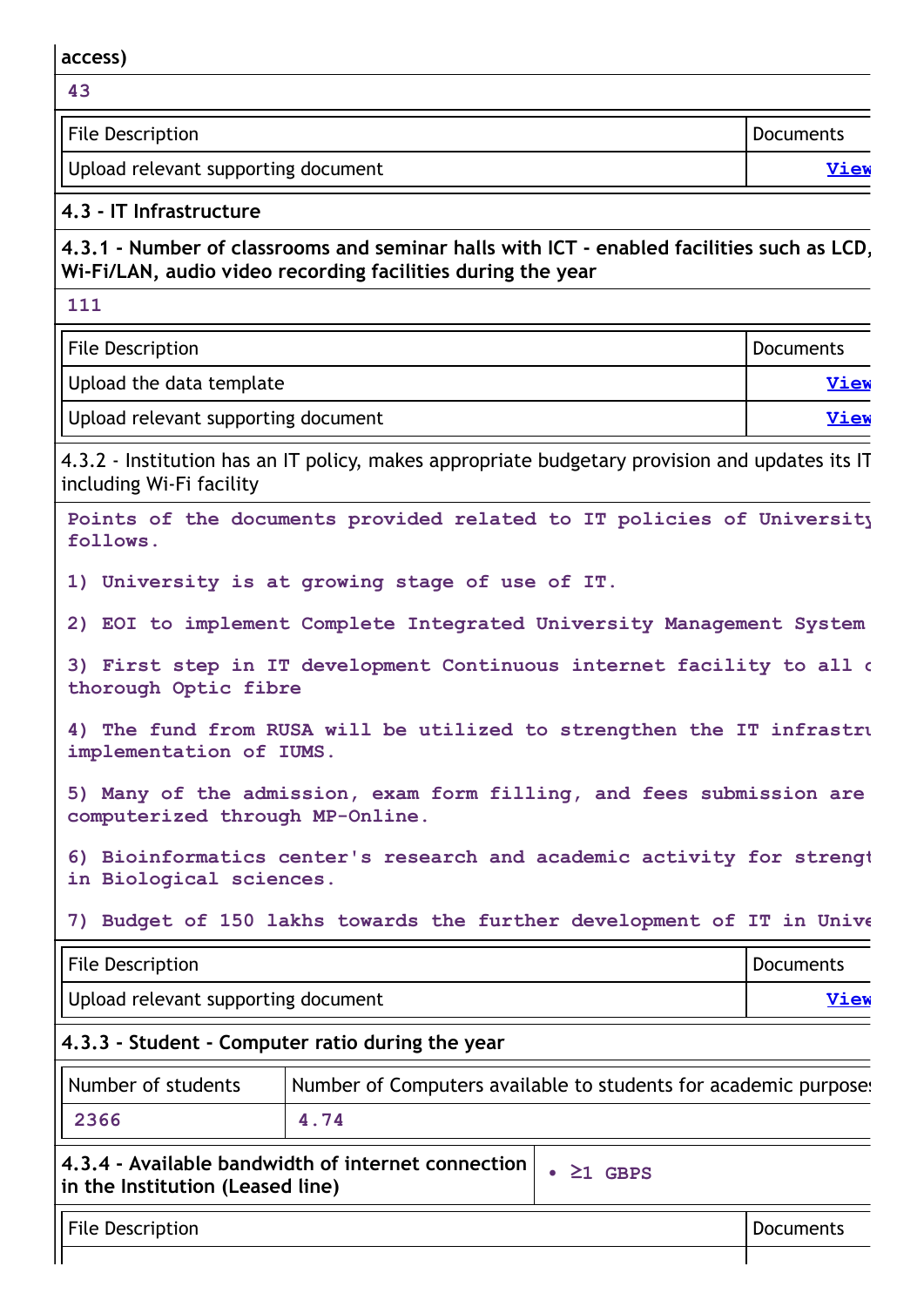access)

43

| File Description | Documents |
|---|---|
| Upload relevant supporting document | View |

**4.3 - IT Infrastructure**

**4.3.1 - Number of classrooms and seminar halls with ICT - enabled facilities such as LCD, Wi-Fi/LAN, audio video recording facilities during the year**

111

| File Description | Documents |
|---|---|
| Upload the data template | View |
| Upload relevant supporting document | View |

4.3.2 - Institution has an IT policy, makes appropriate budgetary provision and updates its IT including Wi-Fi facility

Points of the documents provided related to IT policies of University follows.

1) University is at growing stage of use of IT.

2) EOI to implement Complete Integrated University Management System

3) First step in IT development Continuous internet facility to all c thorough Optic fibre

4) The fund from RUSA will be utilized to strengthen the IT infrastru implementation of IUMS.

5) Many of the admission, exam form filling, and fees submission are computerized through MP-Online.

6) Bioinformatics center's research and academic activity for strengt in Biological sciences.

7) Budget of 150 lakhs towards the further development of IT in Unive

| File Description | Documents |
|---|---|
| Upload relevant supporting document | View |

**4.3.3 - Student - Computer ratio during the year**

| Number of students | Number of Computers available to students for academic purposes |
|---|---|
| 2366 | 4.74 |

| **4.3.4 - Available bandwidth of internet connection in the Institution (Leased line)** | • ≥1 GBPS |
|---|---|

| File Description | Documents |
|---|---|
| | |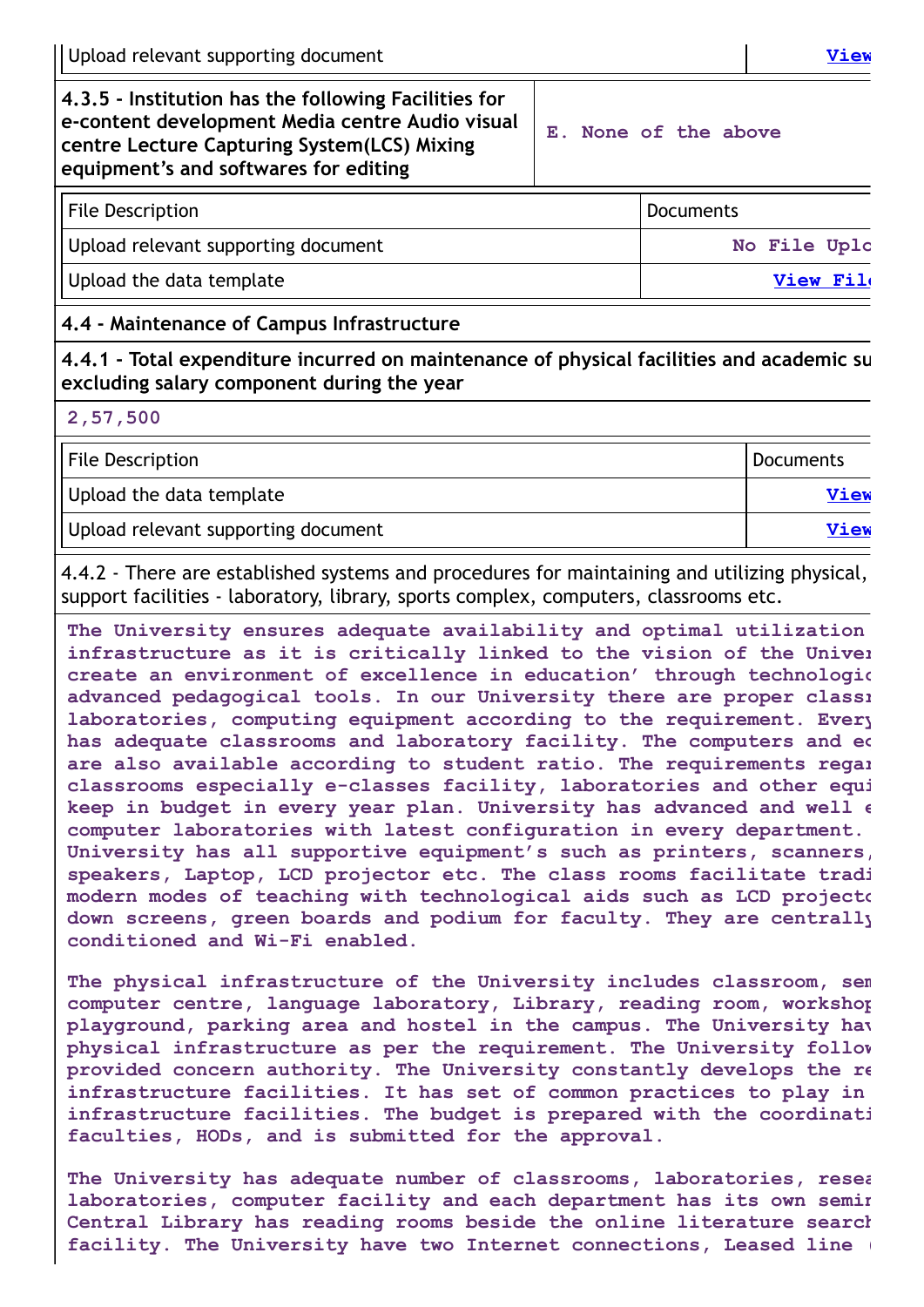| Upload relevant supporting document | View |
|---|---|

| 4.3.5 - Institution has the following Facilities for e-content development Media centre Audio visual centre Lecture Capturing System(LCS) Mixing equipment's and softwares for editing | E. None of the above |
|---|---|

| File Description | Documents |
|---|---|
| Upload relevant supporting document | No File Uplo |
| Upload the data template | View Fil |

**4.4 - Maintenance of Campus Infrastructure**

**4.4.1 - Total expenditure incurred on maintenance of physical facilities and academic su excluding salary component during the year**

2,57,500

| File Description | Documents |
|---|---|
| Upload the data template | View |
| Upload relevant supporting document | View |

4.4.2 - There are established systems and procedures for maintaining and utilizing physical, support facilities - laboratory, library, sports complex, computers, classrooms etc.

The University ensures adequate availability and optimal utilization infrastructure as it is critically linked to the vision of the Univer create an environment of excellence in education' through technologic advanced pedagogical tools. In our University there are proper classr laboratories, computing equipment according to the requirement. Every has adequate classrooms and laboratory facility. The computers and ec are also available according to student ratio. The requirements regar classrooms especially e-classes facility, laboratories and other equi keep in budget in every year plan. University has advanced and well e computer laboratories with latest configuration in every department. University has all supportive equipment's such as printers, scanners, speakers, Laptop, LCD projector etc. The class rooms facilitate tradi modern modes of teaching with technological aids such as LCD projecto down screens, green boards and podium for faculty. They are centrally conditioned and Wi-Fi enabled.

The physical infrastructure of the University includes classroom, sem computer centre, language laboratory, Library, reading room, workshop playground, parking area and hostel in the campus. The University hav physical infrastructure as per the requirement. The University follow provided concern authority. The University constantly develops the re infrastructure facilities. It has set of common practices to play in infrastructure facilities. The budget is prepared with the coordinati faculties, HODs, and is submitted for the approval.

The University has adequate number of classrooms, laboratories, resea laboratories, computer facility and each department has its own semin Central Library has reading rooms beside the online literature search facility. The University have two Internet connections, Leased line (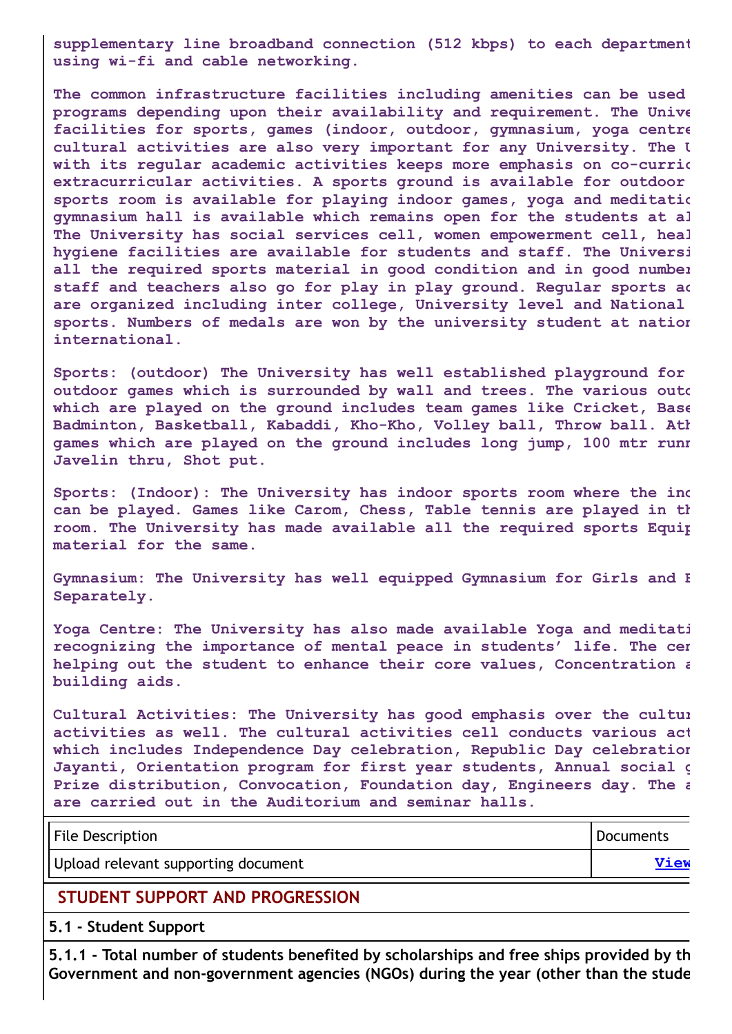supplementary line broadband connection (512 kbps) to each department using wi-fi and cable networking.

The common infrastructure facilities including amenities can be used programs depending upon their availability and requirement. The Unive facilities for sports, games (indoor, outdoor, gymnasium, yoga centre cultural activities are also very important for any University. The U with its regular academic activities keeps more emphasis on co-curric extracurricular activities. A sports ground is available for outdoor sports room is available for playing indoor games, yoga and meditatio gymnasium hall is available which remains open for the students at al The University has social services cell, women empowerment cell, heal hygiene facilities are available for students and staff. The Universi all the required sports material in good condition and in good number staff and teachers also go for play in play ground. Regular sports ac are organized including inter college, University level and National sports. Numbers of medals are won by the university student at nation international.

Sports: (outdoor) The University has well established playground for outdoor games which is surrounded by wall and trees. The various outd which are played on the ground includes team games like Cricket, Base Badminton, Basketball, Kabaddi, Kho-Kho, Volley ball, Throw ball. Ath games which are played on the ground includes long jump, 100 mtr runn Javelin thru, Shot put.

Sports: (Indoor): The University has indoor sports room where the ind can be played. Games like Carom, Chess, Table tennis are played in th room. The University has made available all the required sports Equip material for the same.

Gymnasium: The University has well equipped Gymnasium for Girls and B Separately.

Yoga Centre: The University has also made available Yoga and meditati recognizing the importance of mental peace in students' life. The cen helping out the student to enhance their core values, Concentration a building aids.

Cultural Activities: The University has good emphasis over the cultur activities as well. The cultural activities cell conducts various act which includes Independence Day celebration, Republic Day celebration Jayanti, Orientation program for first year students, Annual social g Prize distribution, Convocation, Foundation day, Engineers day. The a are carried out in the Auditorium and seminar halls.

| File Description | Documents |
|---|---|
| Upload relevant supporting document | View |

## STUDENT SUPPORT AND PROGRESSION

### 5.1 - Student Support

**5.1.1 - Total number of students benefited by scholarships and free ships provided by th Government and non-government agencies (NGOs) during the year (other than the stude**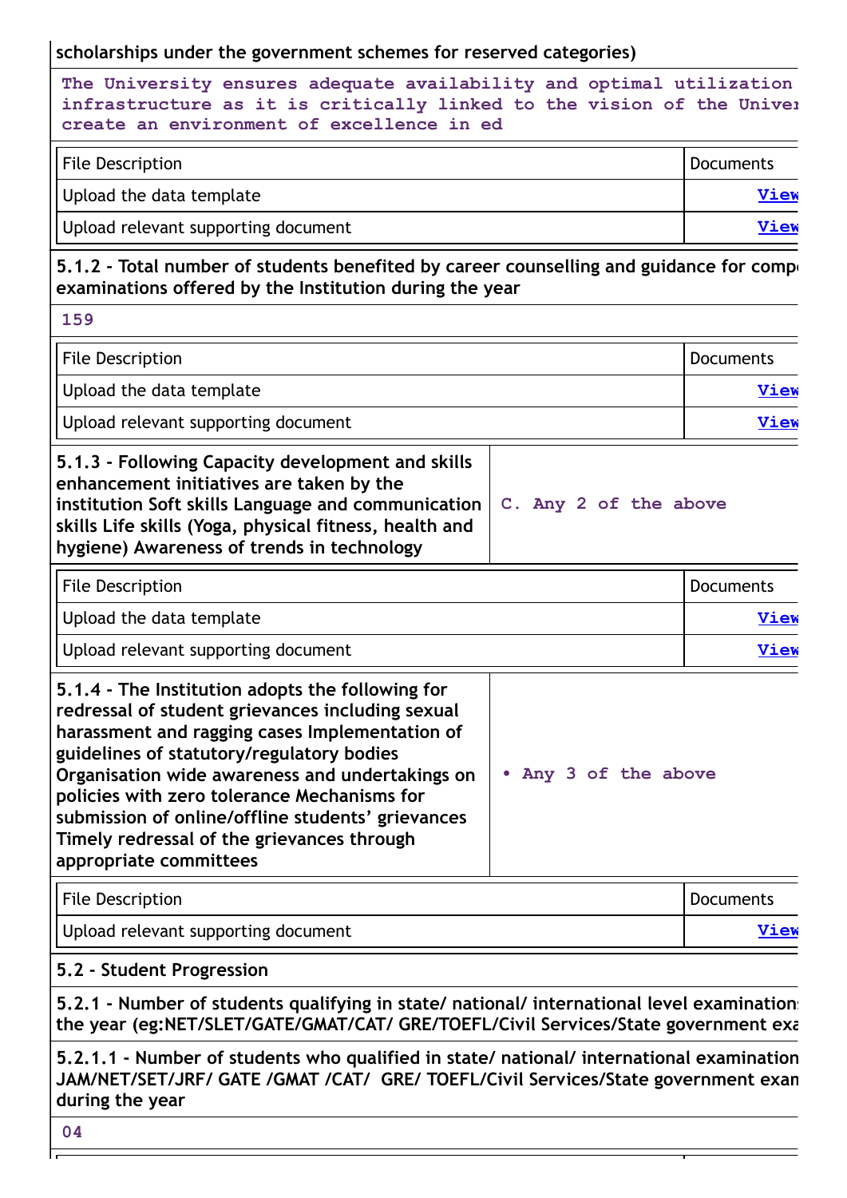**scholarships under the government schemes for reserved categories)**

The University ensures adequate availability and optimal utilization infrastructure as it is critically linked to the vision of the Univer create an environment of excellence in ed

| File Description | Documents |
|---|---|
| Upload the data template | View |
| Upload relevant supporting document | View |

**5.1.2 - Total number of students benefited by career counselling and guidance for comp examinations offered by the Institution during the year**

159

| File Description | Documents |
|---|---|
| Upload the data template | View |
| Upload relevant supporting document | View |

| **5.1.3 - Following Capacity development and skills enhancement initiatives are taken by the institution Soft skills Language and communication skills Life skills (Yoga, physical fitness, health and hygiene) Awareness of trends in technology** | C. Any 2 of the above |
|---|---|

| File Description | Documents |
|---|---|
| Upload the data template | View |
| Upload relevant supporting document | View |

| **5.1.4 - The Institution adopts the following for redressal of student grievances including sexual harassment and ragging cases Implementation of guidelines of statutory/regulatory bodies Organisation wide awareness and undertakings on policies with zero tolerance Mechanisms for submission of online/offline students' grievances Timely redressal of the grievances through appropriate committees** | • Any 3 of the above |
|---|---|

| File Description | Documents |
|---|---|
| Upload relevant supporting document | View |

**5.2 - Student Progression**

**5.2.1 - Number of students qualifying in state/ national/ international level examination the year (eg:NET/SLET/GATE/GMAT/CAT/ GRE/TOEFL/Civil Services/State government exa**

**5.2.1.1 - Number of students who qualified in state/ national/ international examination JAM/NET/SET/JRF/ GATE /GMAT /CAT/ GRE/ TOEFL/Civil Services/State government exan during the year**

04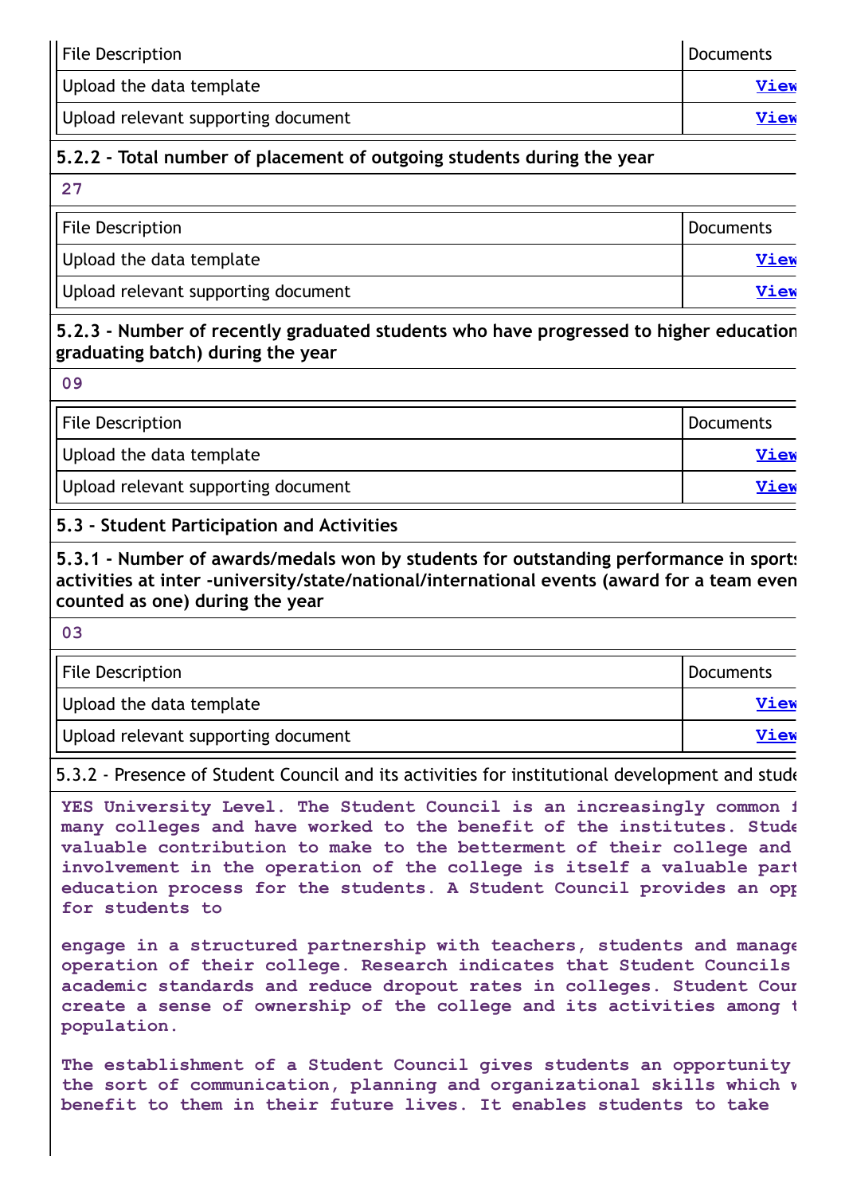| File Description | Documents |
|---|---|
| Upload the data template | View |
| Upload relevant supporting document | View |

**5.2.2 - Total number of placement of outgoing students during the year**

27

| File Description | Documents |
|---|---|
| Upload the data template | View |
| Upload relevant supporting document | View |

**5.2.3 - Number of recently graduated students who have progressed to higher education graduating batch) during the year**

09

| File Description | Documents |
|---|---|
| Upload the data template | View |
| Upload relevant supporting document | View |

**5.3 - Student Participation and Activities**

**5.3.1 - Number of awards/medals won by students for outstanding performance in sports activities at inter -university/state/national/international events (award for a team even counted as one) during the year**

03

| File Description | Documents |
|---|---|
| Upload the data template | View |
| Upload relevant supporting document | View |

5.3.2 - Presence of Student Council and its activities for institutional development and stude

**YES University Level. The Student Council is an increasingly common f many colleges and have worked to the benefit of the institutes. Stude valuable contribution to make to the betterment of their college and involvement in the operation of the college is itself a valuable part education process for the students. A Student Council provides an opp for students to**

**engage in a structured partnership with teachers, students and manage operation of their college. Research indicates that Student Councils academic standards and reduce dropout rates in colleges. Student Cour create a sense of ownership of the college and its activities among t population.**

**The establishment of a Student Council gives students an opportunity the sort of communication, planning and organizational skills which w benefit to them in their future lives. It enables students to take**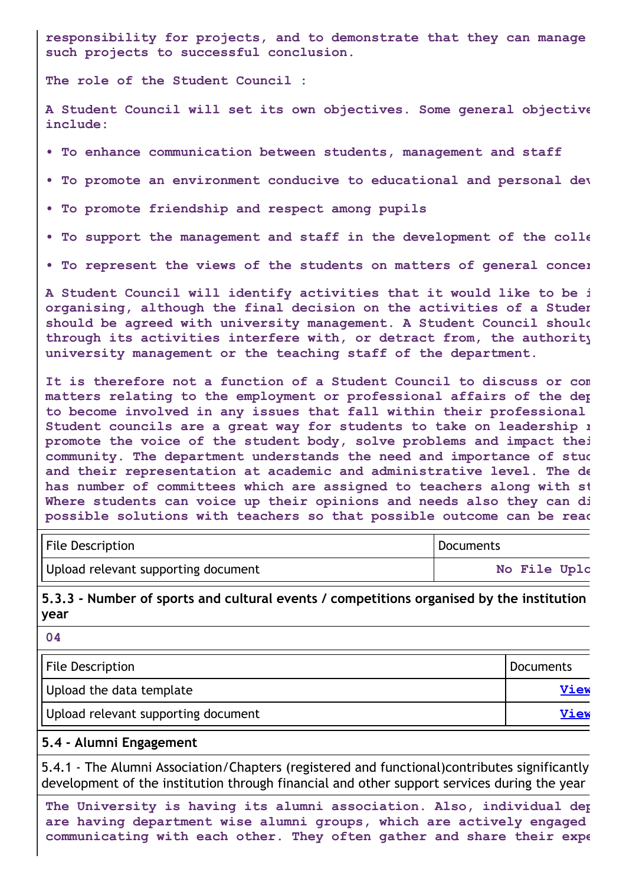**responsibility for projects, and to demonstrate that they can manage such projects to successful conclusion.**

**The role of the Student Council :**

**A Student Council will set its own objectives. Some general objective include:**

- **To enhance communication between students, management and staff**
- **To promote an environment conducive to educational and personal dev**
- **To promote friendship and respect among pupils**
- **To support the management and staff in the development of the colle**
- **To represent the views of the students on matters of general concer**

**A Student Council will identify activities that it would like to be i organising, although the final decision on the activities of a Studer should be agreed with university management. A Student Council should through its activities interfere with, or detract from, the authority university management or the teaching staff of the department.**

**It is therefore not a function of a Student Council to discuss or com matters relating to the employment or professional affairs of the der to become involved in any issues that fall within their professional Student councils are a great way for students to take on leadership r promote the voice of the student body, solve problems and impact thei community. The department understands the need and importance of stuc and their representation at academic and administrative level. The de has number of committees which are assigned to teachers along with st Where students can voice up their opinions and needs also they can di possible solutions with teachers so that possible outcome can be reac**

| File Description | Documents |
|---|---|
| Upload relevant supporting document | No File Uplo |

**5.3.3 - Number of sports and cultural events / competitions organised by the institution year**

**04**

| File Description | Documents |
|---|---|
| Upload the data template | View |
| Upload relevant supporting document | View |

**5.4 - Alumni Engagement**

5.4.1 - The Alumni Association/Chapters (registered and functional)contributes significantly development of the institution through financial and other support services during the year

**The University is having its alumni association. Also, individual dep are having department wise alumni groups, which are actively engaged communicating with each other. They often gather and share their expe**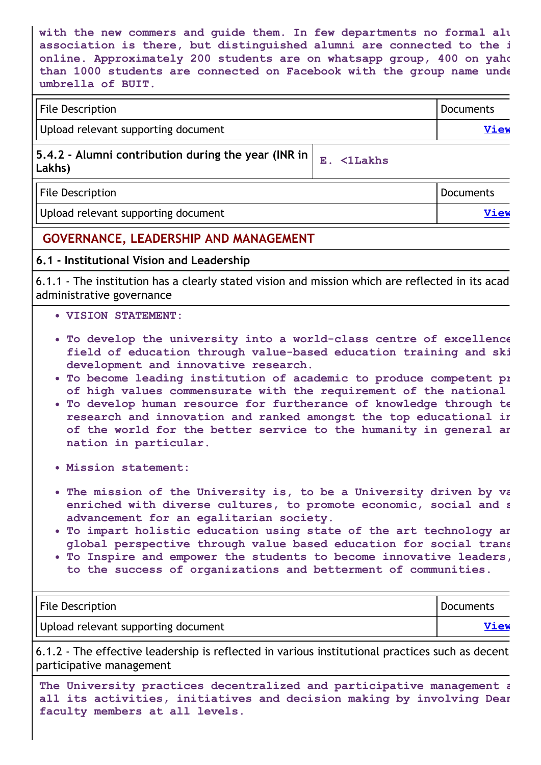with the new commers and guide them. In few departments no formal alu association is there, but distinguished alumni are connected to the i online. Approximately 200 students are on whatsapp group, 400 on yahc than 1000 students are connected on Facebook with the group name unde umbrella of BUIT.

| File Description | Documents |
|---|---|
| Upload relevant supporting document | View |

| 5.4.2 - Alumni contribution during the year (INR in Lakhs) | E. <1Lakhs |
|---|---|

| File Description | Documents |
|---|---|
| Upload relevant supporting document | View |

## GOVERNANCE, LEADERSHIP AND MANAGEMENT

### 6.1 - Institutional Vision and Leadership

6.1.1 - The institution has a clearly stated vision and mission which are reflected in its acad administrative governance

- VISION STATEMENT:

- To develop the university into a world-class centre of excellence field of education through value-based education training and ski development and innovative research.
- To become leading institution of academic to produce competent pr of high values commensurate with the requirement of the national
- To develop human resource for furtherance of knowledge through te research and innovation and ranked amongst the top educational ir of the world for the better service to the humanity in general ar nation in particular.

- Mission statement:

- The mission of the University is, to be a University driven by va enriched with diverse cultures, to promote economic, social and s advancement for an egalitarian society.
- To impart holistic education using state of the art technology ar global perspective through value based education for social trans
- To Inspire and empower the students to become innovative leaders, to the success of organizations and betterment of communities.

| File Description | Documents |
|---|---|
| Upload relevant supporting document | View |

6.1.2 - The effective leadership is reflected in various institutional practices such as decent participative management

The University practices decentralized and participative management a all its activities, initiatives and decision making by involving Dear faculty members at all levels.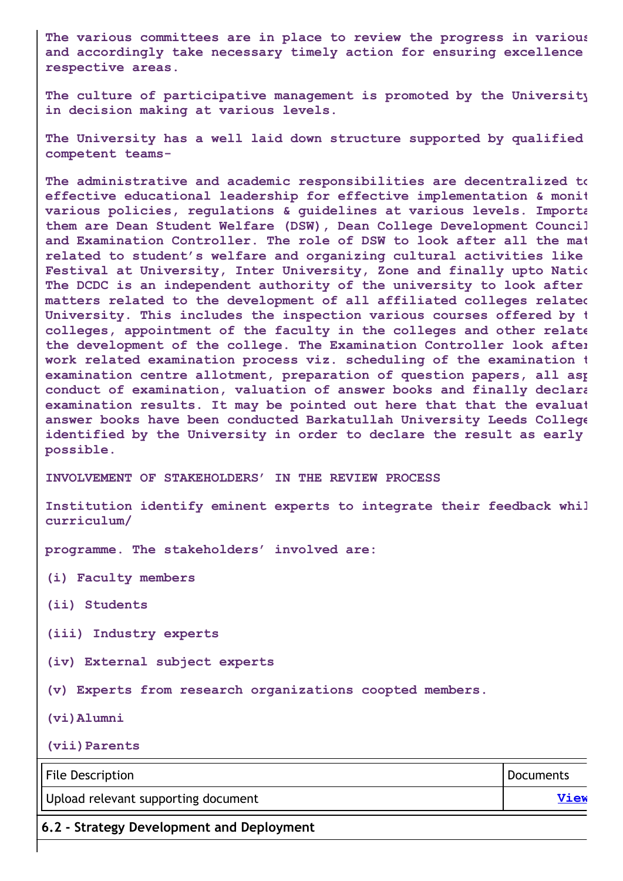The various committees are in place to review the progress in various and accordingly take necessary timely action for ensuring excellence respective areas.

The culture of participative management is promoted by the University in decision making at various levels.

The University has a well laid down structure supported by qualified competent teams-

The administrative and academic responsibilities are decentralized to effective educational leadership for effective implementation & monit various policies, regulations & guidelines at various levels. Importa them are Dean Student Welfare (DSW), Dean College Development Council and Examination Controller. The role of DSW to look after all the mat related to student's welfare and organizing cultural activities like Festival at University, Inter University, Zone and finally upto Natic The DCDC is an independent authority of the university to look after matters related to the development of all affiliated colleges related University. This includes the inspection various courses offered by t colleges, appointment of the faculty in the colleges and other relate the development of the college. The Examination Controller look after work related examination process viz. scheduling of the examination t examination centre allotment, preparation of question papers, all asp conduct of examination, valuation of answer books and finally declara examination results. It may be pointed out here that that the evaluat answer books have been conducted Barkatullah University Leeds College identified by the University in order to declare the result as early possible.

INVOLVEMENT OF STAKEHOLDERS' IN THE REVIEW PROCESS

Institution identify eminent experts to integrate their feedback whil curriculum/

programme. The stakeholders' involved are:

(i) Faculty members

(ii) Students

(iii) Industry experts

(iv) External subject experts

(v) Experts from research organizations coopted members.

(vi) Alumni

(vii) Parents

| File Description | Documents |
|---|---|
| Upload relevant supporting document | View |

## 6.2 - Strategy Development and Deployment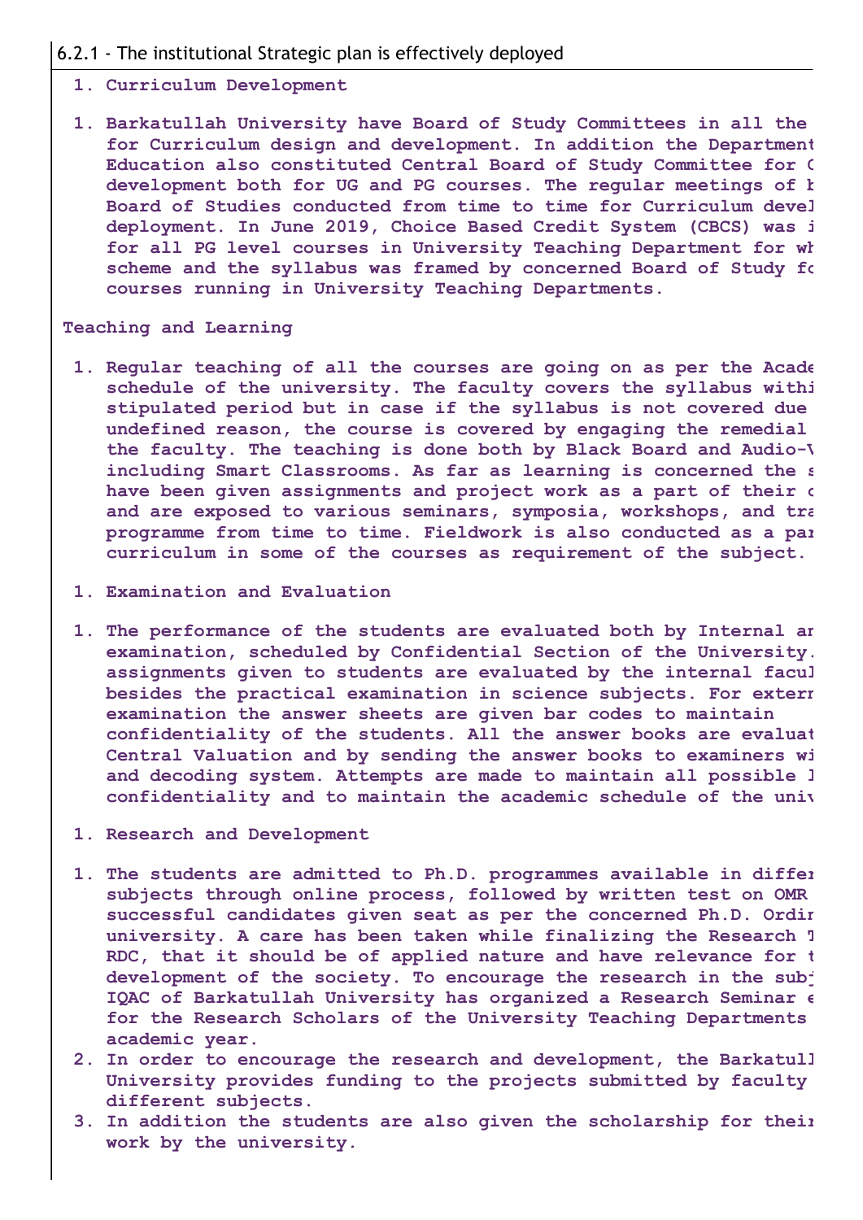6.2.1 - The institutional Strategic plan is effectively deployed

1. **Curriculum Development**

1. **Barkatullah University have Board of Study Committees in all the for Curriculum design and development. In addition the Department Education also constituted Central Board of Study Committee for C development both for UG and PG courses. The regular meetings of b Board of Studies conducted from time to time for Curriculum devel deployment. In June 2019, Choice Based Credit System (CBCS) was i for all PG level courses in University Teaching Department for wh scheme and the syllabus was framed by concerned Board of Study fo courses running in University Teaching Departments.**

**Teaching and Learning**

1. **Regular teaching of all the courses are going on as per the Acade schedule of the university. The faculty covers the syllabus withi stipulated period but in case if the syllabus is not covered due undefined reason, the course is covered by engaging the remedial the faculty. The teaching is done both by Black Board and Audio-V including Smart Classrooms. As far as learning is concerned the s have been given assignments and project work as a part of their c and are exposed to various seminars, symposia, workshops, and tra programme from time to time. Fieldwork is also conducted as a par curriculum in some of the courses as requirement of the subject.**

1. **Examination and Evaluation**

1. **The performance of the students are evaluated both by Internal ar examination, scheduled by Confidential Section of the University. assignments given to students are evaluated by the internal facul besides the practical examination in science subjects. For extern examination the answer sheets are given bar codes to maintain confidentiality of the students. All the answer books are evaluat Central Valuation and by sending the answer books to examiners wi and decoding system. Attempts are made to maintain all possible l confidentiality and to maintain the academic schedule of the univ**

1. **Research and Development**

1. **The students are admitted to Ph.D. programmes available in differ subjects through online process, followed by written test on OMR successful candidates given seat as per the concerned Ph.D. Ordir university. A care has been taken while finalizing the Research T RDC, that it should be of applied nature and have relevance for t development of the society. To encourage the research in the subj IQAC of Barkatullah University has organized a Research Seminar e for the Research Scholars of the University Teaching Departments academic year.**
2. **In order to encourage the research and development, the Barkatull University provides funding to the projects submitted by faculty different subjects.**
3. **In addition the students are also given the scholarship for their work by the university.**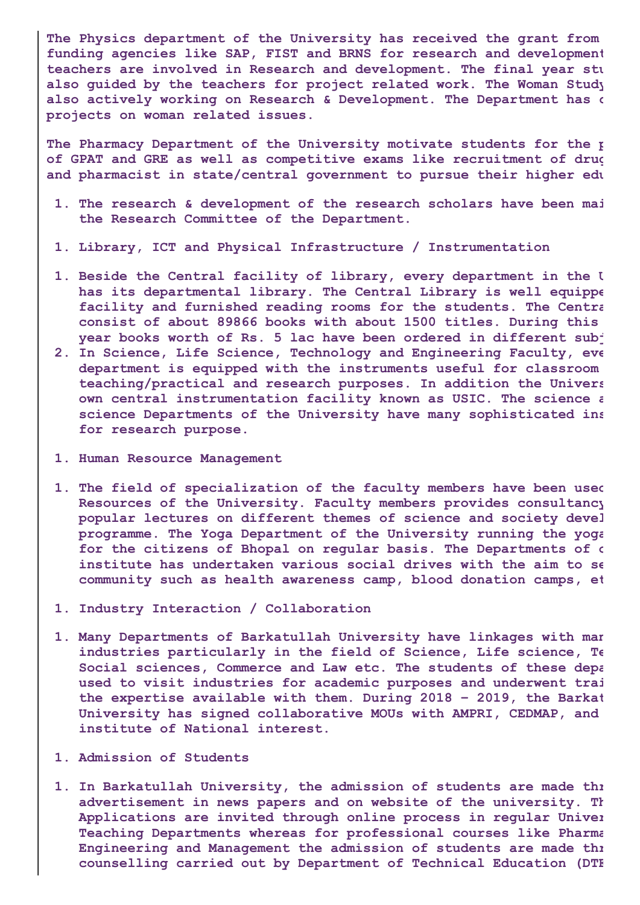**The Physics department of the University has received the grant from funding agencies like SAP, FIST and BRNS for research and development teachers are involved in Research and development. The final year stu also guided by the teachers for project related work. The Woman Study also actively working on Research & Development. The Department has c projects on woman related issues.**

**The Pharmacy Department of the University motivate students for the p of GPAT and GRE as well as competitive exams like recruitment of drug and pharmacist in state/central government to pursue their higher edu**

1. **The research & development of the research scholars have been mai the Research Committee of the Department.**

1. **Library, ICT and Physical Infrastructure / Instrumentation**

1. **Beside the Central facility of library, every department in the U has its departmental library. The Central Library is well equippe facility and furnished reading rooms for the students. The Centra consist of about 89866 books with about 1500 titles. During this year books worth of Rs. 5 lac have been ordered in different subj**
2. **In Science, Life Science, Technology and Engineering Faculty, eve department is equipped with the instruments useful for classroom teaching/practical and research purposes. In addition the Univers own central instrumentation facility known as USIC. The science a science Departments of the University have many sophisticated ins for research purpose.**

1. **Human Resource Management**

1. **The field of specialization of the faculty members have been used Resources of the University. Faculty members provides consultancy popular lectures on different themes of science and society devel programme. The Yoga Department of the University running the yoga for the citizens of Bhopal on regular basis. The Departments of c institute has undertaken various social drives with the aim to se community such as health awareness camp, blood donation camps, et**

1. **Industry Interaction / Collaboration**

1. **Many Departments of Barkatullah University have linkages with man industries particularly in the field of Science, Life science, Te Social sciences, Commerce and Law etc. The students of these depa used to visit industries for academic purposes and underwent trai the expertise available with them. During 2018 - 2019, the Barkat University has signed collaborative MOUs with AMPRI, CEDMAP, and institute of National interest.**

1. **Admission of Students**

1. **In Barkatullah University, the admission of students are made thr advertisement in news papers and on website of the university. Th Applications are invited through online process in regular Univer Teaching Departments whereas for professional courses like Pharma Engineering and Management the admission of students are made thr counselling carried out by Department of Technical Education (DTE**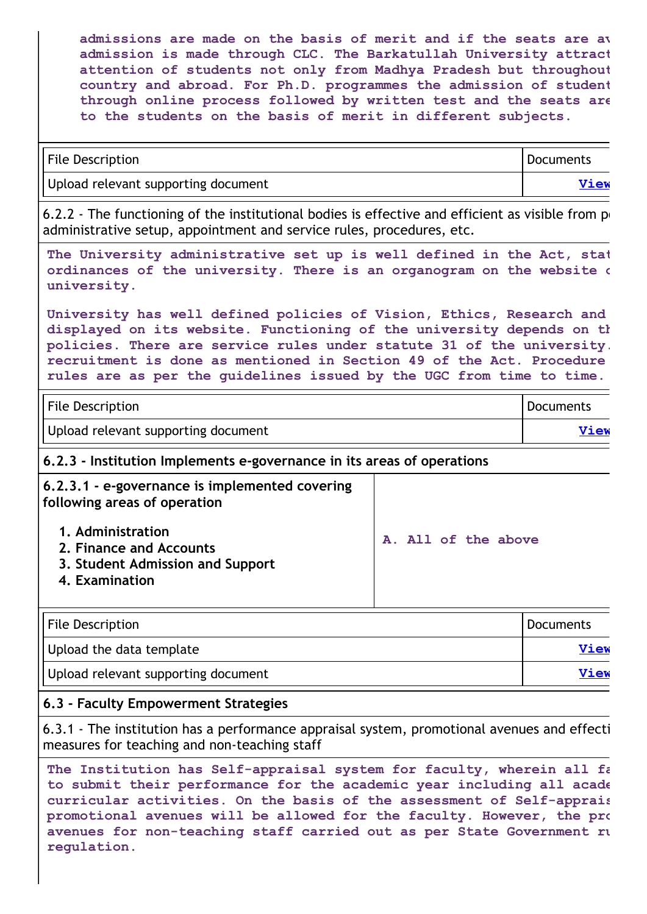admissions are made on the basis of merit and if the seats are av admission is made through CLC. The Barkatullah University attract attention of students not only from Madhya Pradesh but throughout country and abroad. For Ph.D. programmes the admission of student through online process followed by written test and the seats are to the students on the basis of merit in different subjects.

| File Description | Documents |
|---|---|
| Upload relevant supporting document | View |

6.2.2 - The functioning of the institutional bodies is effective and efficient as visible from p administrative setup, appointment and service rules, procedures, etc.

The University administrative set up is well defined in the Act, stat ordinances of the university. There is an organogram on the website o university.

University has well defined policies of Vision, Ethics, Research and displayed on its website. Functioning of the university depends on th policies. There are service rules under statute 31 of the university. recruitment is done as mentioned in Section 49 of the Act. Procedure rules are as per the guidelines issued by the UGC from time to time.

| File Description | Documents |
|---|---|
| Upload relevant supporting document | View |

**6.2.3 - Institution Implements e-governance in its areas of operations**

| **6.2.3.1 - e-governance is implemented covering following areas of operation**<br>1. **Administration**<br>2. **Finance and Accounts**<br>3. **Student Admission and Support**<br>4. **Examination** | A. All of the above |
|---|---|

| File Description | Documents |
|---|---|
| Upload the data template | View |
| Upload relevant supporting document | View |

**6.3 - Faculty Empowerment Strategies**

6.3.1 - The institution has a performance appraisal system, promotional avenues and effecti measures for teaching and non-teaching staff

The Institution has Self-appraisal system for faculty, wherein all fa to submit their performance for the academic year including all acade curricular activities. On the basis of the assessment of Self-apprais promotional avenues will be allowed for the faculty. However, the pro avenues for non-teaching staff carried out as per State Government ru regulation.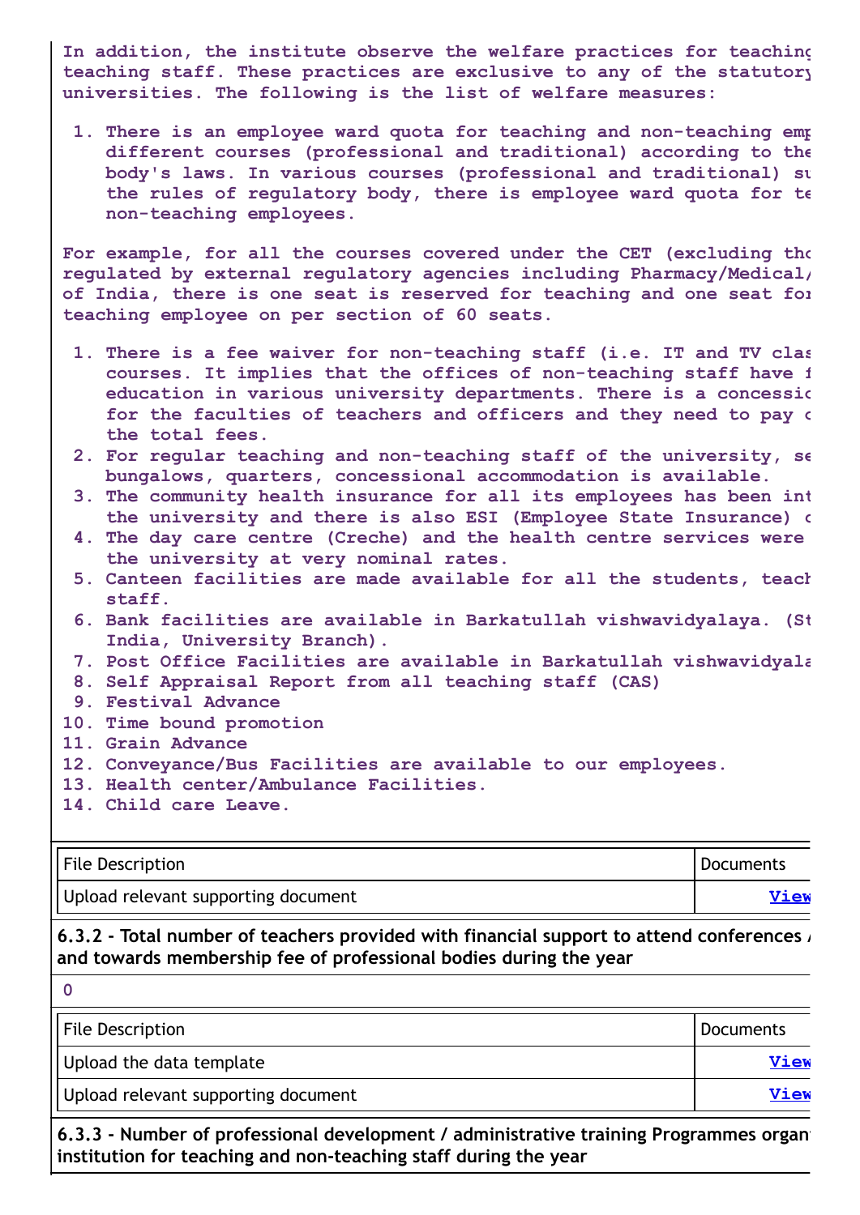In addition, the institute observe the welfare practices for teaching teaching staff. These practices are exclusive to any of the statutory universities. The following is the list of welfare measures:

1. There is an employee ward quota for teaching and non-teaching emp different courses (professional and traditional) according to the body's laws. In various courses (professional and traditional) su the rules of regulatory body, there is employee ward quota for te non-teaching employees.

For example, for all the courses covered under the CET (excluding tho regulated by external regulatory agencies including Pharmacy/Medical/ of India, there is one seat is reserved for teaching and one seat for teaching employee on per section of 60 seats.

1. There is a fee waiver for non-teaching staff (i.e. IT and TV clas courses. It implies that the offices of non-teaching staff have f education in various university departments. There is a concessio for the faculties of teachers and officers and they need to pay o the total fees.
2. For regular teaching and non-teaching staff of the university, se bungalows, quarters, concessional accommodation is available.
3. The community health insurance for all its employees has been int the university and there is also ESI (Employee State Insurance) c
4. The day care centre (Creche) and the health centre services were the university at very nominal rates.
5. Canteen facilities are made available for all the students, teach staff.
6. Bank facilities are available in Barkatullah vishwavidyalaya. (St India, University Branch).
7. Post Office Facilities are available in Barkatullah vishwavidyala
8. Self Appraisal Report from all teaching staff (CAS)
9. Festival Advance
10. Time bound promotion
11. Grain Advance
12. Conveyance/Bus Facilities are available to our employees.
13. Health center/Ambulance Facilities.
14. Child care Leave.

| File Description | Documents |
| --- | --- |
| Upload relevant supporting document | View |

**6.3.2 - Total number of teachers provided with financial support to attend conferences / and towards membership fee of professional bodies during the year**

0

| File Description | Documents |
| --- | --- |
| Upload the data template | View |
| Upload relevant supporting document | View |

**6.3.3 - Number of professional development / administrative training Programmes organ institution for teaching and non-teaching staff during the year**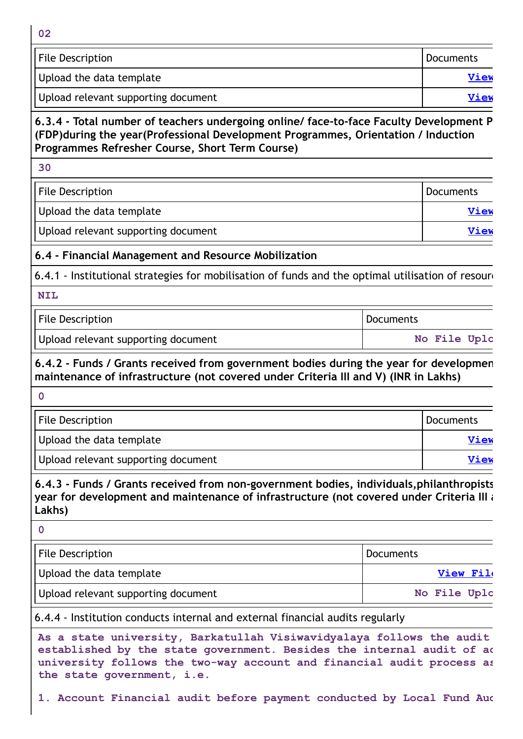02

| File Description | Documents |
|---|---|
| Upload the data template | View |
| Upload relevant supporting document | View |

**6.3.4 - Total number of teachers undergoing online/ face-to-face Faculty Development P (FDP)during the year(Professional Development Programmes, Orientation / Induction Programmes Refresher Course, Short Term Course)**

30

| File Description | Documents |
|---|---|
| Upload the data template | View |
| Upload relevant supporting document | View |

**6.4 - Financial Management and Resource Mobilization**

6.4.1 - Institutional strategies for mobilisation of funds and the optimal utilisation of resour

NIL

| File Description | Documents |
|---|---|
| Upload relevant supporting document | No File Uplo |

**6.4.2 - Funds / Grants received from government bodies during the year for developmen maintenance of infrastructure (not covered under Criteria III and V) (INR in Lakhs)**

0

| File Description | Documents |
|---|---|
| Upload the data template | View |
| Upload relevant supporting document | View |

**6.4.3 - Funds / Grants received from non-government bodies, individuals,philanthropists year for development and maintenance of infrastructure (not covered under Criteria III a Lakhs)**

0

| File Description | Documents |
|---|---|
| Upload the data template | View Fil |
| Upload relevant supporting document | No File Uplo |

6.4.4 - Institution conducts internal and external financial audits regularly

As a state university, Barkatullah Visiwavidyalaya follows the audit established by the state government. Besides the internal audit of ac university follows the two-way account and financial audit process as the state government, i.e.

1. Account Financial audit before payment conducted by Local Fund Aud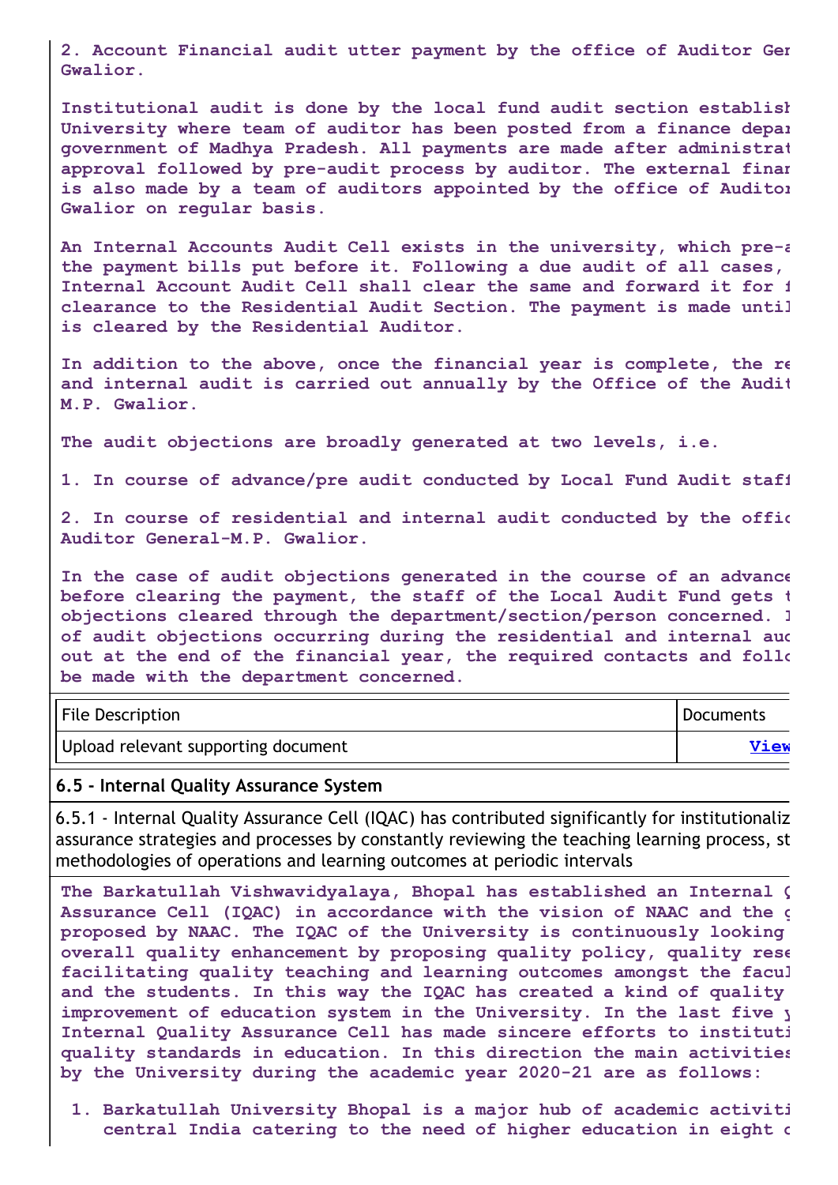**2. Account Financial audit utter payment by the office of Auditor Ger Gwalior.**

**Institutional audit is done by the local fund audit section establish University where team of auditor has been posted from a finance depa government of Madhya Pradesh. All payments are made after administrat approval followed by pre-audit process by auditor. The external finar is also made by a team of auditors appointed by the office of Auditor Gwalior on regular basis.**

**An Internal Accounts Audit Cell exists in the university, which pre-a the payment bills put before it. Following a due audit of all cases, Internal Account Audit Cell shall clear the same and forward it for f clearance to the Residential Audit Section. The payment is made until is cleared by the Residential Auditor.**

**In addition to the above, once the financial year is complete, the re and internal audit is carried out annually by the Office of the Audit M.P. Gwalior.**

**The audit objections are broadly generated at two levels, i.e.**

**1. In course of advance/pre audit conducted by Local Fund Audit staff**

**2. In course of residential and internal audit conducted by the offic Auditor General-M.P. Gwalior.**

**In the case of audit objections generated in the course of an advance before clearing the payment, the staff of the Local Audit Fund gets t objections cleared through the department/section/person concerned. I of audit objections occurring during the residential and internal auc out at the end of the financial year, the required contacts and follo be made with the department concerned.**

| File Description | Documents |
|---|---|
| Upload relevant supporting document | View |

## 6.5 - Internal Quality Assurance System

6.5.1 - Internal Quality Assurance Cell (IQAC) has contributed significantly for institutionaliz assurance strategies and processes by constantly reviewing the teaching learning process, st methodologies of operations and learning outcomes at periodic intervals

**The Barkatullah Vishwavidyalaya, Bhopal has established an Internal Q Assurance Cell (IQAC) in accordance with the vision of NAAC and the g proposed by NAAC. The IQAC of the University is continuously looking overall quality enhancement by proposing quality policy, quality rese facilitating quality teaching and learning outcomes amongst the facul and the students. In this way the IQAC has created a kind of quality improvement of education system in the University. In the last five y Internal Quality Assurance Cell has made sincere efforts to instituti quality standards in education. In this direction the main activities by the University during the academic year 2020-21 are as follows:**

1. **Barkatullah University Bhopal is a major hub of academic activiti central India catering to the need of higher education in eight c**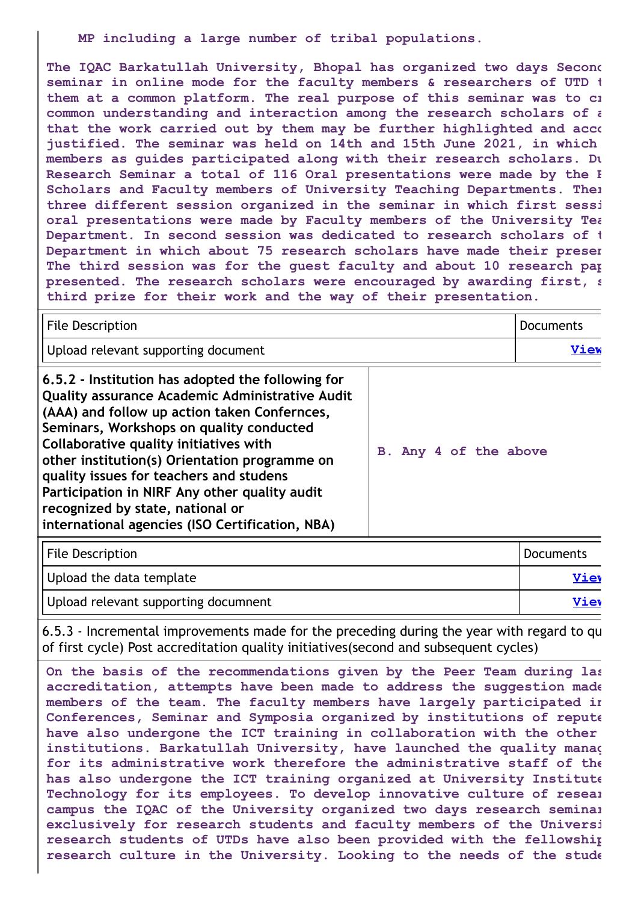MP including a large number of tribal populations.

The IQAC Barkatullah University, Bhopal has organized two days Second seminar in online mode for the faculty members & researchers of UTD t them at a common platform. The real purpose of this seminar was to cr common understanding and interaction among the research scholars of a that the work carried out by them may be further highlighted and acco justified. The seminar was held on 14th and 15th June 2021, in which members as guides participated along with their research scholars. Du Research Seminar a total of 116 Oral presentations were made by the R Scholars and Faculty members of University Teaching Departments. Ther three different session organized in the seminar in which first sessi oral presentations were made by Faculty members of the University Tea Department. In second session was dedicated to research scholars of t Department in which about 75 research scholars have made their preser The third session was for the guest faculty and about 10 research pap presented. The research scholars were encouraged by awarding first, s third prize for their work and the way of their presentation.

| File Description | Documents |
|---|---|
| Upload relevant supporting document | View |

| 6.5.2 - Institution has adopted the following for Quality assurance Academic Administrative Audit (AAA) and follow up action taken Confernces, Seminars, Workshops on quality conducted Collaborative quality initiatives with other institution(s) Orientation programme on quality issues for teachers and studens Participation in NIRF Any other quality audit recognized by state, national or international agencies (ISO Certification, NBA) | B. Any 4 of the above |
|---|---|

| File Description | Documents |
|---|---|
| Upload the data template | View |
| Upload relevant supporting docunment | View |

6.5.3 - Incremental improvements made for the preceding during the year with regard to qu of first cycle) Post accreditation quality initiatives(second and subsequent cycles)

On the basis of the recommendations given by the Peer Team during las accreditation, attempts have been made to address the suggestion made members of the team. The faculty members have largely participated ir Conferences, Seminar and Symposia organized by institutions of repute have also undergone the ICT training in collaboration with the other institutions. Barkatullah University, have launched the quality manag for its administrative work therefore the administrative staff of the has also undergone the ICT training organized at University Institute Technology for its employees. To develop innovative culture of resear campus the IQAC of the University organized two days research seminar exclusively for research students and faculty members of the Universi research students of UTDs have also been provided with the fellowship research culture in the University. Looking to the needs of the stude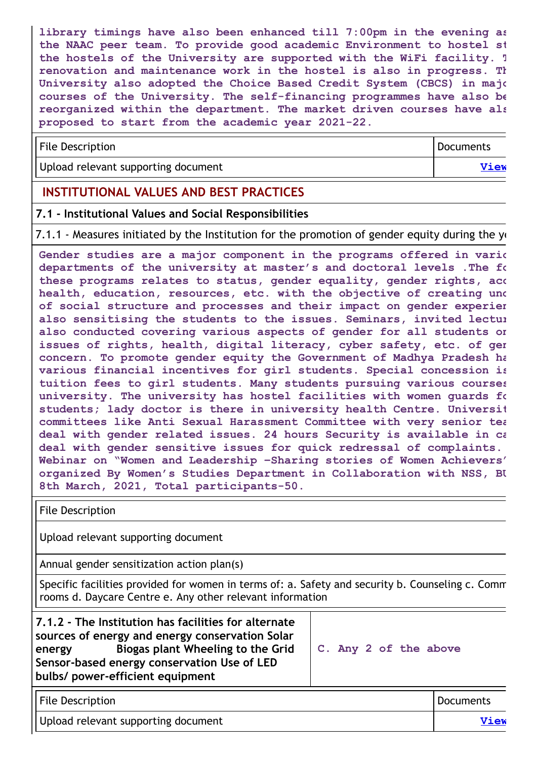library timings have also been enhanced till 7:00pm in the evening as the NAAC peer team. To provide good academic Environment to hostel st the hostels of the University are supported with the WiFi facility. T renovation and maintenance work in the hostel is also in progress. Th University also adopted the Choice Based Credit System (CBCS) in majo courses of the University. The self-financing programmes have also be reorganized within the department. The market driven courses have als proposed to start from the academic year 2021-22.

| File Description | Documents |
|---|---|
| Upload relevant supporting document | View |

## INSTITUTIONAL VALUES AND BEST PRACTICES

### 7.1 - Institutional Values and Social Responsibilities

7.1.1 - Measures initiated by the Institution for the promotion of gender equity during the y

Gender studies are a major component in the programs offered in vario departments of the university at master's and doctoral levels .The fo these programs relates to status, gender equality, gender rights, acc health, education, resources, etc. with the objective of creating und of social structure and processes and their impact on gender experien also sensitising the students to the issues. Seminars, invited lectu also conducted covering various aspects of gender for all students or issues of rights, health, digital literacy, cyber safety, etc. of gen concern. To promote gender equity the Government of Madhya Pradesh ha various financial incentives for girl students. Special concession is tuition fees to girl students. Many students pursuing various courses university. The university has hostel facilities with women guards fo students; lady doctor is there in university health Centre. Universit committees like Anti Sexual Harassment Committee with very senior tea deal with gender related issues. 24 hours Security is available in ca deal with gender sensitive issues for quick redressal of complaints. Webinar on "Women and Leadership –Sharing stories of Women Achievers' organized By Women's Studies Department in Collaboration with NSS, BU 8th March, 2021, Total participants-50.

| File Description |
|---|
| Upload relevant supporting document |
| Annual gender sensitization action plan(s) |
| Specific facilities provided for women in terms of: a. Safety and security b. Counseling c. Comm rooms d. Daycare Centre e. Any other relevant information |

| **7.1.2 - The Institution has facilities for alternate sources of energy and energy conservation Solar energy Biogas plant Wheeling to the Grid Sensor-based energy conservation Use of LED bulbs/ power-efficient equipment** | C. Any 2 of the above |
|---|---|

| File Description | Documents |
|---|---|
| Upload relevant supporting document | View |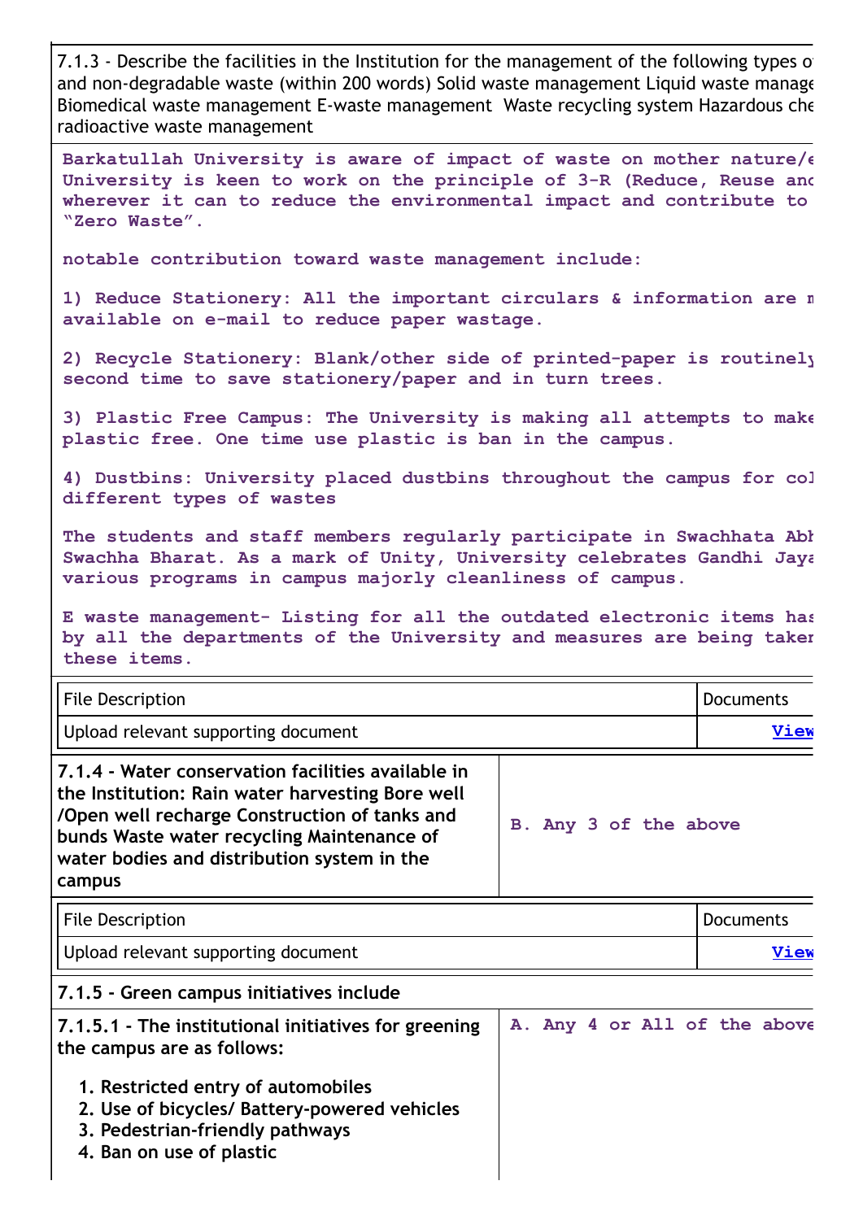7.1.3 - Describe the facilities in the Institution for the management of the following types o and non-degradable waste (within 200 words) Solid waste management Liquid waste manage Biomedical waste management E-waste management Waste recycling system Hazardous che radioactive waste management

**Barkatullah University is aware of impact of waste on mother nature/e University is keen to work on the principle of 3-R (Reduce, Reuse and wherever it can to reduce the environmental impact and contribute to "Zero Waste".**

**notable contribution toward waste management include:**

**1) Reduce Stationery: All the important circulars & information are m available on e-mail to reduce paper wastage.**

**2) Recycle Stationery: Blank/other side of printed-paper is routinely second time to save stationery/paper and in turn trees.**

**3) Plastic Free Campus: The University is making all attempts to make plastic free. One time use plastic is ban in the campus.**

**4) Dustbins: University placed dustbins throughout the campus for col different types of wastes**

**The students and staff members regularly participate in Swachhata Abh Swachha Bharat. As a mark of Unity, University celebrates Gandhi Jaya various programs in campus majorly cleanliness of campus.**

**E waste management- Listing for all the outdated electronic items has by all the departments of the University and measures are being taken these items.**

| File Description | Documents |
|---|---|
| Upload relevant supporting document | View |

| 7.1.4 - Water conservation facilities available in the Institution: Rain water harvesting Bore well /Open well recharge Construction of tanks and bunds Waste water recycling Maintenance of water bodies and distribution system in the campus | B. Any 3 of the above |
|---|---|

| File Description | Documents |
|---|---|
| Upload relevant supporting document | View |

**7.1.5 - Green campus initiatives include**

| 7.1.5.1 - The institutional initiatives for greening the campus are as follows:<br><br>1. Restricted entry of automobiles<br>2. Use of bicycles/ Battery-powered vehicles<br>3. Pedestrian-friendly pathways<br>4. Ban on use of plastic | A. Any 4 or All of the above |
|---|---|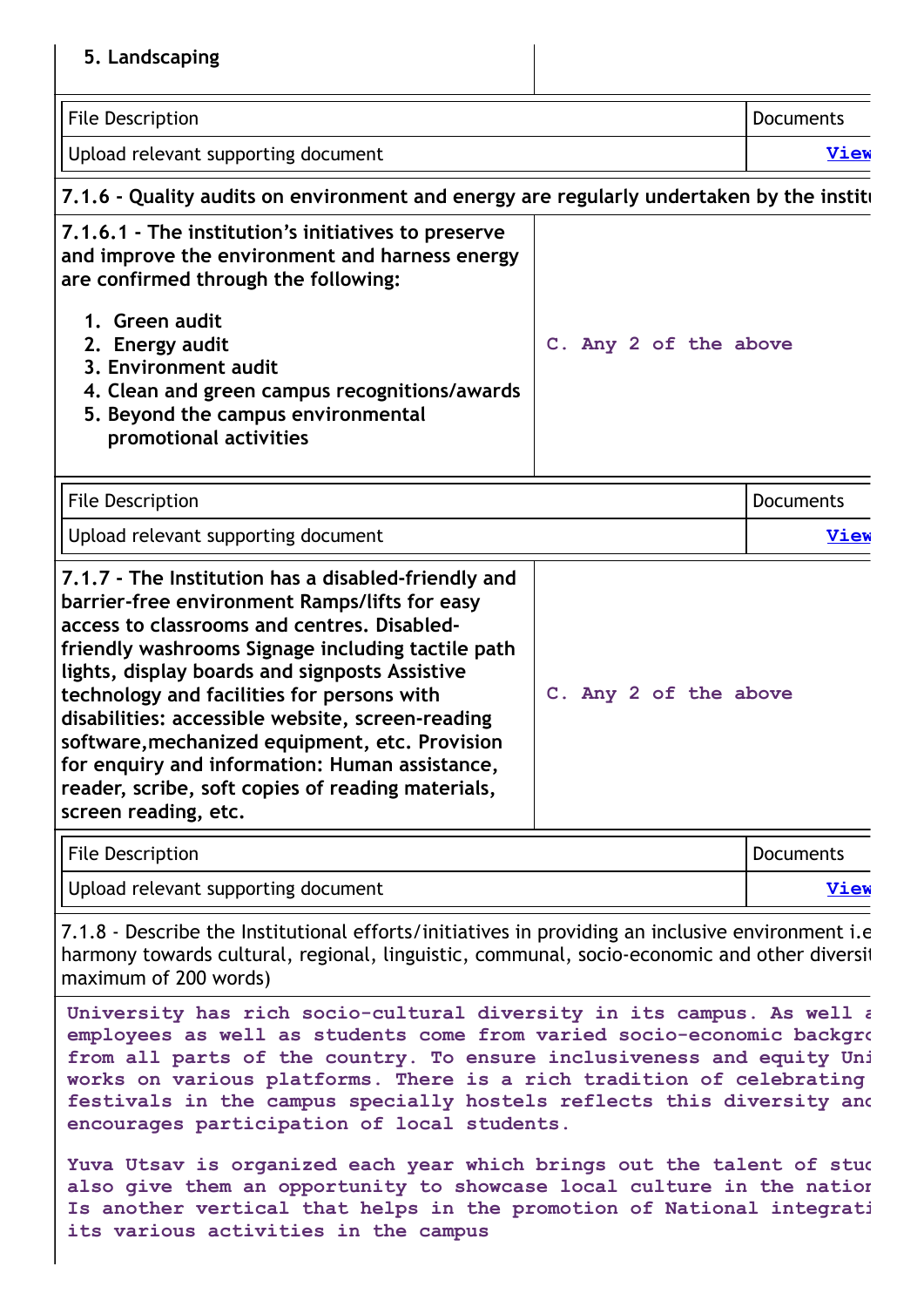| 5. Landscaping | |
|---|---|

| File Description | Documents |
|---|---|
| Upload relevant supporting document | View |

**7.1.6 - Quality audits on environment and energy are regularly undertaken by the instit**

| **7.1.6.1 - The institution's initiatives to preserve and improve the environment and harness energy are confirmed through the following:** 1. Green audit 2. Energy audit 3. Environment audit 4. Clean and green campus recognitions/awards 5. Beyond the campus environmental promotional activities | C. Any 2 of the above |
|---|---|

| File Description | Documents |
|---|---|
| Upload relevant supporting document | View |

| **7.1.7 - The Institution has a disabled-friendly and barrier-free environment Ramps/lifts for easy access to classrooms and centres. Disabled-friendly washrooms Signage including tactile path lights, display boards and signposts Assistive technology and facilities for persons with disabilities: accessible website, screen-reading software,mechanized equipment, etc. Provision for enquiry and information: Human assistance, reader, scribe, soft copies of reading materials, screen reading, etc.** | C. Any 2 of the above |
|---|---|

| File Description | Documents |
|---|---|
| Upload relevant supporting document | View |

7.1.8 - Describe the Institutional efforts/initiatives in providing an inclusive environment i.e harmony towards cultural, regional, linguistic, communal, socio-economic and other diversit maximum of 200 words)

University has rich socio-cultural diversity in its campus. As well a employees as well as students come from varied socio-economic backgro from all parts of the country. To ensure inclusiveness and equity Uni works on various platforms. There is a rich tradition of celebrating festivals in the campus specially hostels reflects this diversity and encourages participation of local students.

Yuva Utsav is organized each year which brings out the talent of stud also give them an opportunity to showcase local culture in the nation Is another vertical that helps in the promotion of National integrati its various activities in the campus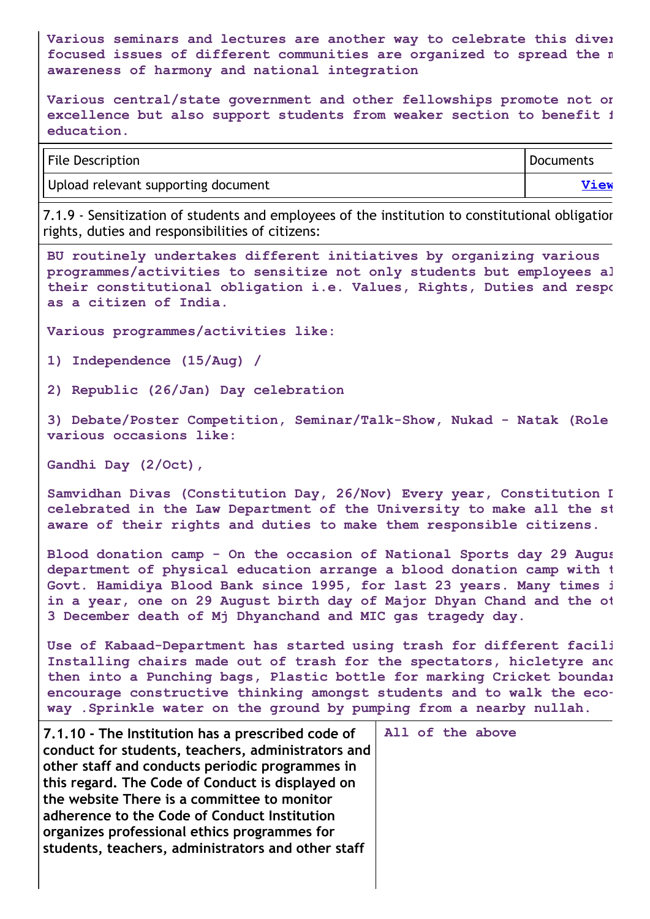Various seminars and lectures are another way to celebrate this diver focused issues of different communities are organized to spread the m awareness of harmony and national integration

Various central/state government and other fellowships promote not or excellence but also support students from weaker section to benefit f education.

| File Description | Documents |
|---|---|
| Upload relevant supporting document | View |

7.1.9 - Sensitization of students and employees of the institution to constitutional obligatior rights, duties and responsibilities of citizens:

BU routinely undertakes different initiatives by organizing various programmes/activities to sensitize not only students but employees al their constitutional obligation i.e. Values, Rights, Duties and respo as a citizen of India.

Various programmes/activities like:

1) Independence (15/Aug) /

2) Republic (26/Jan) Day celebration

3) Debate/Poster Competition, Seminar/Talk-Show, Nukad - Natak (Role various occasions like:

Gandhi Day (2/Oct),

Samvidhan Divas (Constitution Day, 26/Nov) Every year, Constitution I celebrated in the Law Department of the University to make all the st aware of their rights and duties to make them responsible citizens.

Blood donation camp - On the occasion of National Sports day 29 Augus department of physical education arrange a blood donation camp with t Govt. Hamidiya Blood Bank since 1995, for last 23 years. Many times i in a year, one on 29 August birth day of Major Dhyan Chand and the ot 3 December death of Mj Dhyanchand and MIC gas tragedy day.

Use of Kabaad-Department has started using trash for different facili Installing chairs made out of trash for the spectators, hicletyre anc then into a Punching bags, Plastic bottle for marking Cricket boundar encourage constructive thinking amongst students and to walk the eco- way .Sprinkle water on the ground by pumping from a nearby nullah.

| **7.1.10 - The Institution has a prescribed code of conduct for students, teachers, administrators and other staff and conducts periodic programmes in this regard. The Code of Conduct is displayed on the website There is a committee to monitor adherence to the Code of Conduct Institution organizes professional ethics programmes for students, teachers, administrators and other staff** | All of the above |
|---|---|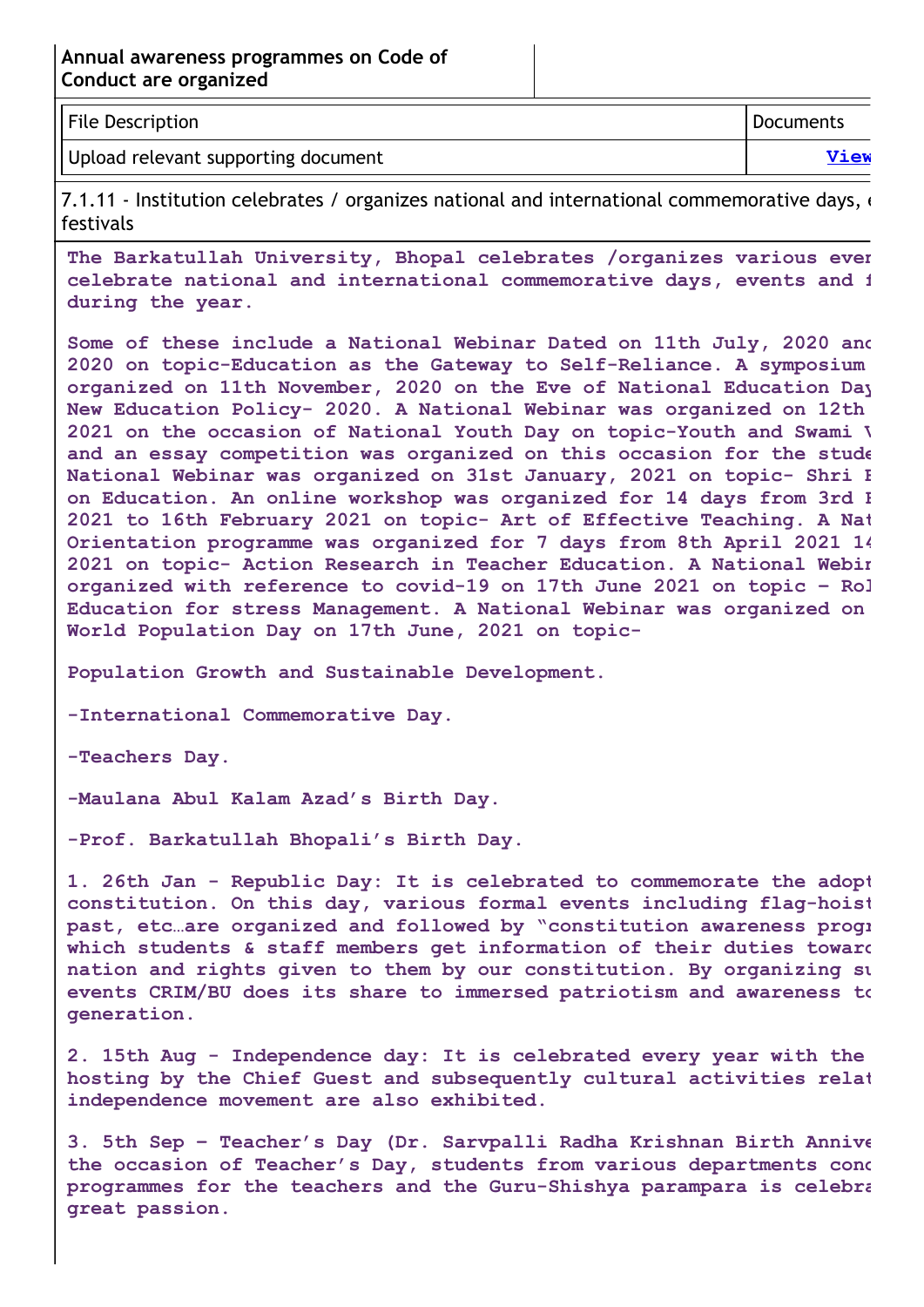| Annual awareness programmes on Code of Conduct are organized | |
|---|---|

| File Description | Documents |
|---|---|
| Upload relevant supporting document | View |

7.1.11 - Institution celebrates / organizes national and international commemorative days, e festivals

**The Barkatullah University, Bhopal celebrates /organizes various ever celebrate national and international commemorative days, events and f during the year.**

**Some of these include a National Webinar Dated on 11th July, 2020 and 2020 on topic-Education as the Gateway to Self-Reliance. A symposium organized on 11th November, 2020 on the Eve of National Education Day New Education Policy- 2020. A National Webinar was organized on 12th 2021 on the occasion of National Youth Day on topic-Youth and Swami V and an essay competition was organized on this occasion for the stude National Webinar was organized on 31st January, 2021 on topic- Shri E on Education. An online workshop was organized for 14 days from 3rd F 2021 to 16th February 2021 on topic- Art of Effective Teaching. A Nat Orientation programme was organized for 7 days from 8th April 2021 14 2021 on topic- Action Research in Teacher Education. A National Webin organized with reference to covid-19 on 17th June 2021 on topic – Rol Education for stress Management. A National Webinar was organized on World Population Day on 17th June, 2021 on topic-**

**Population Growth and Sustainable Development.**

**-International Commemorative Day.**

**-Teachers Day.**

**-Maulana Abul Kalam Azad's Birth Day.**

**-Prof. Barkatullah Bhopali's Birth Day.**

**1. 26th Jan - Republic Day: It is celebrated to commemorate the adopt constitution. On this day, various formal events including flag-hoist past, etc…are organized and followed by "constitution awareness progr which students & staff members get information of their duties towarc nation and rights given to them by our constitution. By organizing su events CRIM/BU does its share to immersed patriotism and awareness to generation.**

**2. 15th Aug - Independence day: It is celebrated every year with the hosting by the Chief Guest and subsequently cultural activities relat independence movement are also exhibited.**

**3. 5th Sep – Teacher's Day (Dr. Sarvpalli Radha Krishnan Birth Annive the occasion of Teacher's Day, students from various departments conc programmes for the teachers and the Guru-Shishya parampara is celebra great passion.**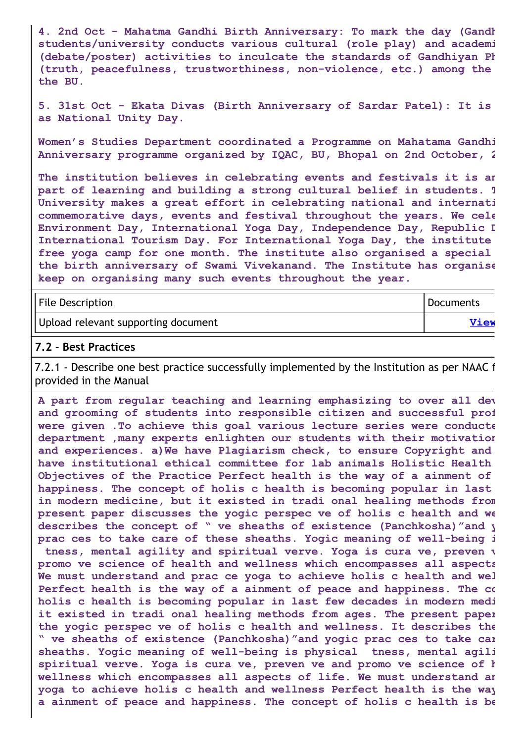**4. 2nd Oct - Mahatma Gandhi Birth Anniversary: To mark the day (Gandh students/university conducts various cultural (role play) and academi (debate/poster) activities to inculcate the standards of Gandhiyan Ph (truth, peacefulness, trustworthiness, non-violence, etc.) among the the BU.**

**5. 31st Oct - Ekata Divas (Birth Anniversary of Sardar Patel): It is as National Unity Day.**

**Women's Studies Department coordinated a Programme on Mahatama Gandhi Anniversary programme organized by IQAC, BU, Bhopal on 2nd October, 2**

**The institution believes in celebrating events and festivals it is an part of learning and building a strong cultural belief in students. T University makes a great effort in celebrating national and internati commemorative days, events and festival throughout the years. We cele Environment Day, International Yoga Day, Independence Day, Republic D International Tourism Day. For International Yoga Day, the institute free yoga camp for one month. The institute also organised a special the birth anniversary of Swami Vivekanand. The Institute has organise keep on organising many such events throughout the year.**

| File Description | Documents |
|---|---|
| Upload relevant supporting document | View |

**7.2 - Best Practices**

7.2.1 - Describe one best practice successfully implemented by the Institution as per NAAC f provided in the Manual

**A part from regular teaching and learning emphasizing to over all dev and grooming of students into responsible citizen and successful prof were given .To achieve this goal various lecture series were conducte department ,many experts enlighten our students with their motivation and experiences. a)We have Plagiarism check, to ensure Copyright and have institutional ethical committee for lab animals Holistic Health Objectives of the Practice Perfect health is the way of a ainment of happiness. The concept of holis c health is becoming popular in last in modern medicine, but it existed in tradi onal healing methods from present paper discusses the yogic perspec ve of holis c health and we describes the concept of " ve sheaths of existence (Panchkosha)"and y prac ces to take care of these sheaths. Yogic meaning of well-being i tness, mental agility and spiritual verve. Yoga is cura ve, preven v promo ve science of health and wellness which encompasses all aspects We must understand and prac ce yoga to achieve holis c health and wel Perfect health is the way of a ainment of peace and happiness. The co holis c health is becoming popular in last few decades in modern medi it existed in tradi onal healing methods from ages. The present paper the yogic perspec ve of holis c health and wellness. It describes the " ve sheaths of existence (Panchkosha)"and yogic prac ces to take car sheaths. Yogic meaning of well-being is physical tness, mental agili spiritual verve. Yoga is cura ve, preven ve and promo ve science of h wellness which encompasses all aspects of life. We must understand an yoga to achieve holis c health and wellness Perfect health is the way a ainment of peace and happiness. The concept of holis c health is be**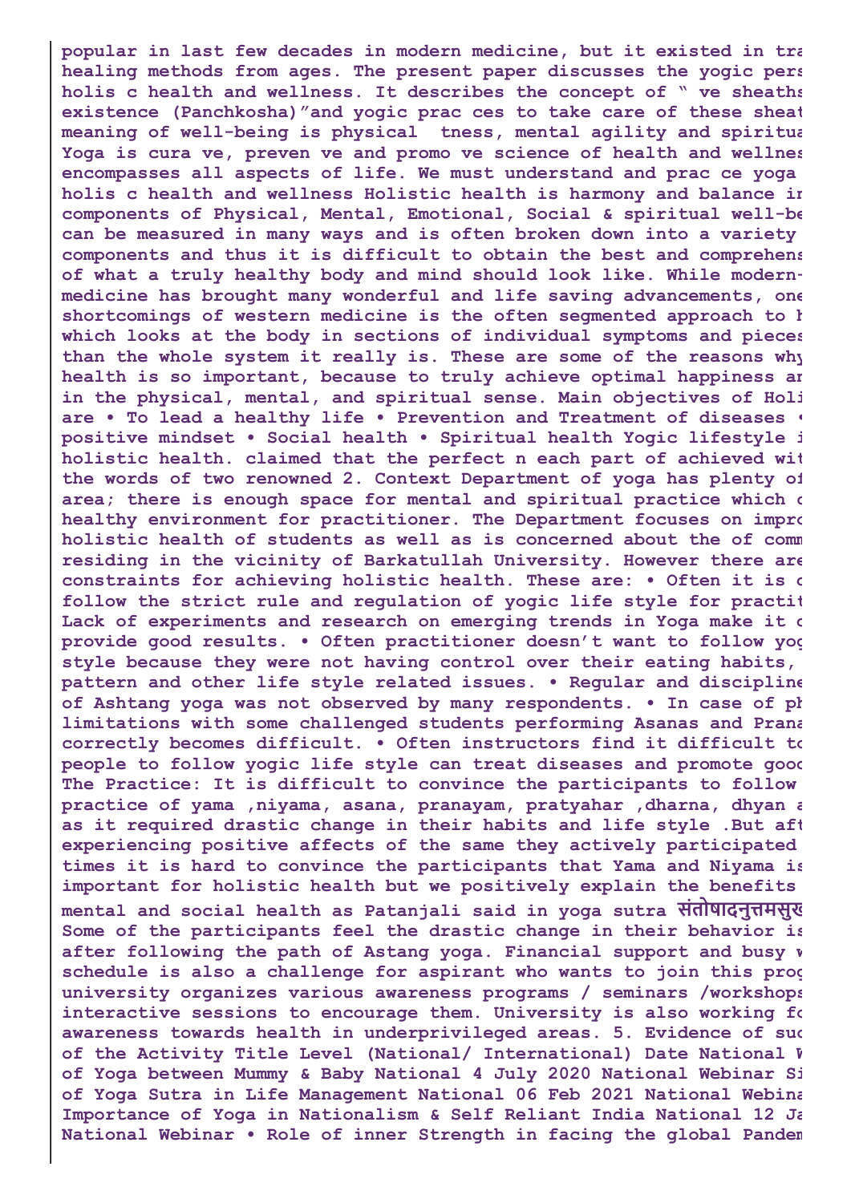**popular in last few decades in modern medicine, but it existed in tra healing methods from ages. The present paper discusses the yogic pers holis c health and wellness. It describes the concept of " ve sheaths existence (Panchkosha)"and yogic prac ces to take care of these sheat meaning of well-being is physical tness, mental agility and spiritua Yoga is cura ve, preven ve and promo ve science of health and wellnes encompasses all aspects of life. We must understand and prac ce yoga holis c health and wellness Holistic health is harmony and balance ir components of Physical, Mental, Emotional, Social & spiritual well-be can be measured in many ways and is often broken down into a variety components and thus it is difficult to obtain the best and comprehens of what a truly healthy body and mind should look like. While modern- medicine has brought many wonderful and life saving advancements, one shortcomings of western medicine is the often segmented approach to h which looks at the body in sections of individual symptoms and pieces than the whole system it really is. These are some of the reasons why health is so important, because to truly achieve optimal happiness ar in the physical, mental, and spiritual sense. Main objectives of Holi are • To lead a healthy life • Prevention and Treatment of diseases • positive mindset • Social health • Spiritual health Yogic lifestyle i holistic health. claimed that the perfect n each part of achieved wit the words of two renowned 2. Context Department of yoga has plenty of area; there is enough space for mental and spiritual practice which c healthy environment for practitioner. The Department focuses on impro holistic health of students as well as is concerned about the of comm residing in the vicinity of Barkatullah University. However there are constraints for achieving holistic health. These are: • Often it is c follow the strict rule and regulation of yogic life style for practit Lack of experiments and research on emerging trends in Yoga make it c provide good results. • Often practitioner doesn't want to follow yog style because they were not having control over their eating habits, pattern and other life style related issues. • Regular and discipline of Ashtang yoga was not observed by many respondents. • In case of ph limitations with some challenged students performing Asanas and Prana correctly becomes difficult. • Often instructors find it difficult to people to follow yogic life style can treat diseases and promote gooc The Practice: It is difficult to convince the participants to follow practice of yama ,niyama, asana, pranayam, pratyahar ,dharna, dhyan a as it required drastic change in their habits and life style .But aft experiencing positive affects of the same they actively participated times it is hard to convince the participants that Yama and Niyama is important for holistic health but we positively explain the benefits mental and social health as Patanjali said in yoga sutra संतोषादनुत्तमसुख Some of the participants feel the drastic change in their behavior is after following the path of Astang yoga. Financial support and busy w schedule is also a challenge for aspirant who wants to join this prog university organizes various awareness programs / seminars /workshops interactive sessions to encourage them. University is also working fo awareness towards health in underprivileged areas. 5. Evidence of suc of the Activity Title Level (National/ International) Date National W of Yoga between Mummy & Baby National 4 July 2020 National Webinar Si of Yoga Sutra in Life Management National 06 Feb 2021 National Webina Importance of Yoga in Nationalism & Self Reliant India National 12 Ja National Webinar • Role of inner Strength in facing the global Pandem**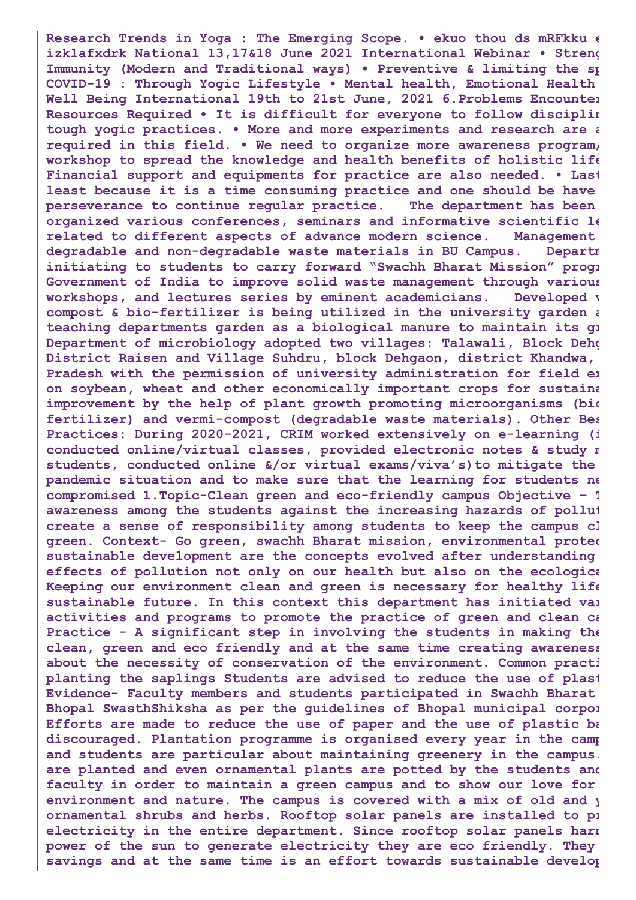**Research Trends in Yoga : The Emerging Scope. • ekuo thou ds mRFkku e izklafxdrk National 13,17&18 June 2021 International Webinar • Streng Immunity (Modern and Traditional ways) • Preventive & limiting the sp COVID-19 : Through Yogic Lifestyle • Mental health, Emotional Health Well Being International 19th to 21st June, 2021 6.Problems Encounter Resources Required • It is difficult for everyone to follow disciplin tough yogic practices. • More and more experiments and research are a required in this field. • We need to organize more awareness program/ workshop to spread the knowledge and health benefits of holistic life Financial support and equipments for practice are also needed. • Last least because it is a time consuming practice and one should be have perseverance to continue regular practice. The department has been organized various conferences, seminars and informative scientific le related to different aspects of advance modern science. Management degradable and non-degradable waste materials in BU Campus. Departm initiating to students to carry forward "Swachh Bharat Mission" progr Government of India to improve solid waste management through various workshops, and lectures series by eminent academicians. Developed v compost & bio-fertilizer is being utilized in the university garden a teaching departments garden as a biological manure to maintain its gr Department of microbiology adopted two villages: Talawali, Block Dehg District Raisen and Village Suhdru, block Dehgaon, district Khandwa, Pradesh with the permission of university administration for field ex on soybean, wheat and other economically important crops for sustaina improvement by the help of plant growth promoting microorganisms (bio fertilizer) and vermi-compost (degradable waste materials). Other Bes Practices: During 2020-2021, CRIM worked extensively on e-learning (i conducted online/virtual classes, provided electronic notes & study m students, conducted online &/or virtual exams/viva's)to mitigate the pandemic situation and to make sure that the learning for students ne compromised 1.Topic-Clean green and eco-friendly campus Objective – T awareness among the students against the increasing hazards of pollut create a sense of responsibility among students to keep the campus cl green. Context- Go green, swachh Bharat mission, environmental protec sustainable development are the concepts evolved after understanding effects of pollution not only on our health but also on the ecologica Keeping our environment clean and green is necessary for healthy life sustainable future. In this context this department has initiated var activities and programs to promote the practice of green and clean ca Practice - A significant step in involving the students in making the clean, green and eco friendly and at the same time creating awareness about the necessity of conservation of the environment. Common practi planting the saplings Students are advised to reduce the use of plast Evidence- Faculty members and students participated in Swachh Bharat Bhopal SwasthShiksha as per the guidelines of Bhopal municipal corpor Efforts are made to reduce the use of paper and the use of plastic ba discouraged. Plantation programme is organised every year in the camp and students are particular about maintaining greenery in the campus. are planted and even ornamental plants are potted by the students and faculty in order to maintain a green campus and to show our love for environment and nature. The campus is covered with a mix of old and y ornamental shrubs and herbs. Rooftop solar panels are installed to pr electricity in the entire department. Since rooftop solar panels harn power of the sun to generate electricity they are eco friendly. They savings and at the same time is an effort towards sustainable develop**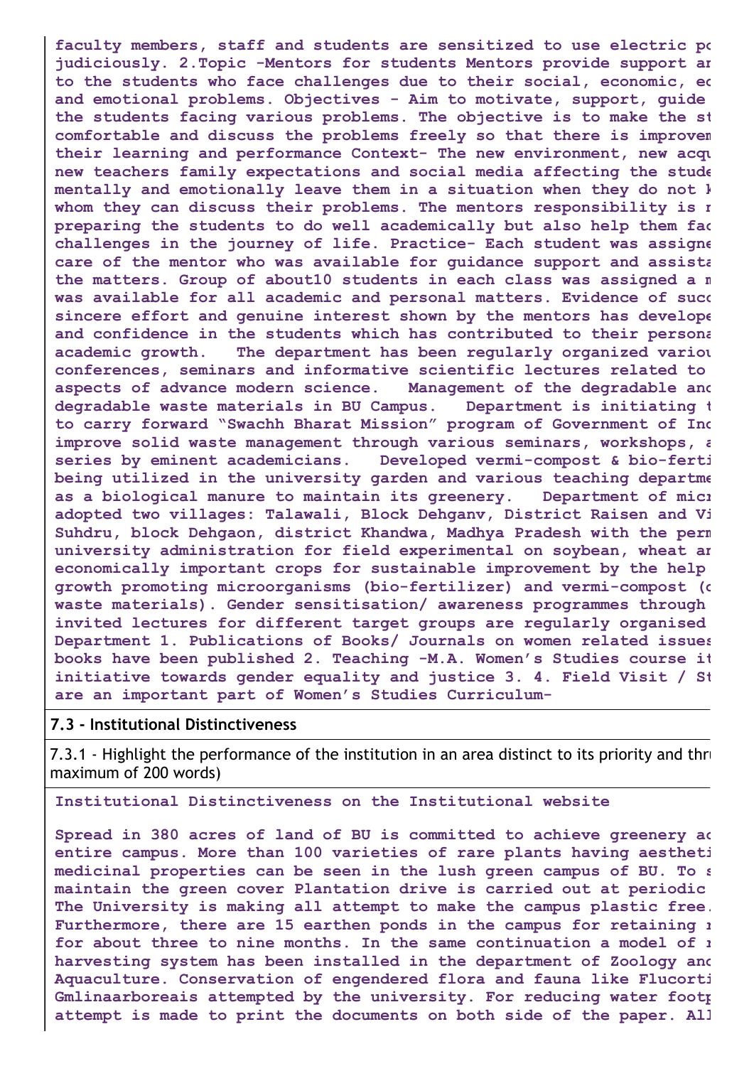**faculty members, staff and students are sensitized to use electric po judiciously. 2.Topic -Mentors for students Mentors provide support ar to the students who face challenges due to their social, economic, ec and emotional problems. Objectives - Aim to motivate, support, guide the students facing various problems. The objective is to make the st comfortable and discuss the problems freely so that there is improven their learning and performance Context- The new environment, new acqu new teachers family expectations and social media affecting the stude mentally and emotionally leave them in a situation when they do not k whom they can discuss their problems. The mentors responsibility is r preparing the students to do well academically but also help them fac challenges in the journey of life. Practice- Each student was assigne care of the mentor who was available for guidance support and assista the matters. Group of about10 students in each class was assigned a m was available for all academic and personal matters. Evidence of succ sincere effort and genuine interest shown by the mentors has develope and confidence in the students which has contributed to their persona academic growth. The department has been regularly organized variou conferences, seminars and informative scientific lectures related to aspects of advance modern science. Management of the degradable and degradable waste materials in BU Campus. Department is initiating t to carry forward "Swachh Bharat Mission" program of Government of Inc improve solid waste management through various seminars, workshops, a series by eminent academicians. Developed vermi-compost & bio-ferti being utilized in the university garden and various teaching departme as a biological manure to maintain its greenery. Department of micr adopted two villages: Talawali, Block Dehganv, District Raisen and Vi Suhdru, block Dehgaon, district Khandwa, Madhya Pradesh with the perm university administration for field experimental on soybean, wheat ar economically important crops for sustainable improvement by the help growth promoting microorganisms (bio-fertilizer) and vermi-compost (c waste materials). Gender sensitisation/ awareness programmes through invited lectures for different target groups are regularly organised Department 1. Publications of Books/ Journals on women related issues books have been published 2. Teaching -M.A. Women's Studies course it initiative towards gender equality and justice 3. 4. Field Visit / St are an important part of Women's Studies Curriculum-**

## 7.3 - Institutional Distinctiveness

7.3.1 - Highlight the performance of the institution in an area distinct to its priority and thru maximum of 200 words)

**Institutional Distinctiveness on the Institutional website**

**Spread in 380 acres of land of BU is committed to achieve greenery ac entire campus. More than 100 varieties of rare plants having aestheti medicinal properties can be seen in the lush green campus of BU. To s maintain the green cover Plantation drive is carried out at periodic The University is making all attempt to make the campus plastic free. Furthermore, there are 15 earthen ponds in the campus for retaining r for about three to nine months. In the same continuation a model of r harvesting system has been installed in the department of Zoology and Aquaculture. Conservation of engendered flora and fauna like Flucorti Gmlinaarboreais attempted by the university. For reducing water footp attempt is made to print the documents on both side of the paper. All**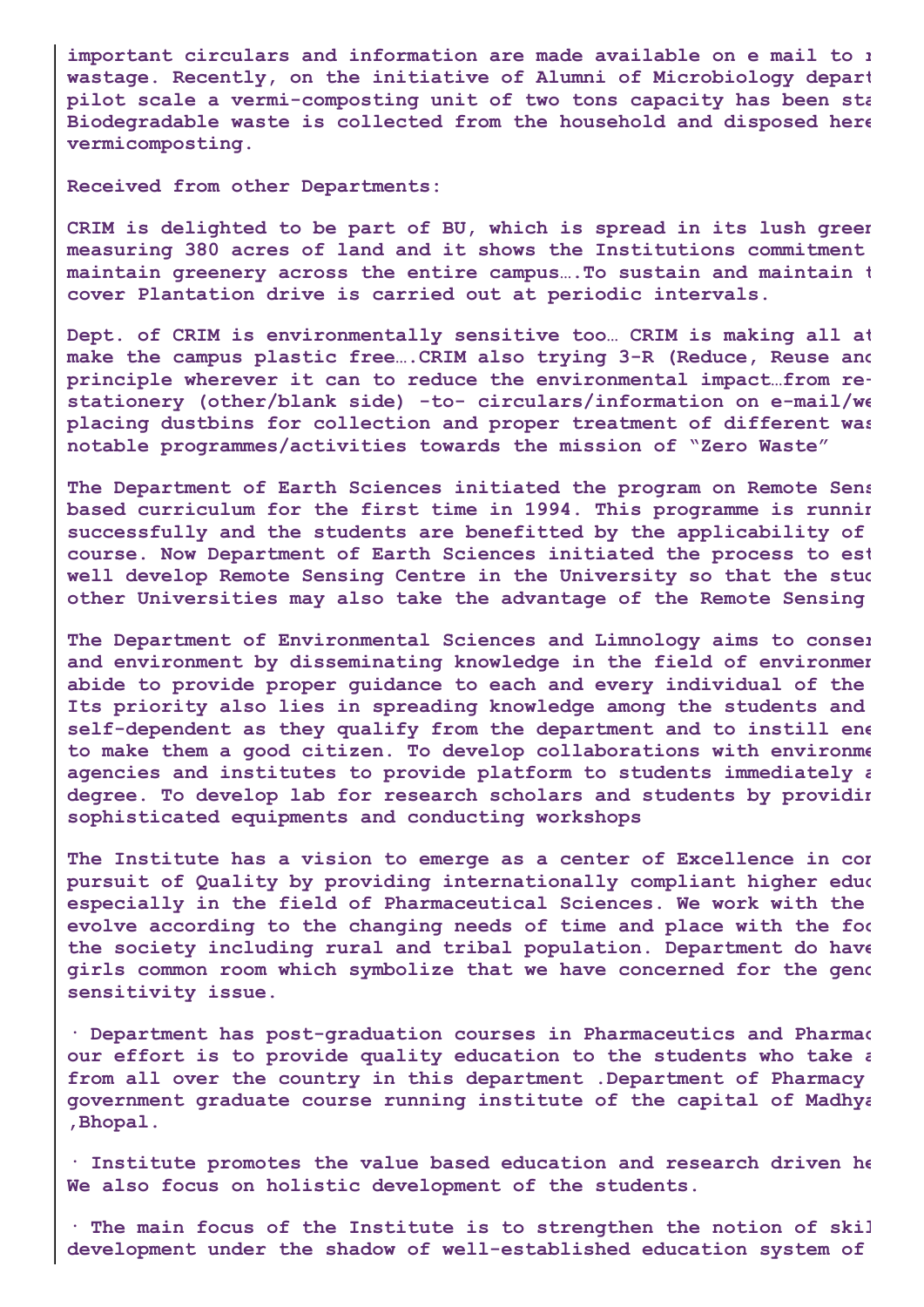**important circulars and information are made available on e mail to r wastage. Recently, on the initiative of Alumni of Microbiology depart pilot scale a vermi-composting unit of two tons capacity has been sta Biodegradable waste is collected from the household and disposed here vermicomposting.**

**Received from other Departments:**

**CRIM is delighted to be part of BU, which is spread in its lush greer measuring 380 acres of land and it shows the Institutions commitment maintain greenery across the entire campus….To sustain and maintain t cover Plantation drive is carried out at periodic intervals.**

**Dept. of CRIM is environmentally sensitive too… CRIM is making all at make the campus plastic free….CRIM also trying 3-R (Reduce, Reuse and principle wherever it can to reduce the environmental impact…from re- stationery (other/blank side) -to- circulars/information on e-mail/we placing dustbins for collection and proper treatment of different was notable programmes/activities towards the mission of "Zero Waste"**

**The Department of Earth Sciences initiated the program on Remote Sens based curriculum for the first time in 1994. This programme is runnir successfully and the students are benefitted by the applicability of course. Now Department of Earth Sciences initiated the process to est well develop Remote Sensing Centre in the University so that the stuc other Universities may also take the advantage of the Remote Sensing**

**The Department of Environmental Sciences and Limnology aims to conser and environment by disseminating knowledge in the field of environmer abide to provide proper guidance to each and every individual of the Its priority also lies in spreading knowledge among the students and self-dependent as they qualify from the department and to instill ene to make them a good citizen. To develop collaborations with environme agencies and institutes to provide platform to students immediately a degree. To develop lab for research scholars and students by providir sophisticated equipments and conducting workshops**

**The Institute has a vision to emerge as a center of Excellence in cor pursuit of Quality by providing internationally compliant higher educ especially in the field of Pharmaceutical Sciences. We work with the evolve according to the changing needs of time and place with the foc the society including rural and tribal population. Department do have girls common room which symbolize that we have concerned for the genc sensitivity issue.**

**· Department has post-graduation courses in Pharmaceutics and Pharmac our effort is to provide quality education to the students who take a from all over the country in this department .Department of Pharmacy government graduate course running institute of the capital of Madhya ,Bhopal.**

**· Institute promotes the value based education and research driven he We also focus on holistic development of the students.**

**· The main focus of the Institute is to strengthen the notion of skil development under the shadow of well-established education system of**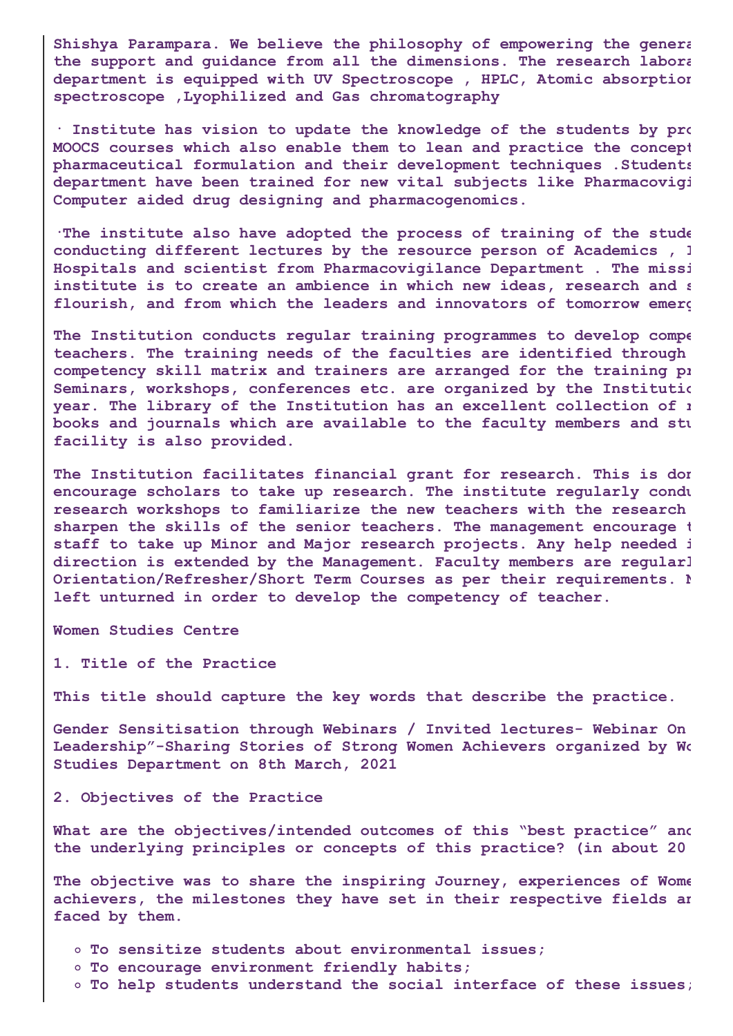Shishya Parampara. We believe the philosophy of empowering the genera the support and guidance from all the dimensions. The research labora department is equipped with UV Spectroscope , HPLC, Atomic absorptior spectroscope ,Lyophilized and Gas chromatography

· Institute has vision to update the knowledge of the students by prc MOOCS courses which also enable them to lean and practice the concept pharmaceutical formulation and their development techniques .Students department have been trained for new vital subjects like Pharmacovigi Computer aided drug designing and pharmacogenomics.

·The institute also have adopted the process of training of the stude conducting different lectures by the resource person of Academics , I Hospitals and scientist from Pharmacovigilance Department . The missi institute is to create an ambience in which new ideas, research and s flourish, and from which the leaders and innovators of tomorrow emerç

The Institution conducts regular training programmes to develop compe teachers. The training needs of the faculties are identified through competency skill matrix and trainers are arranged for the training pı Seminars, workshops, conferences etc. are organized by the Institutic year. The library of the Institution has an excellent collection of ı books and journals which are available to the faculty members and stu facility is also provided.

The Institution facilitates financial grant for research. This is dor encourage scholars to take up research. The institute regularly condu research workshops to familiarize the new teachers with the research sharpen the skills of the senior teachers. The management encourage t staff to take up Minor and Major research projects. Any help needed i direction is extended by the Management. Faculty members are regularl Orientation/Refresher/Short Term Courses as per their requirements. N left unturned in order to develop the competency of teacher.

Women Studies Centre

1. Title of the Practice

This title should capture the key words that describe the practice.

Gender Sensitisation through Webinars / Invited lectures- Webinar On Leadership"-Sharing Stories of Strong Women Achievers organized by Wc Studies Department on 8th March, 2021

2. Objectives of the Practice

What are the objectives/intended outcomes of this "best practice" and the underlying principles or concepts of this practice? (in about 20

The objective was to share the inspiring Journey, experiences of Wome achievers, the milestones they have set in their respective fields ar faced by them.

- To sensitize students about environmental issues;
- To encourage environment friendly habits;
- To help students understand the social interface of these issues;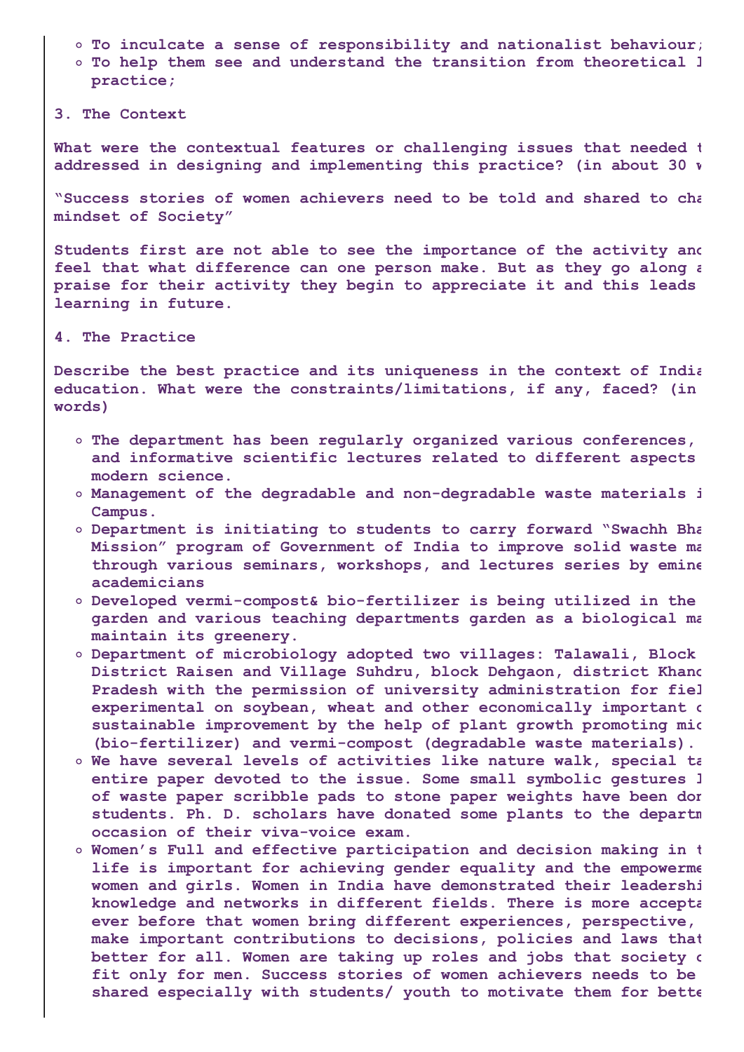- To inculcate a sense of responsibility and nationalist behaviour;
- To help them see and understand the transition from theoretical l
  practice;

**3. The Context**

What were the contextual features or challenging issues that needed t
addressed in designing and implementing this practice? (in about 30 w

"Success stories of women achievers need to be told and shared to cha
mindset of Society"

Students first are not able to see the importance of the activity and
feel that what difference can one person make. But as they go along a
praise for their activity they begin to appreciate it and this leads
learning in future.

**4. The Practice**

Describe the best practice and its uniqueness in the context of India
education. What were the constraints/limitations, if any, faced? (in
words)

- The department has been regularly organized various conferences,
  and informative scientific lectures related to different aspects
  modern science.
- Management of the degradable and non-degradable waste materials i
  Campus.
- Department is initiating to students to carry forward "Swachh Bha
  Mission" program of Government of India to improve solid waste ma
  through various seminars, workshops, and lectures series by emine
  academicians
- Developed vermi-compost& bio-fertilizer is being utilized in the
  garden and various teaching departments garden as a biological ma
  maintain its greenery.
- Department of microbiology adopted two villages: Talawali, Block
  District Raisen and Village Suhdru, block Dehgaon, district Khand
  Pradesh with the permission of university administration for fiel
  experimental on soybean, wheat and other economically important c
  sustainable improvement by the help of plant growth promoting mic
  (bio-fertilizer) and vermi-compost (degradable waste materials).
- We have several levels of activities like nature walk, special ta
  entire paper devoted to the issue. Some small symbolic gestures l
  of waste paper scribble pads to stone paper weights have been don
  students. Ph. D. scholars have donated some plants to the departm
  occasion of their viva-voice exam.
- Women's Full and effective participation and decision making in t
  life is important for achieving gender equality and the empowerme
  women and girls. Women in India have demonstrated their leadershi
  knowledge and networks in different fields. There is more accepta
  ever before that women bring different experiences, perspective,
  make important contributions to decisions, policies and laws that
  better for all. Women are taking up roles and jobs that society c
  fit only for men. Success stories of women achievers needs to be
  shared especially with students/ youth to motivate them for bette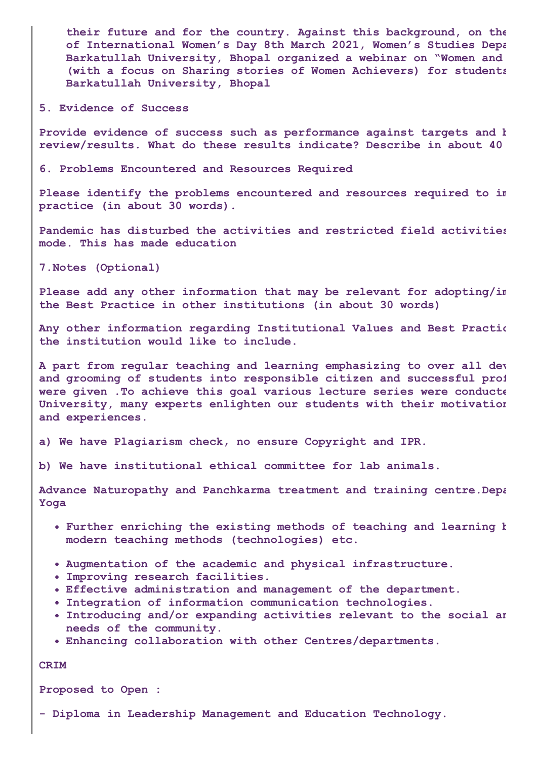their future and for the country. Against this background, on the
of International Women's Day 8th March 2021, Women's Studies Depa
Barkatullah University, Bhopal organized a webinar on "Women and
(with a focus on Sharing stories of Women Achievers) for students
Barkatullah University, Bhopal

**5. Evidence of Success**

**Provide evidence of success such as performance against targets and b review/results. What do these results indicate? Describe in about 40**

**6. Problems Encountered and Resources Required**

**Please identify the problems encountered and resources required to im practice (in about 30 words).**

Pandemic has disturbed the activities and restricted field activities mode. This has made education

**7.Notes (Optional)**

**Please add any other information that may be relevant for adopting/im the Best Practice in other institutions (in about 30 words)**

**Any other information regarding Institutional Values and Best Practic the institution would like to include.**

A part from regular teaching and learning emphasizing to over all dev and grooming of students into responsible citizen and successful prof were given .To achieve this goal various lecture series were conducte University, many experts enlighten our students with their motivation and experiences.

a) We have Plagiarism check, no ensure Copyright and IPR.

b) We have institutional ethical committee for lab animals.

Advance Naturopathy and Panchkarma treatment and training centre.Depa Yoga

- Further enriching the existing methods of teaching and learning b modern teaching methods (technologies) etc.
- Augmentation of the academic and physical infrastructure.
- Improving research facilities.
- Effective administration and management of the department.
- Integration of information communication technologies.
- Introducing and/or expanding activities relevant to the social ar needs of the community.
- Enhancing collaboration with other Centres/departments.

CRIM

Proposed to Open :

- Diploma in Leadership Management and Education Technology.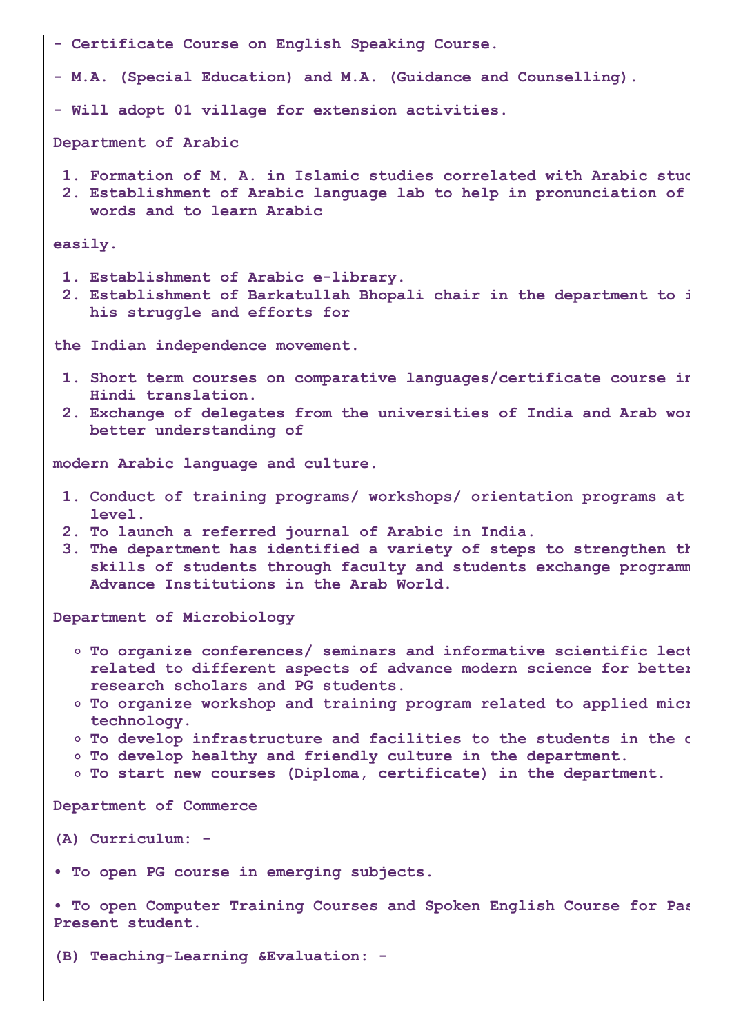- Certificate Course on English Speaking Course.

- M.A. (Special Education) and M.A. (Guidance and Counselling).

- Will adopt 01 village for extension activities.

Department of Arabic

1. Formation of M. A. in Islamic studies correlated with Arabic stud
2. Establishment of Arabic language lab to help in pronunciation of words and to learn Arabic

easily.

1. Establishment of Arabic e-library.
2. Establishment of Barkatullah Bhopali chair in the department to i his struggle and efforts for

the Indian independence movement.

1. Short term courses on comparative languages/certificate course ir Hindi translation.
2. Exchange of delegates from the universities of India and Arab wor better understanding of

modern Arabic language and culture.

1. Conduct of training programs/ workshops/ orientation programs at level.
2. To launch a referred journal of Arabic in India.
3. The department has identified a variety of steps to strengthen th skills of students through faculty and students exchange programm Advance Institutions in the Arab World.

Department of Microbiology

- To organize conferences/ seminars and informative scientific lect related to different aspects of advance modern science for better research scholars and PG students.
- To organize workshop and training program related to applied micr technology.
- To develop infrastructure and facilities to the students in the c
- To develop healthy and friendly culture in the department.
- To start new courses (Diploma, certificate) in the department.

Department of Commerce

(A) Curriculum: -

• To open PG course in emerging subjects.

• To open Computer Training Courses and Spoken English Course for Pas Present student.

(B) Teaching-Learning &Evaluation: -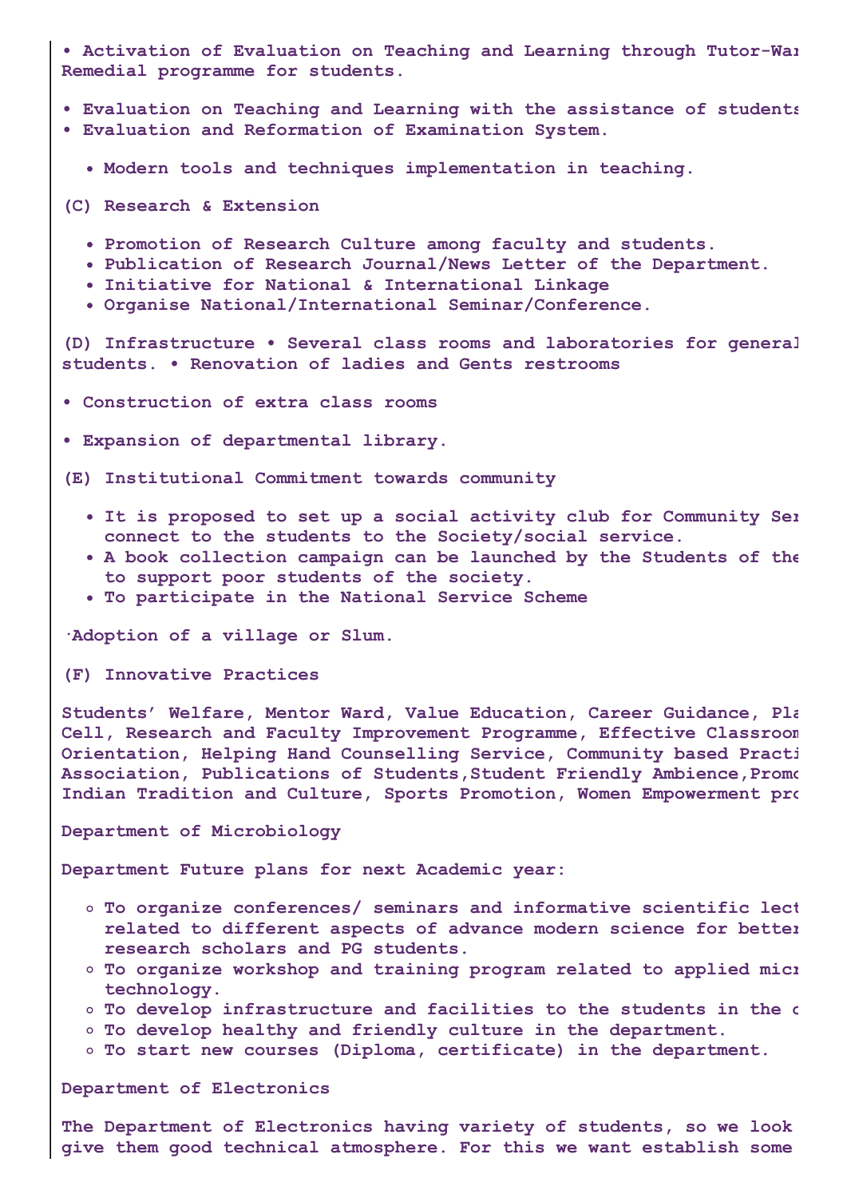- Activation of Evaluation on Teaching and Learning through Tutor-War Remedial programme for students.

- Evaluation on Teaching and Learning with the assistance of students
- Evaluation and Reformation of Examination System.

  - Modern tools and techniques implementation in teaching.

(C) Research & Extension

- Promotion of Research Culture among faculty and students.
- Publication of Research Journal/News Letter of the Department.
- Initiative for National & International Linkage
- Organise National/International Seminar/Conference.

(D) Infrastructure • Several class rooms and laboratories for general students. • Renovation of ladies and Gents restrooms

- Construction of extra class rooms

- Expansion of departmental library.

(E) Institutional Commitment towards community

- It is proposed to set up a social activity club for Community Ser connect to the students to the Society/social service.
- A book collection campaign can be launched by the Students of the to support poor students of the society.
- To participate in the National Service Scheme

·Adoption of a village or Slum.

(F) Innovative Practices

Students' Welfare, Mentor Ward, Value Education, Career Guidance, Pla Cell, Research and Faculty Improvement Programme, Effective Classroom Orientation, Helping Hand Counselling Service, Community based Practi Association, Publications of Students,Student Friendly Ambience,Promo Indian Tradition and Culture, Sports Promotion, Women Empowerment pro

Department of Microbiology

Department Future plans for next Academic year:

- To organize conferences/ seminars and informative scientific lect related to different aspects of advance modern science for better research scholars and PG students.
- To organize workshop and training program related to applied micr technology.
- To develop infrastructure and facilities to the students in the d
- To develop healthy and friendly culture in the department.
- To start new courses (Diploma, certificate) in the department.

Department of Electronics

The Department of Electronics having variety of students, so we look give them good technical atmosphere. For this we want establish some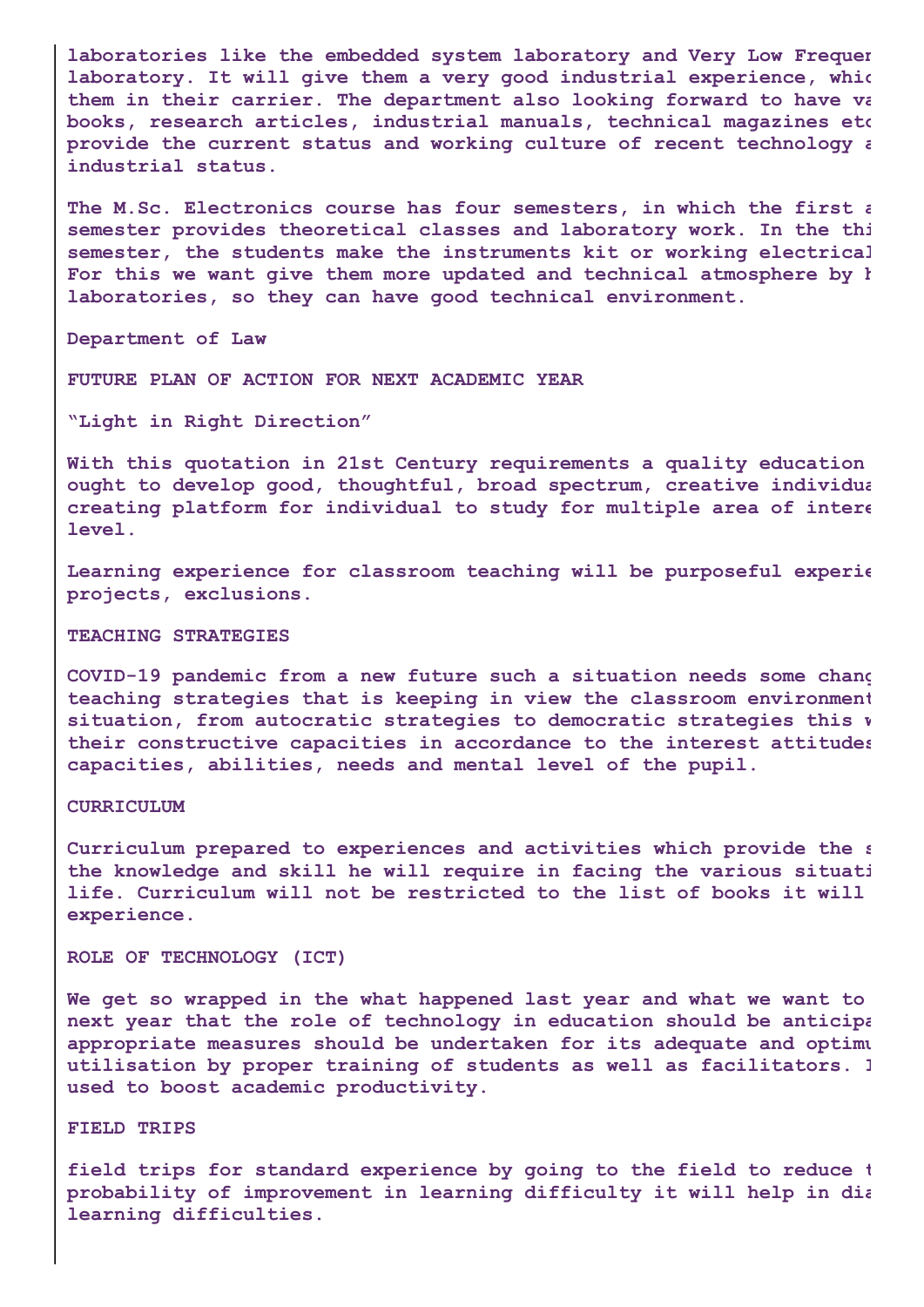**laboratories like the embedded system laboratory and Very Low Frequen laboratory. It will give them a very good industrial experience, whic them in their carrier. The department also looking forward to have va books, research articles, industrial manuals, technical magazines etc provide the current status and working culture of recent technology a industrial status.**

**The M.Sc. Electronics course has four semesters, in which the first a semester provides theoretical classes and laboratory work. In the thi semester, the students make the instruments kit or working electrical For this we want give them more updated and technical atmosphere by h laboratories, so they can have good technical environment.**

**Department of Law**

**FUTURE PLAN OF ACTION FOR NEXT ACADEMIC YEAR**

**"Light in Right Direction"**

**With this quotation in 21st Century requirements a quality education ought to develop good, thoughtful, broad spectrum, creative individua creating platform for individual to study for multiple area of intere level.**

**Learning experience for classroom teaching will be purposeful experie projects, exclusions.**

**TEACHING STRATEGIES**

**COVID-19 pandemic from a new future such a situation needs some chang teaching strategies that is keeping in view the classroom environment situation, from autocratic strategies to democratic strategies this w their constructive capacities in accordance to the interest attitudes capacities, abilities, needs and mental level of the pupil.**

**CURRICULUM**

**Curriculum prepared to experiences and activities which provide the s the knowledge and skill he will require in facing the various situati life. Curriculum will not be restricted to the list of books it will experience.**

**ROLE OF TECHNOLOGY (ICT)**

**We get so wrapped in the what happened last year and what we want to next year that the role of technology in education should be anticipa appropriate measures should be undertaken for its adequate and optimu utilisation by proper training of students as well as facilitators. I used to boost academic productivity.**

**FIELD TRIPS**

**field trips for standard experience by going to the field to reduce t probability of improvement in learning difficulty it will help in dia learning difficulties.**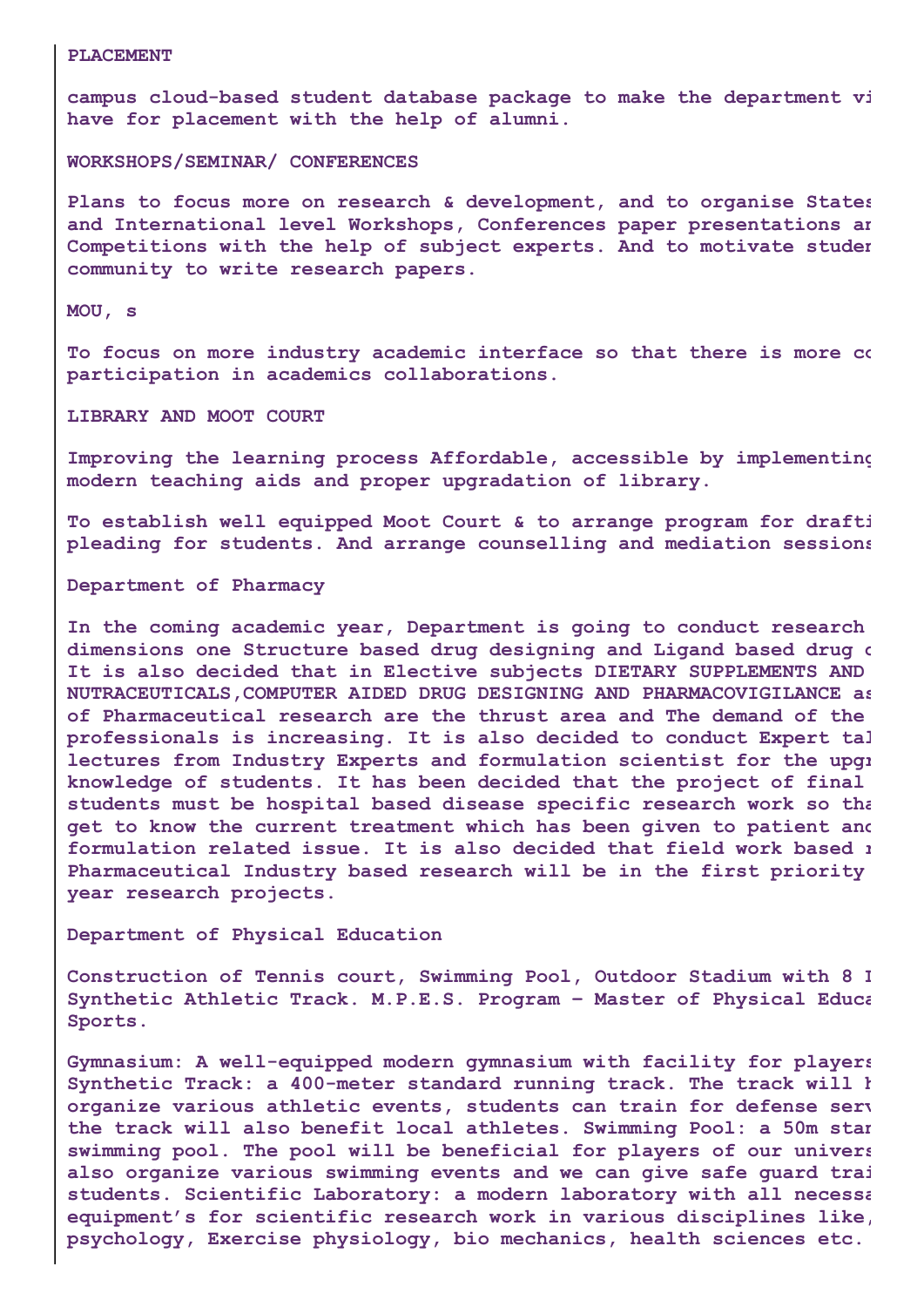**PLACEMENT**

**campus cloud-based student database package to make the department vi have for placement with the help of alumni.**

**WORKSHOPS/SEMINAR/ CONFERENCES**

**Plans to focus more on research & development, and to organise States and International level Workshops, Conferences paper presentations ar Competitions with the help of subject experts. And to motivate studer community to write research papers.**

**MOU, s**

**To focus on more industry academic interface so that there is more cc participation in academics collaborations.**

**LIBRARY AND MOOT COURT**

**Improving the learning process Affordable, accessible by implementing modern teaching aids and proper upgradation of library.**

**To establish well equipped Moot Court & to arrange program for drafti pleading for students. And arrange counselling and mediation sessions**

**Department of Pharmacy**

**In the coming academic year, Department is going to conduct research dimensions one Structure based drug designing and Ligand based drug c It is also decided that in Elective subjects DIETARY SUPPLEMENTS AND NUTRACEUTICALS,COMPUTER AIDED DRUG DESIGNING AND PHARMACOVIGILANCE as of Pharmaceutical research are the thrust area and The demand of the professionals is increasing. It is also decided to conduct Expert tal lectures from Industry Experts and formulation scientist for the upgr knowledge of students. It has been decided that the project of final students must be hospital based disease specific research work so tha get to know the current treatment which has been given to patient anc formulation related issue. It is also decided that field work based r Pharmaceutical Industry based research will be in the first priority year research projects.**

**Department of Physical Education**

**Construction of Tennis court, Swimming Pool, Outdoor Stadium with 8 I Synthetic Athletic Track. M.P.E.S. Program – Master of Physical Educa Sports.**

**Gymnasium: A well-equipped modern gymnasium with facility for players Synthetic Track: a 400-meter standard running track. The track will h organize various athletic events, students can train for defense serv the track will also benefit local athletes. Swimming Pool: a 50m star swimming pool. The pool will be beneficial for players of our univers also organize various swimming events and we can give safe guard trai students. Scientific Laboratory: a modern laboratory with all necessa equipment's for scientific research work in various disciplines like, psychology, Exercise physiology, bio mechanics, health sciences etc.**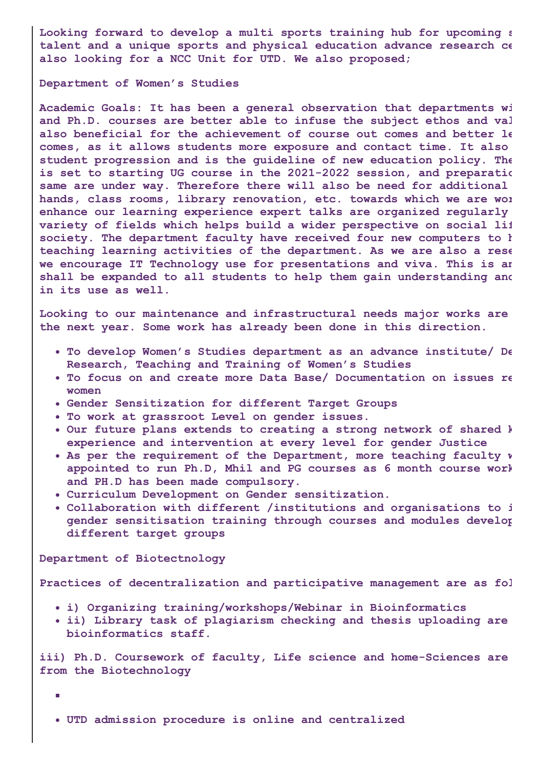Looking forward to develop a multi sports training hub for upcoming s talent and a unique sports and physical education advance research ce also looking for a NCC Unit for UTD. We also proposed;

**Department of Women's Studies**

Academic Goals: It has been a general observation that departments wi and Ph.D. courses are better able to infuse the subject ethos and val also beneficial for the achievement of course out comes and better le comes, as it allows students more exposure and contact time. It also student progression and is the guideline of new education policy. The is set to starting UG course in the 2021-2022 session, and preparatic same are under way. Therefore there will also be need for additional hands, class rooms, library renovation, etc. towards which we are wor enhance our learning experience expert talks are organized regularly variety of fields which helps build a wider perspective on social lif society. The department faculty have received four new computers to h teaching learning activities of the department. As we are also a rese we encourage IT Technology use for presentations and viva. This is ar shall be expanded to all students to help them gain understanding anc in its use as well.

Looking to our maintenance and infrastructural needs major works are the next year. Some work has already been done in this direction.

- To develop Women's Studies department as an advance institute/ De Research, Teaching and Training of Women's Studies
- To focus on and create more Data Base/ Documentation on issues re women
- Gender Sensitization for different Target Groups
- To work at grassroot Level on gender issues.
- Our future plans extends to creating a strong network of shared k experience and intervention at every level for gender Justice
- As per the requirement of the Department, more teaching faculty w appointed to run Ph.D, Mhil and PG courses as 6 month course work and PH.D has been made compulsory.
- Curriculum Development on Gender sensitization.
- Collaboration with different /institutions and organisations to i gender sensitisation training through courses and modules develop different target groups

**Department of Biotectnology**

Practices of decentralization and participative management are as fol

- i) Organizing training/workshops/Webinar in Bioinformatics
- ii) Library task of plagiarism checking and thesis uploading are bioinformatics staff.

iii) Ph.D. Coursework of faculty, Life science and home-Sciences are from the Biotechnology

- UTD admission procedure is online and centralized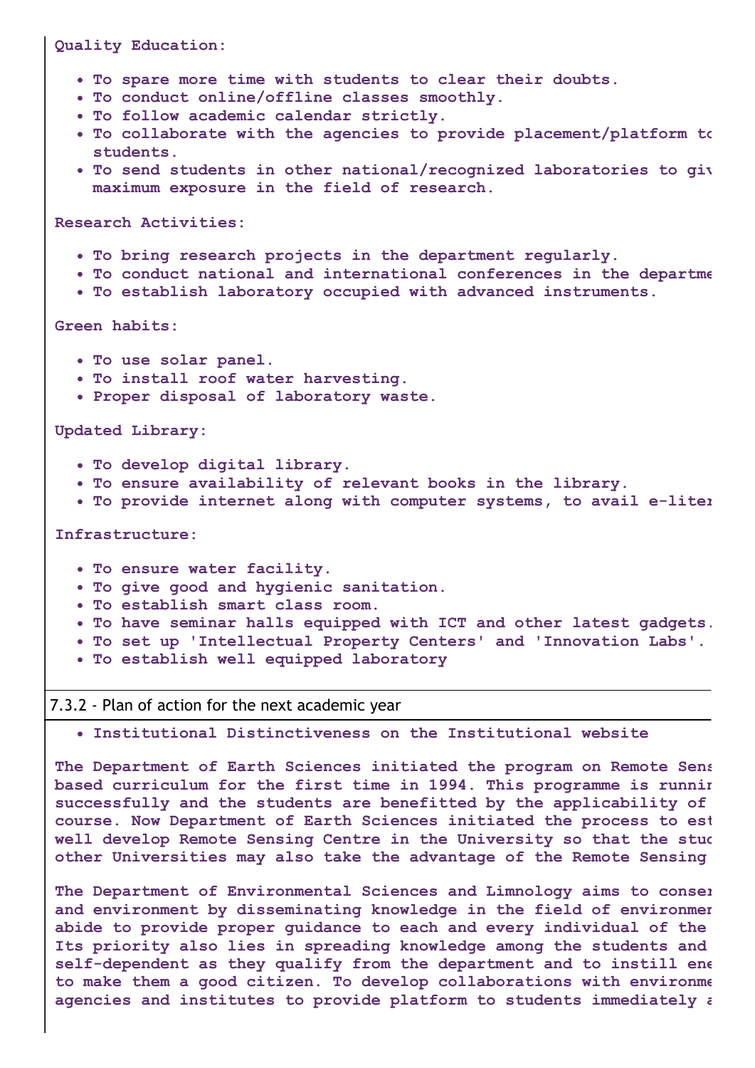**Quality Education:**

- To spare more time with students to clear their doubts.
- To conduct online/offline classes smoothly.
- To follow academic calendar strictly.
- To collaborate with the agencies to provide placement/platform to students.
- To send students in other national/recognized laboratories to giv maximum exposure in the field of research.

**Research Activities:**

- To bring research projects in the department regularly.
- To conduct national and international conferences in the departme
- To establish laboratory occupied with advanced instruments.

**Green habits:**

- To use solar panel.
- To install roof water harvesting.
- Proper disposal of laboratory waste.

**Updated Library:**

- To develop digital library.
- To ensure availability of relevant books in the library.
- To provide internet along with computer systems, to avail e-liter

**Infrastructure:**

- To ensure water facility.
- To give good and hygienic sanitation.
- To establish smart class room.
- To have seminar halls equipped with ICT and other latest gadgets.
- To set up 'Intellectual Property Centers' and 'Innovation Labs'.
- To establish well equipped laboratory

7.3.2 - Plan of action for the next academic year

- **Institutional Distinctiveness on the Institutional website**

**The Department of Earth Sciences initiated the program on Remote Sens based curriculum for the first time in 1994. This programme is runnir successfully and the students are benefitted by the applicability of course. Now Department of Earth Sciences initiated the process to est well develop Remote Sensing Centre in the University so that the stuc other Universities may also take the advantage of the Remote Sensing**

**The Department of Environmental Sciences and Limnology aims to conser and environment by disseminating knowledge in the field of environmer abide to provide proper guidance to each and every individual of the Its priority also lies in spreading knowledge among the students and self-dependent as they qualify from the department and to instill ene to make them a good citizen. To develop collaborations with environme agencies and institutes to provide platform to students immediately a**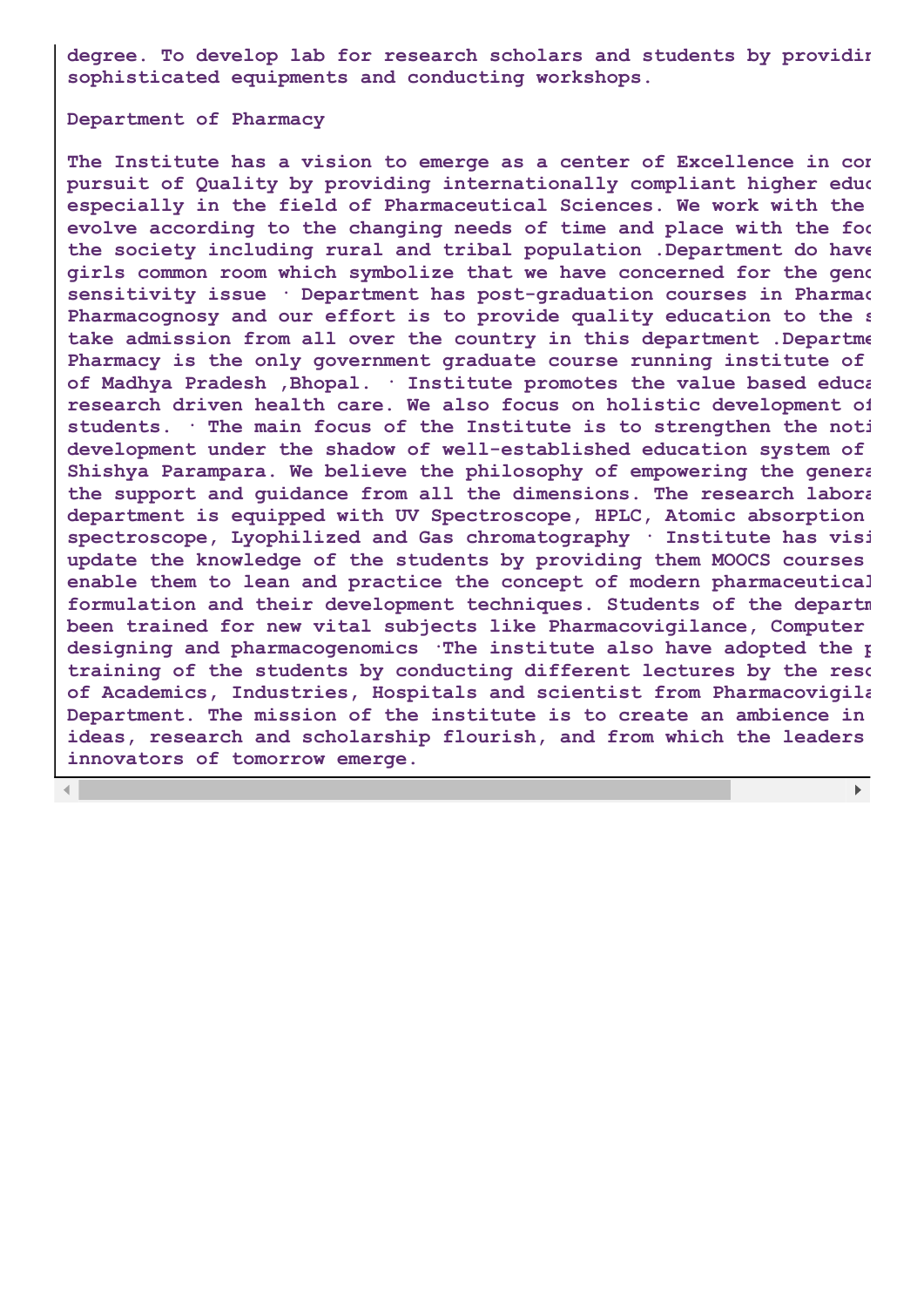degree. To develop lab for research scholars and students by providir sophisticated equipments and conducting workshops.

**Department of Pharmacy**

The Institute has a vision to emerge as a center of Excellence in cor pursuit of Quality by providing internationally compliant higher educ especially in the field of Pharmaceutical Sciences. We work with the evolve according to the changing needs of time and place with the foc the society including rural and tribal population .Department do have girls common room which symbolize that we have concerned for the genc sensitivity issue · Department has post-graduation courses in Pharmac Pharmacognosy and our effort is to provide quality education to the s take admission from all over the country in this department .Departme Pharmacy is the only government graduate course running institute of of Madhya Pradesh ,Bhopal. · Institute promotes the value based educa research driven health care. We also focus on holistic development of students. · The main focus of the Institute is to strengthen the noti development under the shadow of well-established education system of Shishya Parampara. We believe the philosophy of empowering the genera the support and guidance from all the dimensions. The research labora department is equipped with UV Spectroscope, HPLC, Atomic absorption spectroscope, Lyophilized and Gas chromatography · Institute has visi update the knowledge of the students by providing them MOOCS courses enable them to lean and practice the concept of modern pharmaceutical formulation and their development techniques. Students of the departm been trained for new vital subjects like Pharmacovigilance, Computer designing and pharmacogenomics ·The institute also have adopted the p training of the students by conducting different lectures by the resc of Academics, Industries, Hospitals and scientist from Pharmacovigila Department. The mission of the institute is to create an ambience in ideas, research and scholarship flourish, and from which the leaders innovators of tomorrow emerge.